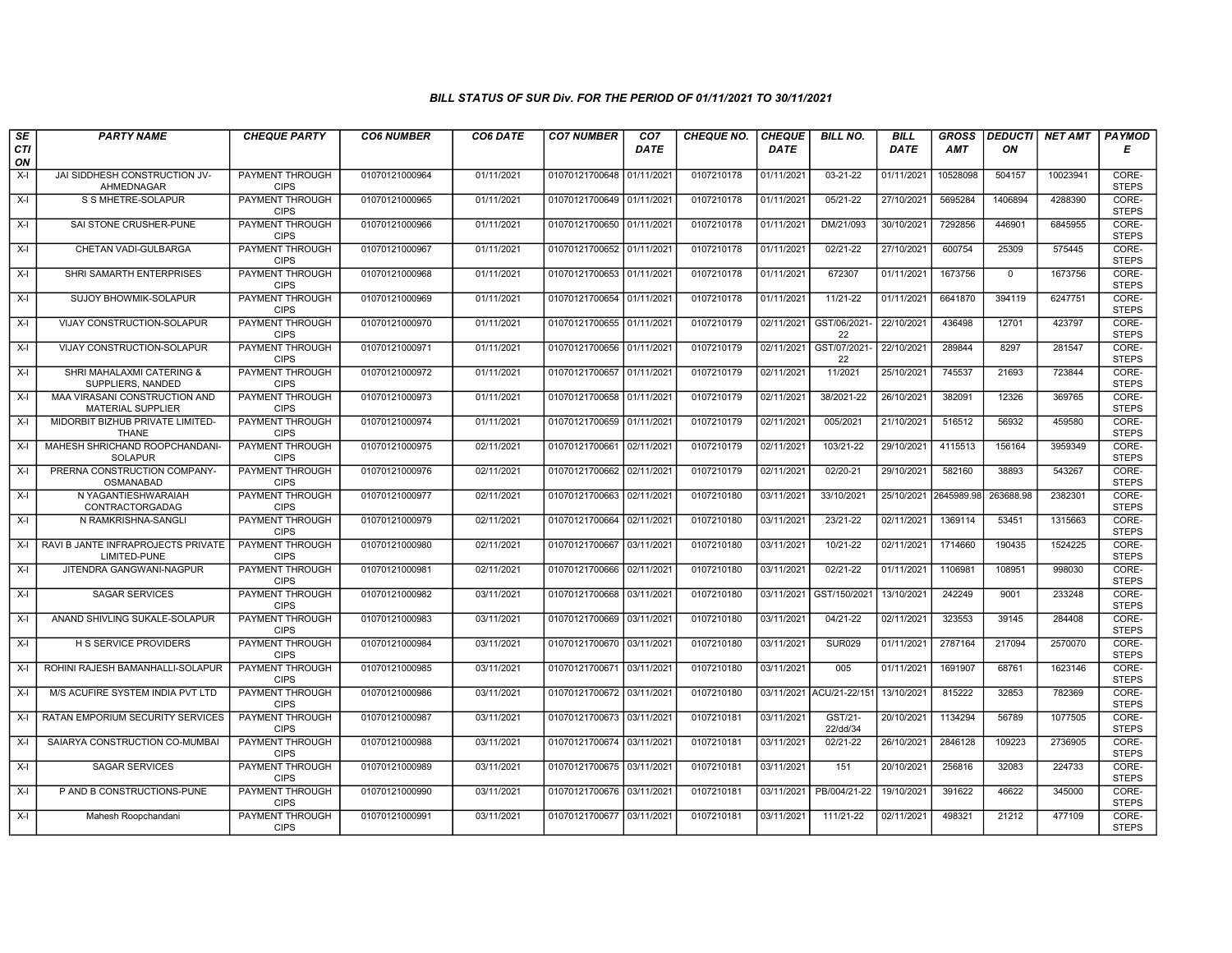# BILL STATUS OF SUR Div. FOR THE PERIOD OF 01/11/2021 TO 30/11/2021

| SECTION | PARTY NAME | CHEQUE PARTY | CO6 NUMBER | CO6 DATE | CO7 NUMBER | CO7 DATE | CHEQUE NO. | CHEQUE DATE | BILL NO. | BILL DATE | GROSS AMT | DEDUCTION | NET AMT | PAYMODE |
|---|---|---|---|---|---|---|---|---|---|---|---|---|---|---|
| X-I | JAI SIDDHESH CONSTRUCTION JV-AHMEDNAGAR | PAYMENT THROUGH CIPS | 01070121000964 | 01/11/2021 | 01070121700648 | 01/11/2021 | 0107210178 | 01/11/2021 | 03-21-22 | 01/11/2021 | 10528098 | 504157 | 10023941 | CORE-STEPS |
| X-I | S S MHETRE-SOLAPUR | PAYMENT THROUGH CIPS | 01070121000965 | 01/11/2021 | 01070121700649 | 01/11/2021 | 0107210178 | 01/11/2021 | 05/21-22 | 27/10/2021 | 5695284 | 1406894 | 4288390 | CORE-STEPS |
| X-I | SAI STONE CRUSHER-PUNE | PAYMENT THROUGH CIPS | 01070121000966 | 01/11/2021 | 01070121700650 | 01/11/2021 | 0107210178 | 01/11/2021 | DM/21/093 | 30/10/2021 | 7292856 | 446901 | 6845955 | CORE-STEPS |
| X-I | CHETAN VADI-GULBARGA | PAYMENT THROUGH CIPS | 01070121000967 | 01/11/2021 | 01070121700652 | 01/11/2021 | 0107210178 | 01/11/2021 | 02/21-22 | 27/10/2021 | 600754 | 25309 | 575445 | CORE-STEPS |
| X-I | SHRI SAMARTH ENTERPRISES | PAYMENT THROUGH CIPS | 01070121000968 | 01/11/2021 | 01070121700653 | 01/11/2021 | 0107210178 | 01/11/2021 | 672307 | 01/11/2021 | 1673756 | 0 | 1673756 | CORE-STEPS |
| X-I | SUJOY BHOWMIK-SOLAPUR | PAYMENT THROUGH CIPS | 01070121000969 | 01/11/2021 | 01070121700654 | 01/11/2021 | 0107210178 | 01/11/2021 | 11/21-22 | 01/11/2021 | 6641870 | 394119 | 6247751 | CORE-STEPS |
| X-I | VIJAY CONSTRUCTION-SOLAPUR | PAYMENT THROUGH CIPS | 01070121000970 | 01/11/2021 | 01070121700655 | 01/11/2021 | 0107210179 | 02/11/2021 | GST/06/2021-22 | 22/10/2021 | 436498 | 12701 | 423797 | CORE-STEPS |
| X-I | VIJAY CONSTRUCTION-SOLAPUR | PAYMENT THROUGH CIPS | 01070121000971 | 01/11/2021 | 01070121700656 | 01/11/2021 | 0107210179 | 02/11/2021 | GST/07/2021-22 | 22/10/2021 | 289844 | 8297 | 281547 | CORE-STEPS |
| X-I | SHRI MAHALAXMI CATERING & SUPPLIERS, NANDED | PAYMENT THROUGH CIPS | 01070121000972 | 01/11/2021 | 01070121700657 | 01/11/2021 | 0107210179 | 02/11/2021 | 11/2021 | 25/10/2021 | 745537 | 21693 | 723844 | CORE-STEPS |
| X-I | MAA VIRASANI CONSTRUCTION AND MATERIAL SUPPLIER | PAYMENT THROUGH CIPS | 01070121000973 | 01/11/2021 | 01070121700658 | 01/11/2021 | 0107210179 | 02/11/2021 | 38/2021-22 | 26/10/2021 | 382091 | 12326 | 369765 | CORE-STEPS |
| X-I | MIDORBIT BIZHUB PRIVATE LIMITED-THANE | PAYMENT THROUGH CIPS | 01070121000974 | 01/11/2021 | 01070121700659 | 01/11/2021 | 0107210179 | 02/11/2021 | 005/2021 | 21/10/2021 | 516512 | 56932 | 459580 | CORE-STEPS |
| X-I | MAHESH SHRICHAND ROOPCHANDANI-SOLAPUR | PAYMENT THROUGH CIPS | 01070121000975 | 02/11/2021 | 01070121700661 | 02/11/2021 | 0107210179 | 02/11/2021 | 103/21-22 | 29/10/2021 | 4115513 | 156164 | 3959349 | CORE-STEPS |
| X-I | PRERNA CONSTRUCTION COMPANY-OSMANABAD | PAYMENT THROUGH CIPS | 01070121000976 | 02/11/2021 | 01070121700662 | 02/11/2021 | 0107210179 | 02/11/2021 | 02/20-21 | 29/10/2021 | 582160 | 38893 | 543267 | CORE-STEPS |
| X-I | N YAGANTIESHWARAIAH CONTRACTORGADAG | PAYMENT THROUGH CIPS | 01070121000977 | 02/11/2021 | 01070121700663 | 02/11/2021 | 0107210180 | 03/11/2021 | 33/10/2021 | 25/10/2021 | 2645989.98 | 263688.98 | 2382301 | CORE-STEPS |
| X-I | N RAMKRISHNA-SANGLI | PAYMENT THROUGH CIPS | 01070121000979 | 02/11/2021 | 01070121700664 | 02/11/2021 | 0107210180 | 03/11/2021 | 23/21-22 | 02/11/2021 | 1369114 | 53451 | 1315663 | CORE-STEPS |
| X-I | RAVI B JANTE INFRAPROJECTS PRIVATE LIMITED-PUNE | PAYMENT THROUGH CIPS | 01070121000980 | 02/11/2021 | 01070121700667 | 03/11/2021 | 0107210180 | 03/11/2021 | 10/21-22 | 02/11/2021 | 1714660 | 190435 | 1524225 | CORE-STEPS |
| X-I | JITENDRA GANGWANI-NAGPUR | PAYMENT THROUGH CIPS | 01070121000981 | 02/11/2021 | 01070121700666 | 02/11/2021 | 0107210180 | 03/11/2021 | 02/21-22 | 01/11/2021 | 1106981 | 108951 | 998030 | CORE-STEPS |
| X-I | SAGAR SERVICES | PAYMENT THROUGH CIPS | 01070121000982 | 03/11/2021 | 01070121700668 | 03/11/2021 | 0107210180 | 03/11/2021 | GST/150/2021 | 13/10/2021 | 242249 | 9001 | 233248 | CORE-STEPS |
| X-I | ANAND SHIVLING SUKALE-SOLAPUR | PAYMENT THROUGH CIPS | 01070121000983 | 03/11/2021 | 01070121700669 | 03/11/2021 | 0107210180 | 03/11/2021 | 04/21-22 | 02/11/2021 | 323553 | 39145 | 284408 | CORE-STEPS |
| X-I | H S SERVICE PROVIDERS | PAYMENT THROUGH CIPS | 01070121000984 | 03/11/2021 | 01070121700670 | 03/11/2021 | 0107210180 | 03/11/2021 | SUR029 | 01/11/2021 | 2787164 | 217094 | 2570070 | CORE-STEPS |
| X-I | ROHINI RAJESH BAMANHALLI-SOLAPUR | PAYMENT THROUGH CIPS | 01070121000985 | 03/11/2021 | 01070121700671 | 03/11/2021 | 0107210180 | 03/11/2021 | 005 | 01/11/2021 | 1691907 | 68761 | 1623146 | CORE-STEPS |
| X-I | M/S ACUFIRE SYSTEM INDIA PVT LTD | PAYMENT THROUGH CIPS | 01070121000986 | 03/11/2021 | 01070121700672 | 03/11/2021 | 0107210180 | 03/11/2021 | ACU/21-22/151 | 13/10/2021 | 815222 | 32853 | 782369 | CORE-STEPS |
| X-I | RATAN EMPORIUM SECURITY SERVICES | PAYMENT THROUGH CIPS | 01070121000987 | 03/11/2021 | 01070121700673 | 03/11/2021 | 0107210181 | 03/11/2021 | GST/21-22/dd/34 | 20/10/2021 | 1134294 | 56789 | 1077505 | CORE-STEPS |
| X-I | SAIARYA CONSTRUCTION CO-MUMBAI | PAYMENT THROUGH CIPS | 01070121000988 | 03/11/2021 | 01070121700674 | 03/11/2021 | 0107210181 | 03/11/2021 | 02/21-22 | 26/10/2021 | 2846128 | 109223 | 2736905 | CORE-STEPS |
| X-I | SAGAR SERVICES | PAYMENT THROUGH CIPS | 01070121000989 | 03/11/2021 | 01070121700675 | 03/11/2021 | 0107210181 | 03/11/2021 | 151 | 20/10/2021 | 256816 | 32083 | 224733 | CORE-STEPS |
| X-I | P AND B CONSTRUCTIONS-PUNE | PAYMENT THROUGH CIPS | 01070121000990 | 03/11/2021 | 01070121700676 | 03/11/2021 | 0107210181 | 03/11/2021 | PB/004/21-22 | 19/10/2021 | 391622 | 46622 | 345000 | CORE-STEPS |
| X-I | Mahesh Roopchandani | PAYMENT THROUGH CIPS | 01070121000991 | 03/11/2021 | 01070121700677 | 03/11/2021 | 0107210181 | 03/11/2021 | 111/21-22 | 02/11/2021 | 498321 | 21212 | 477109 | CORE-STEPS |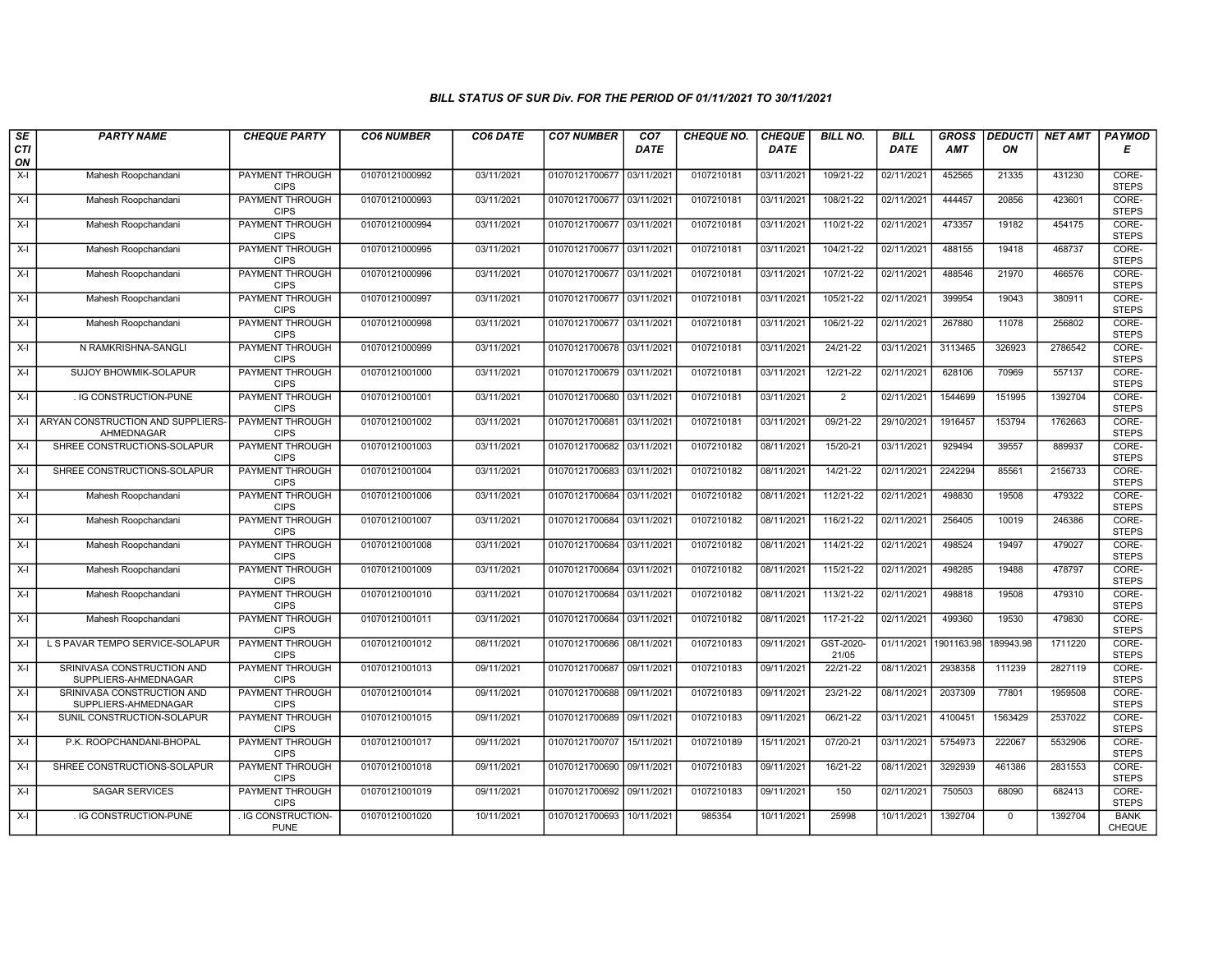### BILL STATUS OF SUR Div. FOR THE PERIOD OF 01/11/2021 TO 30/11/2021

| SECTION | PARTY NAME | CHEQUE PARTY | CO6 NUMBER | CO6 DATE | CO7 NUMBER | CO7 DATE | CHEQUE NO. | CHEQUE DATE | BILL NO. | BILL DATE | GROSS AMT | DEDUCTION | NET AMT | PAYMODE |
|---|---|---|---|---|---|---|---|---|---|---|---|---|---|---|
| X-I | Mahesh Roopchandani | PAYMENT THROUGH CIPS | 01070121000992 | 03/11/2021 | 01070121700677 | 03/11/2021 | 0107210181 | 03/11/2021 | 109/21-22 | 02/11/2021 | 452565 | 21335 | 431230 | CORE-STEPS |
| X-I | Mahesh Roopchandani | PAYMENT THROUGH CIPS | 01070121000993 | 03/11/2021 | 01070121700677 | 03/11/2021 | 0107210181 | 03/11/2021 | 108/21-22 | 02/11/2021 | 444457 | 20856 | 423601 | CORE-STEPS |
| X-I | Mahesh Roopchandani | PAYMENT THROUGH CIPS | 01070121000994 | 03/11/2021 | 01070121700677 | 03/11/2021 | 0107210181 | 03/11/2021 | 110/21-22 | 02/11/2021 | 473357 | 19182 | 454175 | CORE-STEPS |
| X-I | Mahesh Roopchandani | PAYMENT THROUGH CIPS | 01070121000995 | 03/11/2021 | 01070121700677 | 03/11/2021 | 0107210181 | 03/11/2021 | 104/21-22 | 02/11/2021 | 488155 | 19418 | 468737 | CORE-STEPS |
| X-I | Mahesh Roopchandani | PAYMENT THROUGH CIPS | 01070121000996 | 03/11/2021 | 01070121700677 | 03/11/2021 | 0107210181 | 03/11/2021 | 107/21-22 | 02/11/2021 | 488546 | 21970 | 466576 | CORE-STEPS |
| X-I | Mahesh Roopchandani | PAYMENT THROUGH CIPS | 01070121000997 | 03/11/2021 | 01070121700677 | 03/11/2021 | 0107210181 | 03/11/2021 | 105/21-22 | 02/11/2021 | 399954 | 19043 | 380911 | CORE-STEPS |
| X-I | Mahesh Roopchandani | PAYMENT THROUGH CIPS | 01070121000998 | 03/11/2021 | 01070121700677 | 03/11/2021 | 0107210181 | 03/11/2021 | 106/21-22 | 02/11/2021 | 267880 | 11078 | 256802 | CORE-STEPS |
| X-I | N RAMKRISHNA-SANGLI | PAYMENT THROUGH CIPS | 01070121000999 | 03/11/2021 | 01070121700678 | 03/11/2021 | 0107210181 | 03/11/2021 | 24/21-22 | 03/11/2021 | 3113465 | 326923 | 2786542 | CORE-STEPS |
| X-I | SUJOY BHOWMIK-SOLAPUR | PAYMENT THROUGH CIPS | 01070121001000 | 03/11/2021 | 01070121700679 | 03/11/2021 | 0107210181 | 03/11/2021 | 12/21-22 | 02/11/2021 | 628106 | 70969 | 557137 | CORE-STEPS |
| X-I | . IG CONSTRUCTION-PUNE | PAYMENT THROUGH CIPS | 01070121001001 | 03/11/2021 | 01070121700680 | 03/11/2021 | 0107210181 | 03/11/2021 | 2 | 02/11/2021 | 1544699 | 151995 | 1392704 | CORE-STEPS |
| X-I | ARYAN CONSTRUCTION AND SUPPLIERS-AHMEDNAGAR | PAYMENT THROUGH CIPS | 01070121001002 | 03/11/2021 | 01070121700681 | 03/11/2021 | 0107210181 | 03/11/2021 | 09/21-22 | 29/10/2021 | 1916457 | 153794 | 1762663 | CORE-STEPS |
| X-I | SHREE CONSTRUCTIONS-SOLAPUR | PAYMENT THROUGH CIPS | 01070121001003 | 03/11/2021 | 01070121700682 | 03/11/2021 | 0107210182 | 08/11/2021 | 15/20-21 | 03/11/2021 | 929494 | 39557 | 889937 | CORE-STEPS |
| X-I | SHREE CONSTRUCTIONS-SOLAPUR | PAYMENT THROUGH CIPS | 01070121001004 | 03/11/2021 | 01070121700683 | 03/11/2021 | 0107210182 | 08/11/2021 | 14/21-22 | 02/11/2021 | 2242294 | 85561 | 2156733 | CORE-STEPS |
| X-I | Mahesh Roopchandani | PAYMENT THROUGH CIPS | 01070121001006 | 03/11/2021 | 01070121700684 | 03/11/2021 | 0107210182 | 08/11/2021 | 112/21-22 | 02/11/2021 | 498830 | 19508 | 479322 | CORE-STEPS |
| X-I | Mahesh Roopchandani | PAYMENT THROUGH CIPS | 01070121001007 | 03/11/2021 | 01070121700684 | 03/11/2021 | 0107210182 | 08/11/2021 | 116/21-22 | 02/11/2021 | 256405 | 10019 | 246386 | CORE-STEPS |
| X-I | Mahesh Roopchandani | PAYMENT THROUGH CIPS | 01070121001008 | 03/11/2021 | 01070121700684 | 03/11/2021 | 0107210182 | 08/11/2021 | 114/21-22 | 02/11/2021 | 498524 | 19497 | 479027 | CORE-STEPS |
| X-I | Mahesh Roopchandani | PAYMENT THROUGH CIPS | 01070121001009 | 03/11/2021 | 01070121700684 | 03/11/2021 | 0107210182 | 08/11/2021 | 115/21-22 | 02/11/2021 | 498285 | 19488 | 478797 | CORE-STEPS |
| X-I | Mahesh Roopchandani | PAYMENT THROUGH CIPS | 01070121001010 | 03/11/2021 | 01070121700684 | 03/11/2021 | 0107210182 | 08/11/2021 | 113/21-22 | 02/11/2021 | 498818 | 19508 | 479310 | CORE-STEPS |
| X-I | Mahesh Roopchandani | PAYMENT THROUGH CIPS | 01070121001011 | 03/11/2021 | 01070121700684 | 03/11/2021 | 0107210182 | 08/11/2021 | 117-21-22 | 02/11/2021 | 499360 | 19530 | 479830 | CORE-STEPS |
| X-I | L S PAVAR TEMPO SERVICE-SOLAPUR | PAYMENT THROUGH CIPS | 01070121001012 | 08/11/2021 | 01070121700686 | 08/11/2021 | 0107210183 | 09/11/2021 | GST-2020-21/05 | 01/11/2021 | 1901163.98 | 189943.98 | 1711220 | CORE-STEPS |
| X-I | SRINIVASA CONSTRUCTION AND SUPPLIERS-AHMEDNAGAR | PAYMENT THROUGH CIPS | 01070121001013 | 09/11/2021 | 01070121700687 | 09/11/2021 | 0107210183 | 09/11/2021 | 22/21-22 | 08/11/2021 | 2938358 | 111239 | 2827119 | CORE-STEPS |
| X-I | SRINIVASA CONSTRUCTION AND SUPPLIERS-AHMEDNAGAR | PAYMENT THROUGH CIPS | 01070121001014 | 09/11/2021 | 01070121700688 | 09/11/2021 | 0107210183 | 09/11/2021 | 23/21-22 | 08/11/2021 | 2037309 | 77801 | 1959508 | CORE-STEPS |
| X-I | SUNIL CONSTRUCTION-SOLAPUR | PAYMENT THROUGH CIPS | 01070121001015 | 09/11/2021 | 01070121700689 | 09/11/2021 | 0107210183 | 09/11/2021 | 06/21-22 | 03/11/2021 | 4100451 | 1563429 | 2537022 | CORE-STEPS |
| X-I | P.K. ROOPCHANDANI-BHOPAL | PAYMENT THROUGH CIPS | 01070121001017 | 09/11/2021 | 01070121700707 | 15/11/2021 | 0107210189 | 15/11/2021 | 07/20-21 | 03/11/2021 | 5754973 | 222067 | 5532906 | CORE-STEPS |
| X-I | SHREE CONSTRUCTIONS-SOLAPUR | PAYMENT THROUGH CIPS | 01070121001018 | 09/11/2021 | 01070121700690 | 09/11/2021 | 0107210183 | 09/11/2021 | 16/21-22 | 08/11/2021 | 3292939 | 461386 | 2831553 | CORE-STEPS |
| X-I | SAGAR SERVICES | PAYMENT THROUGH CIPS | 01070121001019 | 09/11/2021 | 01070121700692 | 09/11/2021 | 0107210183 | 09/11/2021 | 150 | 02/11/2021 | 750503 | 68090 | 682413 | CORE-STEPS |
| X-I | . IG CONSTRUCTION-PUNE | . IG CONSTRUCTION-PUNE | 01070121001020 | 10/11/2021 | 01070121700693 | 10/11/2021 | 985354 | 10/11/2021 | 25998 | 10/11/2021 | 1392704 | 0 | 1392704 | BANK CHEQUE |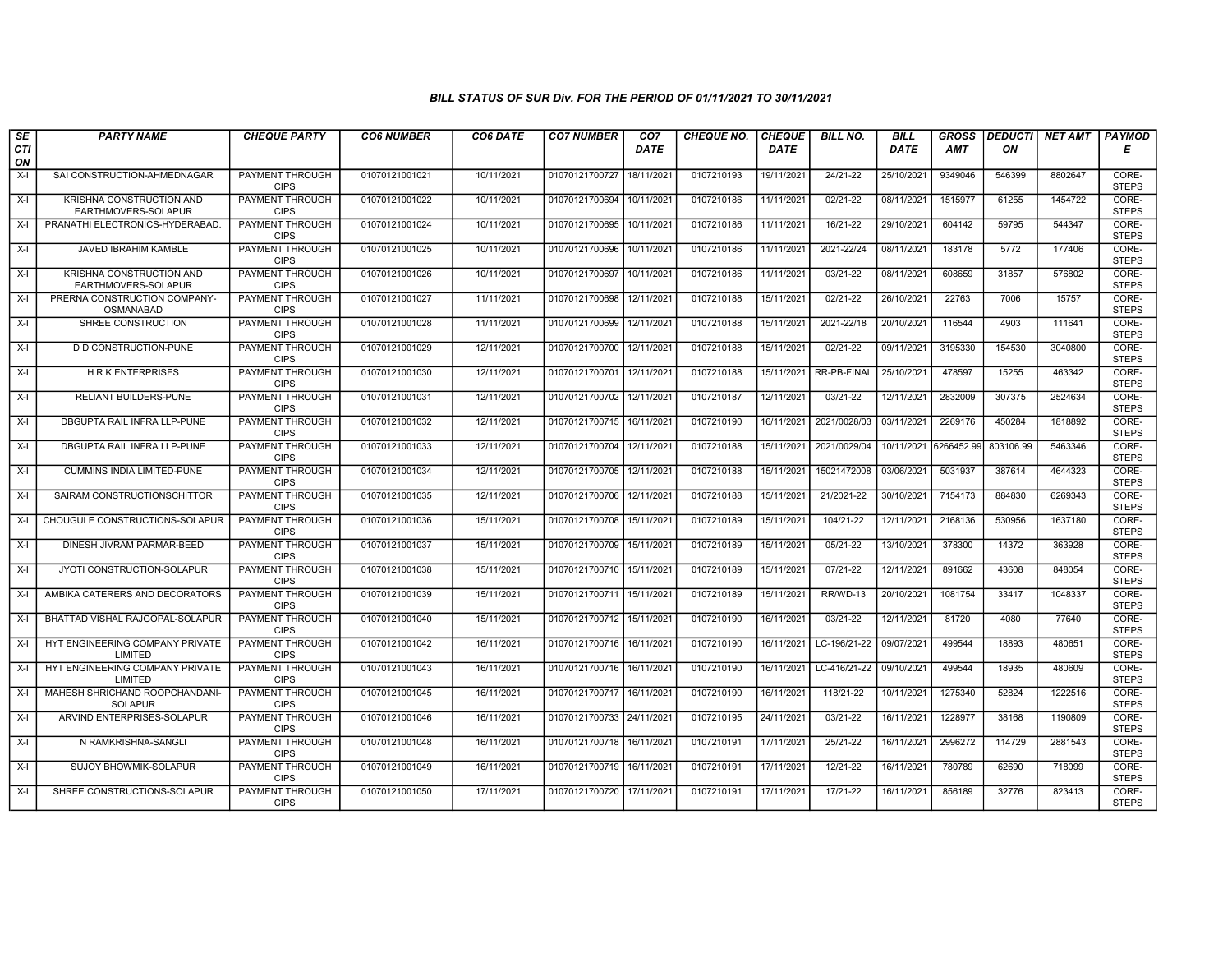### BILL STATUS OF SUR Div. FOR THE PERIOD OF 01/11/2021 TO 30/11/2021

| SECTION | PARTY NAME | CHEQUE PARTY | CO6 NUMBER | CO6 DATE | CO7 NUMBER | CO7 DATE | CHEQUE NO. | CHEQUE DATE | BILL NO. | BILL DATE | GROSS AMT | DEDUCTION | NET AMT | PAYMODE |
|---|---|---|---|---|---|---|---|---|---|---|---|---|---|---|
| X-I | SAI CONSTRUCTION-AHMEDNAGAR | PAYMENT THROUGH CIPS | 01070121001021 | 10/11/2021 | 01070121700727 | 18/11/2021 | 0107210193 | 19/11/2021 | 24/21-22 | 25/10/2021 | 9349046 | 546399 | 8802647 | CORE-STEPS |
| X-I | KRISHNA CONSTRUCTION AND EARTHMOVERS-SOLAPUR | PAYMENT THROUGH CIPS | 01070121001022 | 10/11/2021 | 01070121700694 | 10/11/2021 | 0107210186 | 11/11/2021 | 02/21-22 | 08/11/2021 | 1515977 | 61255 | 1454722 | CORE-STEPS |
| X-I | PRANATHI ELECTRONICS-HYDERABAD. | PAYMENT THROUGH CIPS | 01070121001024 | 10/11/2021 | 01070121700695 | 10/11/2021 | 0107210186 | 11/11/2021 | 16/21-22 | 29/10/2021 | 604142 | 59795 | 544347 | CORE-STEPS |
| X-I | JAVED IBRAHIM KAMBLE | PAYMENT THROUGH CIPS | 01070121001025 | 10/11/2021 | 01070121700696 | 10/11/2021 | 0107210186 | 11/11/2021 | 2021-22/24 | 08/11/2021 | 183178 | 5772 | 177406 | CORE-STEPS |
| X-I | KRISHNA CONSTRUCTION AND EARTHMOVERS-SOLAPUR | PAYMENT THROUGH CIPS | 01070121001026 | 10/11/2021 | 01070121700697 | 10/11/2021 | 0107210186 | 11/11/2021 | 03/21-22 | 08/11/2021 | 608659 | 31857 | 576802 | CORE-STEPS |
| X-I | PRERNA CONSTRUCTION COMPANY-OSMANABAD | PAYMENT THROUGH CIPS | 01070121001027 | 11/11/2021 | 01070121700698 | 12/11/2021 | 0107210188 | 15/11/2021 | 02/21-22 | 26/10/2021 | 22763 | 7006 | 15757 | CORE-STEPS |
| X-I | SHREE CONSTRUCTION | PAYMENT THROUGH CIPS | 01070121001028 | 11/11/2021 | 01070121700699 | 12/11/2021 | 0107210188 | 15/11/2021 | 2021-22/18 | 20/10/2021 | 116544 | 4903 | 111641 | CORE-STEPS |
| X-I | D D CONSTRUCTION-PUNE | PAYMENT THROUGH CIPS | 01070121001029 | 12/11/2021 | 01070121700700 | 12/11/2021 | 0107210188 | 15/11/2021 | 02/21-22 | 09/11/2021 | 3195330 | 154530 | 3040800 | CORE-STEPS |
| X-I | H R K ENTERPRISES | PAYMENT THROUGH CIPS | 01070121001030 | 12/11/2021 | 01070121700701 | 12/11/2021 | 0107210188 | 15/11/2021 | RR-PB-FINAL | 25/10/2021 | 478597 | 15255 | 463342 | CORE-STEPS |
| X-I | RELIANT BUILDERS-PUNE | PAYMENT THROUGH CIPS | 01070121001031 | 12/11/2021 | 01070121700702 | 12/11/2021 | 0107210187 | 12/11/2021 | 03/21-22 | 12/11/2021 | 2832009 | 307375 | 2524634 | CORE-STEPS |
| X-I | DBGUPTA RAIL INFRA LLP-PUNE | PAYMENT THROUGH CIPS | 01070121001032 | 12/11/2021 | 01070121700715 | 16/11/2021 | 0107210190 | 16/11/2021 | 2021/0028/03 | 03/11/2021 | 2269176 | 450284 | 1818892 | CORE-STEPS |
| X-I | DBGUPTA RAIL INFRA LLP-PUNE | PAYMENT THROUGH CIPS | 01070121001033 | 12/11/2021 | 01070121700704 | 12/11/2021 | 0107210188 | 15/11/2021 | 2021/0029/04 | 10/11/2021 | 6266452.99 | 803106.99 | 5463346 | CORE-STEPS |
| X-I | CUMMINS INDIA LIMITED-PUNE | PAYMENT THROUGH CIPS | 01070121001034 | 12/11/2021 | 01070121700705 | 12/11/2021 | 0107210188 | 15/11/2021 | 15021472008 | 03/06/2021 | 5031937 | 387614 | 4644323 | CORE-STEPS |
| X-I | SAIRAM CONSTRUCTIONSCHITTOR | PAYMENT THROUGH CIPS | 01070121001035 | 12/11/2021 | 01070121700706 | 12/11/2021 | 0107210188 | 15/11/2021 | 21/2021-22 | 30/10/2021 | 7154173 | 884830 | 6269343 | CORE-STEPS |
| X-I | CHOUGULE CONSTRUCTIONS-SOLAPUR | PAYMENT THROUGH CIPS | 01070121001036 | 15/11/2021 | 01070121700708 | 15/11/2021 | 0107210189 | 15/11/2021 | 104/21-22 | 12/11/2021 | 2168136 | 530956 | 1637180 | CORE-STEPS |
| X-I | DINESH JIVRAM PARMAR-BEED | PAYMENT THROUGH CIPS | 01070121001037 | 15/11/2021 | 01070121700709 | 15/11/2021 | 0107210189 | 15/11/2021 | 05/21-22 | 13/10/2021 | 378300 | 14372 | 363928 | CORE-STEPS |
| X-I | JYOTI CONSTRUCTION-SOLAPUR | PAYMENT THROUGH CIPS | 01070121001038 | 15/11/2021 | 01070121700710 | 15/11/2021 | 0107210189 | 15/11/2021 | 07/21-22 | 12/11/2021 | 891662 | 43608 | 848054 | CORE-STEPS |
| X-I | AMBIKA CATERERS AND DECORATORS | PAYMENT THROUGH CIPS | 01070121001039 | 15/11/2021 | 01070121700711 | 15/11/2021 | 0107210189 | 15/11/2021 | RR/WD-13 | 20/10/2021 | 1081754 | 33417 | 1048337 | CORE-STEPS |
| X-I | BHATTAD VISHAL RAJGOPAL-SOLAPUR | PAYMENT THROUGH CIPS | 01070121001040 | 15/11/2021 | 01070121700712 | 15/11/2021 | 0107210190 | 16/11/2021 | 03/21-22 | 12/11/2021 | 81720 | 4080 | 77640 | CORE-STEPS |
| X-I | HYT ENGINEERING COMPANY PRIVATE LIMITED | PAYMENT THROUGH CIPS | 01070121001042 | 16/11/2021 | 01070121700716 | 16/11/2021 | 0107210190 | 16/11/2021 | LC-196/21-22 | 09/07/2021 | 499544 | 18893 | 480651 | CORE-STEPS |
| X-I | HYT ENGINEERING COMPANY PRIVATE LIMITED | PAYMENT THROUGH CIPS | 01070121001043 | 16/11/2021 | 01070121700716 | 16/11/2021 | 0107210190 | 16/11/2021 | LC-416/21-22 | 09/10/2021 | 499544 | 18935 | 480609 | CORE-STEPS |
| X-I | MAHESH SHRICHAND ROOPCHANDANI-SOLAPUR | PAYMENT THROUGH CIPS | 01070121001045 | 16/11/2021 | 01070121700717 | 16/11/2021 | 0107210190 | 16/11/2021 | 118/21-22 | 10/11/2021 | 1275340 | 52824 | 1222516 | CORE-STEPS |
| X-I | ARVIND ENTERPRISES-SOLAPUR | PAYMENT THROUGH CIPS | 01070121001046 | 16/11/2021 | 01070121700733 | 24/11/2021 | 0107210195 | 24/11/2021 | 03/21-22 | 16/11/2021 | 1228977 | 38168 | 1190809 | CORE-STEPS |
| X-I | N RAMKRISHNA-SANGLI | PAYMENT THROUGH CIPS | 01070121001048 | 16/11/2021 | 01070121700718 | 16/11/2021 | 0107210191 | 17/11/2021 | 25/21-22 | 16/11/2021 | 2996272 | 114729 | 2881543 | CORE-STEPS |
| X-I | SUJOY BHOWMIK-SOLAPUR | PAYMENT THROUGH CIPS | 01070121001049 | 16/11/2021 | 01070121700719 | 16/11/2021 | 0107210191 | 17/11/2021 | 12/21-22 | 16/11/2021 | 780789 | 62690 | 718099 | CORE-STEPS |
| X-I | SHREE CONSTRUCTIONS-SOLAPUR | PAYMENT THROUGH CIPS | 01070121001050 | 17/11/2021 | 01070121700720 | 17/11/2021 | 0107210191 | 17/11/2021 | 17/21-22 | 16/11/2021 | 856189 | 32776 | 823413 | CORE-STEPS |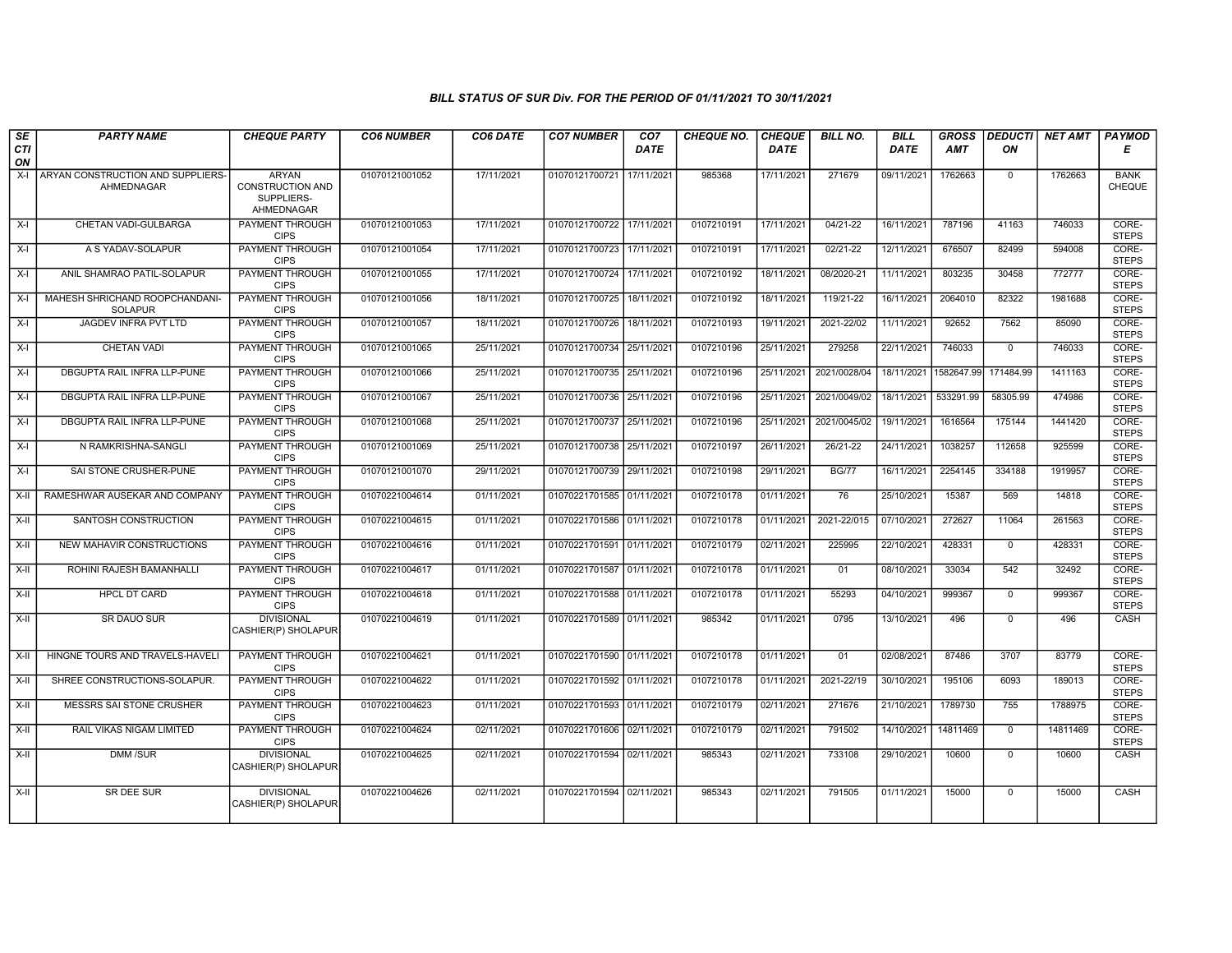## BILL STATUS OF SUR Div. FOR THE PERIOD OF 01/11/2021 TO 30/11/2021

| SECTION | PARTY NAME | CHEQUE PARTY | CO6 NUMBER | CO6 DATE | CO7 NUMBER | CO7 DATE | CHEQUE NO. | CHEQUE DATE | BILL NO. | BILL DATE | GROSS AMT | DEDUCTION | NET AMT | PAYMODE |
|---|---|---|---|---|---|---|---|---|---|---|---|---|---|---|
| X-I | ARYAN CONSTRUCTION AND SUPPLIERS-AHMEDNAGAR | ARYAN CONSTRUCTION AND SUPPLIERS-AHMEDNAGAR | 01070121001052 | 17/11/2021 | 01070121700721 | 17/11/2021 | 985368 | 17/11/2021 | 271679 | 09/11/2021 | 1762663 | 0 | 1762663 | BANK CHEQUE |
| X-I | CHETAN VADI-GULBARGA | PAYMENT THROUGH CIPS | 01070121001053 | 17/11/2021 | 01070121700722 | 17/11/2021 | 0107210191 | 17/11/2021 | 04/21-22 | 16/11/2021 | 787196 | 41163 | 746033 | CORE-STEPS |
| X-I | A S YADAV-SOLAPUR | PAYMENT THROUGH CIPS | 01070121001054 | 17/11/2021 | 01070121700723 | 17/11/2021 | 0107210191 | 17/11/2021 | 02/21-22 | 12/11/2021 | 676507 | 82499 | 594008 | CORE-STEPS |
| X-I | ANIL SHAMRAO PATIL-SOLAPUR | PAYMENT THROUGH CIPS | 01070121001055 | 17/11/2021 | 01070121700724 | 17/11/2021 | 0107210192 | 18/11/2021 | 08/2020-21 | 11/11/2021 | 803235 | 30458 | 772777 | CORE-STEPS |
| X-I | MAHESH SHRICHAND ROOPCHANDANI-SOLAPUR | PAYMENT THROUGH CIPS | 01070121001056 | 18/11/2021 | 01070121700725 | 18/11/2021 | 0107210192 | 18/11/2021 | 119/21-22 | 16/11/2021 | 2064010 | 82322 | 1981688 | CORE-STEPS |
| X-I | JAGDEV INFRA PVT LTD | PAYMENT THROUGH CIPS | 01070121001057 | 18/11/2021 | 01070121700726 | 18/11/2021 | 0107210193 | 19/11/2021 | 2021-22/02 | 11/11/2021 | 92652 | 7562 | 85090 | CORE-STEPS |
| X-I | CHETAN VADI | PAYMENT THROUGH CIPS | 01070121001065 | 25/11/2021 | 01070121700734 | 25/11/2021 | 0107210196 | 25/11/2021 | 279258 | 22/11/2021 | 746033 | 0 | 746033 | CORE-STEPS |
| X-I | DBGUPTA RAIL INFRA LLP-PUNE | PAYMENT THROUGH CIPS | 01070121001066 | 25/11/2021 | 01070121700735 | 25/11/2021 | 0107210196 | 25/11/2021 | 2021/0028/04 | 18/11/2021 | 1582647.99 | 171484.99 | 1411163 | CORE-STEPS |
| X-I | DBGUPTA RAIL INFRA LLP-PUNE | PAYMENT THROUGH CIPS | 01070121001067 | 25/11/2021 | 01070121700736 | 25/11/2021 | 0107210196 | 25/11/2021 | 2021/0049/02 | 18/11/2021 | 533291.99 | 58305.99 | 474986 | CORE-STEPS |
| X-I | DBGUPTA RAIL INFRA LLP-PUNE | PAYMENT THROUGH CIPS | 01070121001068 | 25/11/2021 | 01070121700737 | 25/11/2021 | 0107210196 | 25/11/2021 | 2021/0045/02 | 19/11/2021 | 1616564 | 175144 | 1441420 | CORE-STEPS |
| X-I | N RAMKRISHNA-SANGLI | PAYMENT THROUGH CIPS | 01070121001069 | 25/11/2021 | 01070121700738 | 25/11/2021 | 0107210197 | 26/11/2021 | 26/21-22 | 24/11/2021 | 1038257 | 112658 | 925599 | CORE-STEPS |
| X-I | SAI STONE CRUSHER-PUNE | PAYMENT THROUGH CIPS | 01070121001070 | 29/11/2021 | 01070121700739 | 29/11/2021 | 0107210198 | 29/11/2021 | BG/77 | 16/11/2021 | 2254145 | 334188 | 1919957 | CORE-STEPS |
| X-II | RAMESHWAR AUSEKAR AND COMPANY | PAYMENT THROUGH CIPS | 01070221004614 | 01/11/2021 | 01070221701585 | 01/11/2021 | 0107210178 | 01/11/2021 | 76 | 25/10/2021 | 15387 | 569 | 14818 | CORE-STEPS |
| X-II | SANTOSH CONSTRUCTION | PAYMENT THROUGH CIPS | 01070221004615 | 01/11/2021 | 01070221701586 | 01/11/2021 | 0107210178 | 01/11/2021 | 2021-22/015 | 07/10/2021 | 272627 | 11064 | 261563 | CORE-STEPS |
| X-II | NEW MAHAVIR CONSTRUCTIONS | PAYMENT THROUGH CIPS | 01070221004616 | 01/11/2021 | 01070221701591 | 01/11/2021 | 0107210179 | 02/11/2021 | 225995 | 22/10/2021 | 428331 | 0 | 428331 | CORE-STEPS |
| X-II | ROHINI RAJESH BAMANHALLI | PAYMENT THROUGH CIPS | 01070221004617 | 01/11/2021 | 01070221701587 | 01/11/2021 | 0107210178 | 01/11/2021 | 01 | 08/10/2021 | 33034 | 542 | 32492 | CORE-STEPS |
| X-II | HPCL DT CARD | PAYMENT THROUGH CIPS | 01070221004618 | 01/11/2021 | 01070221701588 | 01/11/2021 | 0107210178 | 01/11/2021 | 55293 | 04/10/2021 | 999367 | 0 | 999367 | CORE-STEPS |
| X-II | SR DAUO SUR | DIVISIONAL CASHIER(P) SHOLAPUR | 01070221004619 | 01/11/2021 | 01070221701589 | 01/11/2021 | 985342 | 01/11/2021 | 0795 | 13/10/2021 | 496 | 0 | 496 | CASH |
| X-II | HINGNE TOURS AND TRAVELS-HAVELI | PAYMENT THROUGH CIPS | 01070221004621 | 01/11/2021 | 01070221701590 | 01/11/2021 | 0107210178 | 01/11/2021 | 01 | 02/08/2021 | 87486 | 3707 | 83779 | CORE-STEPS |
| X-II | SHREE CONSTRUCTIONS-SOLAPUR. | PAYMENT THROUGH CIPS | 01070221004622 | 01/11/2021 | 01070221701592 | 01/11/2021 | 0107210178 | 01/11/2021 | 2021-22/19 | 30/10/2021 | 195106 | 6093 | 189013 | CORE-STEPS |
| X-II | MESSRS SAI STONE CRUSHER | PAYMENT THROUGH CIPS | 01070221004623 | 01/11/2021 | 01070221701593 | 01/11/2021 | 0107210179 | 02/11/2021 | 271676 | 21/10/2021 | 1789730 | 755 | 1788975 | CORE-STEPS |
| X-II | RAIL VIKAS NIGAM LIMITED | PAYMENT THROUGH CIPS | 01070221004624 | 02/11/2021 | 01070221701606 | 02/11/2021 | 0107210179 | 02/11/2021 | 791502 | 14/10/2021 | 14811469 | 0 | 14811469 | CORE-STEPS |
| X-II | DMM /SUR | DIVISIONAL CASHIER(P) SHOLAPUR | 01070221004625 | 02/11/2021 | 01070221701594 | 02/11/2021 | 985343 | 02/11/2021 | 733108 | 29/10/2021 | 10600 | 0 | 10600 | CASH |
| X-II | SR DEE SUR | DIVISIONAL CASHIER(P) SHOLAPUR | 01070221004626 | 02/11/2021 | 01070221701594 | 02/11/2021 | 985343 | 02/11/2021 | 791505 | 01/11/2021 | 15000 | 0 | 15000 | CASH |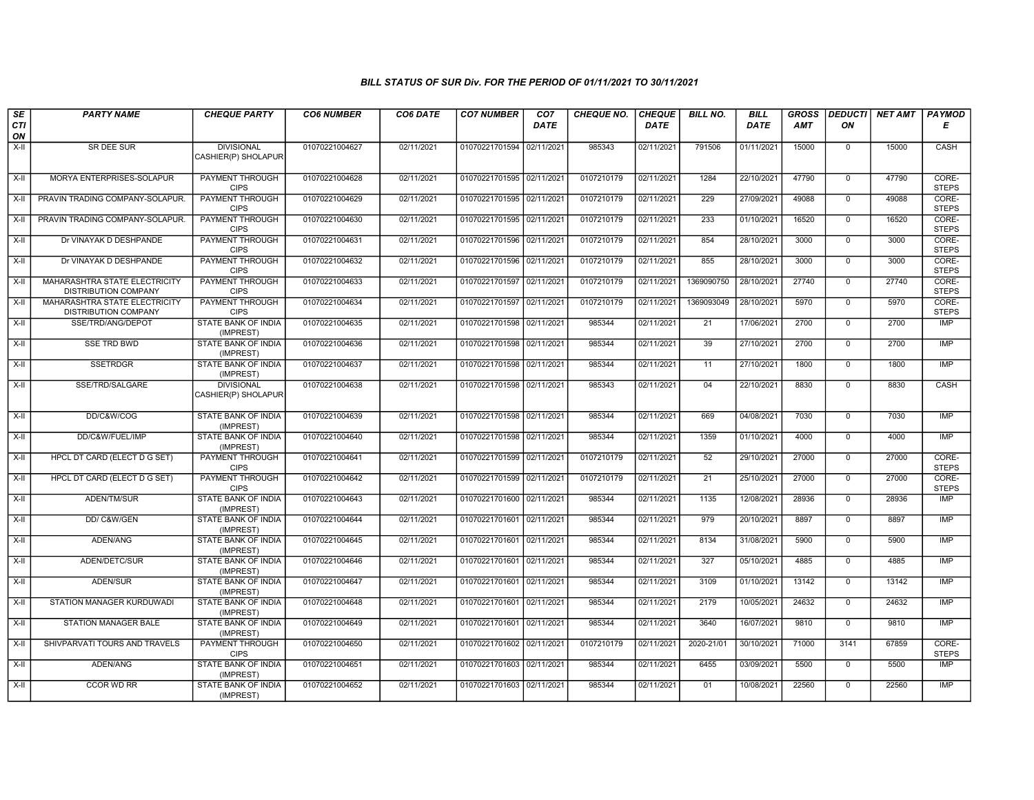### BILL STATUS OF SUR Div. FOR THE PERIOD OF 01/11/2021 TO 30/11/2021

| SECTION | PARTY NAME | CHEQUE PARTY | CO6 NUMBER | CO6 DATE | CO7 NUMBER | CO7 DATE | CHEQUE NO. | CHEQUE DATE | BILL NO. | BILL DATE | GROSS AMT | DEDUCTION | NET AMT | PAYMODE |
|---|---|---|---|---|---|---|---|---|---|---|---|---|---|---|
| X-II | SR DEE SUR | DIVISIONAL CASHIER(P) SHOLAPUR | 01070221004627 | 02/11/2021 | 01070221701594 | 02/11/2021 | 985343 | 02/11/2021 | 791506 | 01/11/2021 | 15000 | 0 | 15000 | CASH |
| X-II | MORYA ENTERPRISES-SOLAPUR | PAYMENT THROUGH CIPS | 01070221004628 | 02/11/2021 | 01070221701595 | 02/11/2021 | 0107210179 | 02/11/2021 | 1284 | 22/10/2021 | 47790 | 0 | 47790 | CORE-STEPS |
| X-II | PRAVIN TRADING COMPANY-SOLAPUR. | PAYMENT THROUGH CIPS | 01070221004629 | 02/11/2021 | 01070221701595 | 02/11/2021 | 0107210179 | 02/11/2021 | 229 | 27/09/2021 | 49088 | 0 | 49088 | CORE-STEPS |
| X-II | PRAVIN TRADING COMPANY-SOLAPUR. | PAYMENT THROUGH CIPS | 01070221004630 | 02/11/2021 | 01070221701595 | 02/11/2021 | 0107210179 | 02/11/2021 | 233 | 01/10/2021 | 16520 | 0 | 16520 | CORE-STEPS |
| X-II | Dr VINAYAK D DESHPANDE | PAYMENT THROUGH CIPS | 01070221004631 | 02/11/2021 | 01070221701596 | 02/11/2021 | 0107210179 | 02/11/2021 | 854 | 28/10/2021 | 3000 | 0 | 3000 | CORE-STEPS |
| X-II | Dr VINAYAK D DESHPANDE | PAYMENT THROUGH CIPS | 01070221004632 | 02/11/2021 | 01070221701596 | 02/11/2021 | 0107210179 | 02/11/2021 | 855 | 28/10/2021 | 3000 | 0 | 3000 | CORE-STEPS |
| X-II | MAHARASHTRA STATE ELECTRICITY DISTRIBUTION COMPANY | PAYMENT THROUGH CIPS | 01070221004633 | 02/11/2021 | 01070221701597 | 02/11/2021 | 0107210179 | 02/11/2021 | 1369090750 | 28/10/2021 | 27740 | 0 | 27740 | CORE-STEPS |
| X-II | MAHARASHTRA STATE ELECTRICITY DISTRIBUTION COMPANY | PAYMENT THROUGH CIPS | 01070221004634 | 02/11/2021 | 01070221701597 | 02/11/2021 | 0107210179 | 02/11/2021 | 1369093049 | 28/10/2021 | 5970 | 0 | 5970 | CORE-STEPS |
| X-II | SSE/TRD/ANG/DEPOT | STATE BANK OF INDIA (IMPREST) | 01070221004635 | 02/11/2021 | 01070221701598 | 02/11/2021 | 985344 | 02/11/2021 | 21 | 17/06/2021 | 2700 | 0 | 2700 | IMP |
| X-II | SSE TRD BWD | STATE BANK OF INDIA (IMPREST) | 01070221004636 | 02/11/2021 | 01070221701598 | 02/11/2021 | 985344 | 02/11/2021 | 39 | 27/10/2021 | 2700 | 0 | 2700 | IMP |
| X-II | SSETRDGR | STATE BANK OF INDIA (IMPREST) | 01070221004637 | 02/11/2021 | 01070221701598 | 02/11/2021 | 985344 | 02/11/2021 | 11 | 27/10/2021 | 1800 | 0 | 1800 | IMP |
| X-II | SSE/TRD/SALGARE | DIVISIONAL CASHIER(P) SHOLAPUR | 01070221004638 | 02/11/2021 | 01070221701598 | 02/11/2021 | 985343 | 02/11/2021 | 04 | 22/10/2021 | 8830 | 0 | 8830 | CASH |
| X-II | DD/C&W/COG | STATE BANK OF INDIA (IMPREST) | 01070221004639 | 02/11/2021 | 01070221701598 | 02/11/2021 | 985344 | 02/11/2021 | 669 | 04/08/2021 | 7030 | 0 | 7030 | IMP |
| X-II | DD/C&W/FUEL/IMP | STATE BANK OF INDIA (IMPREST) | 01070221004640 | 02/11/2021 | 01070221701598 | 02/11/2021 | 985344 | 02/11/2021 | 1359 | 01/10/2021 | 4000 | 0 | 4000 | IMP |
| X-II | HPCL DT CARD (ELECT D G SET) | PAYMENT THROUGH CIPS | 01070221004641 | 02/11/2021 | 01070221701599 | 02/11/2021 | 0107210179 | 02/11/2021 | 52 | 29/10/2021 | 27000 | 0 | 27000 | CORE-STEPS |
| X-II | HPCL DT CARD (ELECT D G SET) | PAYMENT THROUGH CIPS | 01070221004642 | 02/11/2021 | 01070221701599 | 02/11/2021 | 0107210179 | 02/11/2021 | 21 | 25/10/2021 | 27000 | 0 | 27000 | CORE-STEPS |
| X-II | ADEN/TM/SUR | STATE BANK OF INDIA (IMPREST) | 01070221004643 | 02/11/2021 | 01070221701600 | 02/11/2021 | 985344 | 02/11/2021 | 1135 | 12/08/2021 | 28936 | 0 | 28936 | IMP |
| X-II | DD/ C&W/GEN | STATE BANK OF INDIA (IMPREST) | 01070221004644 | 02/11/2021 | 01070221701601 | 02/11/2021 | 985344 | 02/11/2021 | 979 | 20/10/2021 | 8897 | 0 | 8897 | IMP |
| X-II | ADEN/ANG | STATE BANK OF INDIA (IMPREST) | 01070221004645 | 02/11/2021 | 01070221701601 | 02/11/2021 | 985344 | 02/11/2021 | 8134 | 31/08/2021 | 5900 | 0 | 5900 | IMP |
| X-II | ADEN/DETC/SUR | STATE BANK OF INDIA (IMPREST) | 01070221004646 | 02/11/2021 | 01070221701601 | 02/11/2021 | 985344 | 02/11/2021 | 327 | 05/10/2021 | 4885 | 0 | 4885 | IMP |
| X-II | ADEN/SUR | STATE BANK OF INDIA (IMPREST) | 01070221004647 | 02/11/2021 | 01070221701601 | 02/11/2021 | 985344 | 02/11/2021 | 3109 | 01/10/2021 | 13142 | 0 | 13142 | IMP |
| X-II | STATION MANAGER KURDUWADI | STATE BANK OF INDIA (IMPREST) | 01070221004648 | 02/11/2021 | 01070221701601 | 02/11/2021 | 985344 | 02/11/2021 | 2179 | 10/05/2021 | 24632 | 0 | 24632 | IMP |
| X-II | STATION MANAGER BALE | STATE BANK OF INDIA (IMPREST) | 01070221004649 | 02/11/2021 | 01070221701601 | 02/11/2021 | 985344 | 02/11/2021 | 3640 | 16/07/2021 | 9810 | 0 | 9810 | IMP |
| X-II | SHIVPARVATI TOURS AND TRAVELS | PAYMENT THROUGH CIPS | 01070221004650 | 02/11/2021 | 01070221701602 | 02/11/2021 | 0107210179 | 02/11/2021 | 2020-21/01 | 30/10/2021 | 71000 | 3141 | 67859 | CORE-STEPS |
| X-II | ADEN/ANG | STATE BANK OF INDIA (IMPREST) | 01070221004651 | 02/11/2021 | 01070221701603 | 02/11/2021 | 985344 | 02/11/2021 | 6455 | 03/09/2021 | 5500 | 0 | 5500 | IMP |
| X-II | CCOR WD RR | STATE BANK OF INDIA (IMPREST) | 01070221004652 | 02/11/2021 | 01070221701603 | 02/11/2021 | 985344 | 02/11/2021 | 01 | 10/08/2021 | 22560 | 0 | 22560 | IMP |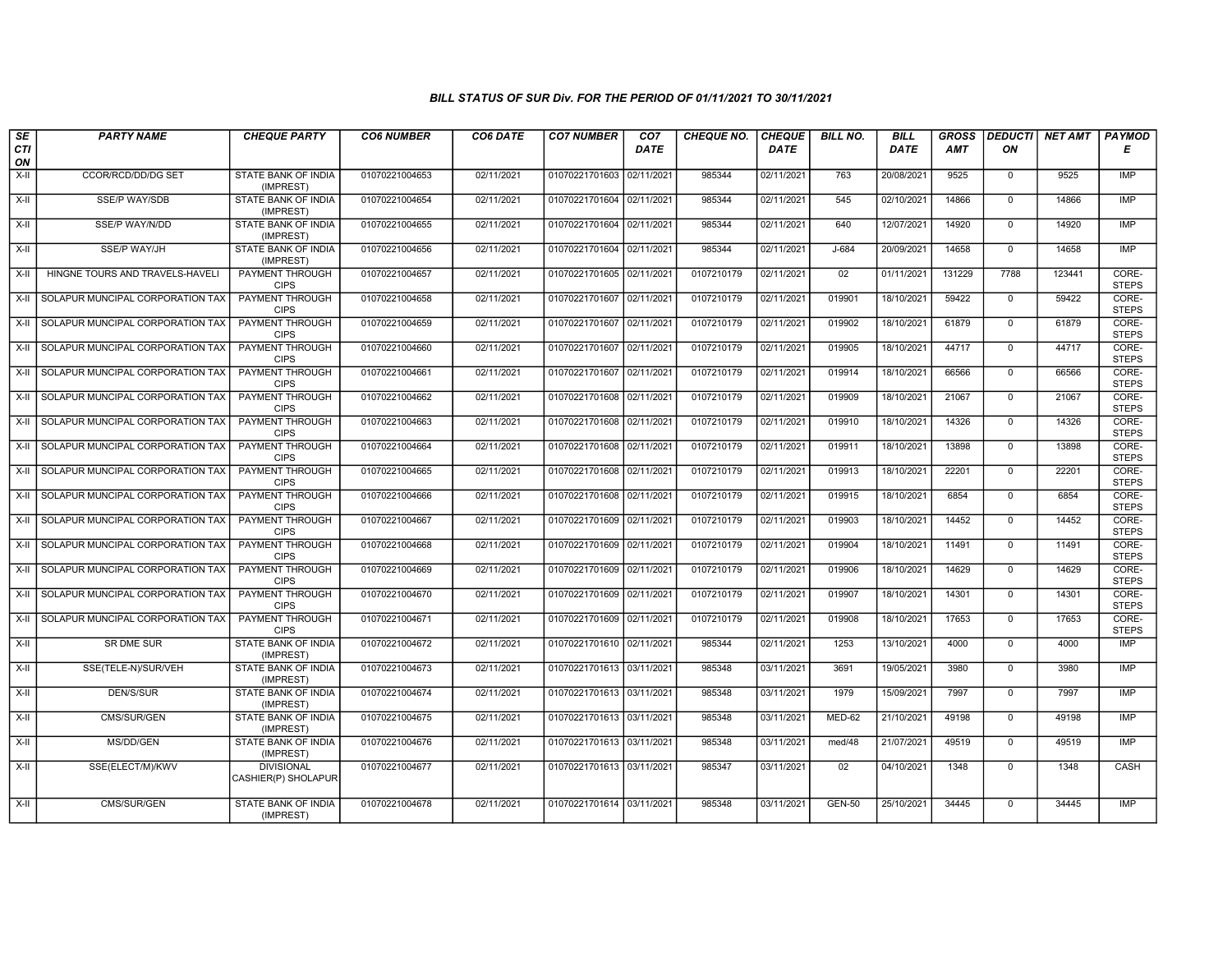### BILL STATUS OF SUR Div. FOR THE PERIOD OF 01/11/2021 TO 30/11/2021

| SECTION | PARTY NAME | CHEQUE PARTY | CO6 NUMBER | CO6 DATE | CO7 NUMBER | CO7 DATE | CHEQUE NO. | CHEQUE DATE | BILL NO. | BILL DATE | GROSS AMT | DEDUCTION | NET AMT | PAYMODE |
|---|---|---|---|---|---|---|---|---|---|---|---|---|---|---|
| X-II | CCOR/RCD/DD/DG SET | STATE BANK OF INDIA (IMPREST) | 01070221004653 | 02/11/2021 | 01070221701603 | 02/11/2021 | 985344 | 02/11/2021 | 763 | 20/08/2021 | 9525 | 0 | 9525 | IMP |
| X-II | SSE/P WAY/SDB | STATE BANK OF INDIA (IMPREST) | 01070221004654 | 02/11/2021 | 01070221701604 | 02/11/2021 | 985344 | 02/11/2021 | 545 | 02/10/2021 | 14866 | 0 | 14866 | IMP |
| X-II | SSE/P WAY/N/DD | STATE BANK OF INDIA (IMPREST) | 01070221004655 | 02/11/2021 | 01070221701604 | 02/11/2021 | 985344 | 02/11/2021 | 640 | 12/07/2021 | 14920 | 0 | 14920 | IMP |
| X-II | SSE/P WAY/JH | STATE BANK OF INDIA (IMPREST) | 01070221004656 | 02/11/2021 | 01070221701604 | 02/11/2021 | 985344 | 02/11/2021 | J-684 | 20/09/2021 | 14658 | 0 | 14658 | IMP |
| X-II | HINGNE TOURS AND TRAVELS-HAVELI | PAYMENT THROUGH CIPS | 01070221004657 | 02/11/2021 | 01070221701605 | 02/11/2021 | 0107210179 | 02/11/2021 | 02 | 01/11/2021 | 131229 | 7788 | 123441 | CORE-STEPS |
| X-II | SOLAPUR MUNCIPAL CORPORATION TAX | PAYMENT THROUGH CIPS | 01070221004658 | 02/11/2021 | 01070221701607 | 02/11/2021 | 0107210179 | 02/11/2021 | 019901 | 18/10/2021 | 59422 | 0 | 59422 | CORE-STEPS |
| X-II | SOLAPUR MUNCIPAL CORPORATION TAX | PAYMENT THROUGH CIPS | 01070221004659 | 02/11/2021 | 01070221701607 | 02/11/2021 | 0107210179 | 02/11/2021 | 019902 | 18/10/2021 | 61879 | 0 | 61879 | CORE-STEPS |
| X-II | SOLAPUR MUNCIPAL CORPORATION TAX | PAYMENT THROUGH CIPS | 01070221004660 | 02/11/2021 | 01070221701607 | 02/11/2021 | 0107210179 | 02/11/2021 | 019905 | 18/10/2021 | 44717 | 0 | 44717 | CORE-STEPS |
| X-II | SOLAPUR MUNCIPAL CORPORATION TAX | PAYMENT THROUGH CIPS | 01070221004661 | 02/11/2021 | 01070221701607 | 02/11/2021 | 0107210179 | 02/11/2021 | 019914 | 18/10/2021 | 66566 | 0 | 66566 | CORE-STEPS |
| X-II | SOLAPUR MUNCIPAL CORPORATION TAX | PAYMENT THROUGH CIPS | 01070221004662 | 02/11/2021 | 01070221701608 | 02/11/2021 | 0107210179 | 02/11/2021 | 019909 | 18/10/2021 | 21067 | 0 | 21067 | CORE-STEPS |
| X-II | SOLAPUR MUNCIPAL CORPORATION TAX | PAYMENT THROUGH CIPS | 01070221004663 | 02/11/2021 | 01070221701608 | 02/11/2021 | 0107210179 | 02/11/2021 | 019910 | 18/10/2021 | 14326 | 0 | 14326 | CORE-STEPS |
| X-II | SOLAPUR MUNCIPAL CORPORATION TAX | PAYMENT THROUGH CIPS | 01070221004664 | 02/11/2021 | 01070221701608 | 02/11/2021 | 0107210179 | 02/11/2021 | 019911 | 18/10/2021 | 13898 | 0 | 13898 | CORE-STEPS |
| X-II | SOLAPUR MUNCIPAL CORPORATION TAX | PAYMENT THROUGH CIPS | 01070221004665 | 02/11/2021 | 01070221701608 | 02/11/2021 | 0107210179 | 02/11/2021 | 019913 | 18/10/2021 | 22201 | 0 | 22201 | CORE-STEPS |
| X-II | SOLAPUR MUNCIPAL CORPORATION TAX | PAYMENT THROUGH CIPS | 01070221004666 | 02/11/2021 | 01070221701608 | 02/11/2021 | 0107210179 | 02/11/2021 | 019915 | 18/10/2021 | 6854 | 0 | 6854 | CORE-STEPS |
| X-II | SOLAPUR MUNCIPAL CORPORATION TAX | PAYMENT THROUGH CIPS | 01070221004667 | 02/11/2021 | 01070221701609 | 02/11/2021 | 0107210179 | 02/11/2021 | 019903 | 18/10/2021 | 14452 | 0 | 14452 | CORE-STEPS |
| X-II | SOLAPUR MUNCIPAL CORPORATION TAX | PAYMENT THROUGH CIPS | 01070221004668 | 02/11/2021 | 01070221701609 | 02/11/2021 | 0107210179 | 02/11/2021 | 019904 | 18/10/2021 | 11491 | 0 | 11491 | CORE-STEPS |
| X-II | SOLAPUR MUNCIPAL CORPORATION TAX | PAYMENT THROUGH CIPS | 01070221004669 | 02/11/2021 | 01070221701609 | 02/11/2021 | 0107210179 | 02/11/2021 | 019906 | 18/10/2021 | 14629 | 0 | 14629 | CORE-STEPS |
| X-II | SOLAPUR MUNCIPAL CORPORATION TAX | PAYMENT THROUGH CIPS | 01070221004670 | 02/11/2021 | 01070221701609 | 02/11/2021 | 0107210179 | 02/11/2021 | 019907 | 18/10/2021 | 14301 | 0 | 14301 | CORE-STEPS |
| X-II | SOLAPUR MUNCIPAL CORPORATION TAX | PAYMENT THROUGH CIPS | 01070221004671 | 02/11/2021 | 01070221701609 | 02/11/2021 | 0107210179 | 02/11/2021 | 019908 | 18/10/2021 | 17653 | 0 | 17653 | CORE-STEPS |
| X-II | SR DME SUR | STATE BANK OF INDIA (IMPREST) | 01070221004672 | 02/11/2021 | 01070221701610 | 02/11/2021 | 985344 | 02/11/2021 | 1253 | 13/10/2021 | 4000 | 0 | 4000 | IMP |
| X-II | SSE(TELE-N)/SUR/VEH | STATE BANK OF INDIA (IMPREST) | 01070221004673 | 02/11/2021 | 01070221701613 | 03/11/2021 | 985348 | 03/11/2021 | 3691 | 19/05/2021 | 3980 | 0 | 3980 | IMP |
| X-II | DEN/S/SUR | STATE BANK OF INDIA (IMPREST) | 01070221004674 | 02/11/2021 | 01070221701613 | 03/11/2021 | 985348 | 03/11/2021 | 1979 | 15/09/2021 | 7997 | 0 | 7997 | IMP |
| X-II | CMS/SUR/GEN | STATE BANK OF INDIA (IMPREST) | 01070221004675 | 02/11/2021 | 01070221701613 | 03/11/2021 | 985348 | 03/11/2021 | MED-62 | 21/10/2021 | 49198 | 0 | 49198 | IMP |
| X-II | MS/DD/GEN | STATE BANK OF INDIA (IMPREST) | 01070221004676 | 02/11/2021 | 01070221701613 | 03/11/2021 | 985348 | 03/11/2021 | med/48 | 21/07/2021 | 49519 | 0 | 49519 | IMP |
| X-II | SSE(ELECT/M)/KWV | DIVISIONAL CASHIER(P) SHOLAPUR | 01070221004677 | 02/11/2021 | 01070221701613 | 03/11/2021 | 985347 | 03/11/2021 | 02 | 04/10/2021 | 1348 | 0 | 1348 | CASH |
| X-II | CMS/SUR/GEN | STATE BANK OF INDIA (IMPREST) | 01070221004678 | 02/11/2021 | 01070221701614 | 03/11/2021 | 985348 | 03/11/2021 | GEN-50 | 25/10/2021 | 34445 | 0 | 34445 | IMP |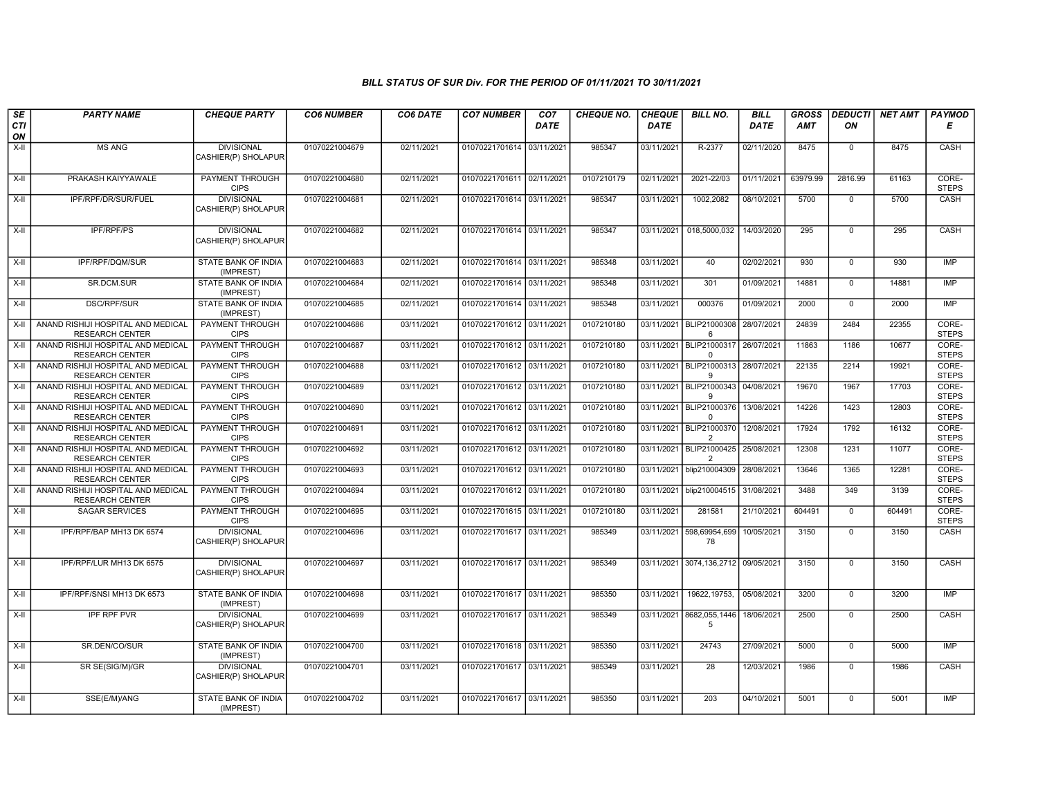# BILL STATUS OF SUR Div. FOR THE PERIOD OF 01/11/2021 TO 30/11/2021

| SECTION | PARTY NAME | CHEQUE PARTY | CO6 NUMBER | CO6 DATE | CO7 NUMBER | CO7 DATE | CHEQUE NO. | CHEQUE DATE | BILL NO. | BILL DATE | GROSS AMT | DEDUCTION | NET AMT | PAYMODE |
|---|---|---|---|---|---|---|---|---|---|---|---|---|---|---|
| X-II | MS ANG | DIVISIONAL CASHIER(P) SHOLAPUR | 01070221004679 | 02/11/2021 | 01070221701614 | 03/11/2021 | 985347 | 03/11/2021 | R-2377 | 02/11/2020 | 8475 | 0 | 8475 | CASH |
| X-II | PRAKASH KAIYYAWALE | PAYMENT THROUGH CIPS | 01070221004680 | 02/11/2021 | 01070221701611 | 02/11/2021 | 0107210179 | 02/11/2021 | 2021-22/03 | 01/11/2021 | 63979.99 | 2816.99 | 61163 | CORE-STEPS |
| X-II | IPF/RPF/DR/SUR/FUEL | DIVISIONAL CASHIER(P) SHOLAPUR | 01070221004681 | 02/11/2021 | 01070221701614 | 03/11/2021 | 985347 | 03/11/2021 | 1002,2082 | 08/10/2021 | 5700 | 0 | 5700 | CASH |
| X-II | IPF/RPF/PS | DIVISIONAL CASHIER(P) SHOLAPUR | 01070221004682 | 02/11/2021 | 01070221701614 | 03/11/2021 | 985347 | 03/11/2021 | 018,5000,032 | 14/03/2020 | 295 | 0 | 295 | CASH |
| X-II | IPF/RPF/DQM/SUR | STATE BANK OF INDIA (IMPREST) | 01070221004683 | 02/11/2021 | 01070221701614 | 03/11/2021 | 985348 | 03/11/2021 | 40 | 02/02/2021 | 930 | 0 | 930 | IMP |
| X-II | SR.DCM.SUR | STATE BANK OF INDIA (IMPREST) | 01070221004684 | 02/11/2021 | 01070221701614 | 03/11/2021 | 985348 | 03/11/2021 | 301 | 01/09/2021 | 14881 | 0 | 14881 | IMP |
| X-II | DSC/RPF/SUR | STATE BANK OF INDIA (IMPREST) | 01070221004685 | 02/11/2021 | 01070221701614 | 03/11/2021 | 985348 | 03/11/2021 | 000376 | 01/09/2021 | 2000 | 0 | 2000 | IMP |
| X-II | ANAND RISHIJI HOSPITAL AND MEDICAL RESEARCH CENTER | PAYMENT THROUGH CIPS | 01070221004686 | 03/11/2021 | 01070221701612 | 03/11/2021 | 0107210180 | 03/11/2021 | BLIP210003086 | 28/07/2021 | 24839 | 2484 | 22355 | CORE-STEPS |
| X-II | ANAND RISHIJI HOSPITAL AND MEDICAL RESEARCH CENTER | PAYMENT THROUGH CIPS | 01070221004687 | 03/11/2021 | 01070221701612 | 03/11/2021 | 0107210180 | 03/11/2021 | BLIP210003170 | 26/07/2021 | 11863 | 1186 | 10677 | CORE-STEPS |
| X-II | ANAND RISHIJI HOSPITAL AND MEDICAL RESEARCH CENTER | PAYMENT THROUGH CIPS | 01070221004688 | 03/11/2021 | 01070221701612 | 03/11/2021 | 0107210180 | 03/11/2021 | BLIP210003139 | 28/07/2021 | 22135 | 2214 | 19921 | CORE-STEPS |
| X-II | ANAND RISHIJI HOSPITAL AND MEDICAL RESEARCH CENTER | PAYMENT THROUGH CIPS | 01070221004689 | 03/11/2021 | 01070221701612 | 03/11/2021 | 0107210180 | 03/11/2021 | BLIP210003439 | 04/08/2021 | 19670 | 1967 | 17703 | CORE-STEPS |
| X-II | ANAND RISHIJI HOSPITAL AND MEDICAL RESEARCH CENTER | PAYMENT THROUGH CIPS | 01070221004690 | 03/11/2021 | 01070221701612 | 03/11/2021 | 0107210180 | 03/11/2021 | BLIP210003760 | 13/08/2021 | 14226 | 1423 | 12803 | CORE-STEPS |
| X-II | ANAND RISHIJI HOSPITAL AND MEDICAL RESEARCH CENTER | PAYMENT THROUGH CIPS | 01070221004691 | 03/11/2021 | 01070221701612 | 03/11/2021 | 0107210180 | 03/11/2021 | BLIP210003702 | 12/08/2021 | 17924 | 1792 | 16132 | CORE-STEPS |
| X-II | ANAND RISHIJI HOSPITAL AND MEDICAL RESEARCH CENTER | PAYMENT THROUGH CIPS | 01070221004692 | 03/11/2021 | 01070221701612 | 03/11/2021 | 0107210180 | 03/11/2021 | BLIP210004252 | 25/08/2021 | 12308 | 1231 | 11077 | CORE-STEPS |
| X-II | ANAND RISHIJI HOSPITAL AND MEDICAL RESEARCH CENTER | PAYMENT THROUGH CIPS | 01070221004693 | 03/11/2021 | 01070221701612 | 03/11/2021 | 0107210180 | 03/11/2021 | blip210004309 | 28/08/2021 | 13646 | 1365 | 12281 | CORE-STEPS |
| X-II | ANAND RISHIJI HOSPITAL AND MEDICAL RESEARCH CENTER | PAYMENT THROUGH CIPS | 01070221004694 | 03/11/2021 | 01070221701612 | 03/11/2021 | 0107210180 | 03/11/2021 | blip210004515 | 31/08/2021 | 3488 | 349 | 3139 | CORE-STEPS |
| X-II | SAGAR SERVICES | PAYMENT THROUGH CIPS | 01070221004695 | 03/11/2021 | 01070221701615 | 03/11/2021 | 0107210180 | 03/11/2021 | 281581 | 21/10/2021 | 604491 | 0 | 604491 | CORE-STEPS |
| X-II | IPF/RPF/BAP MH13 DK 6574 | DIVISIONAL CASHIER(P) SHOLAPUR | 01070221004696 | 03/11/2021 | 01070221701617 | 03/11/2021 | 985349 | 03/11/2021 | 598,69954,69978 | 10/05/2021 | 3150 | 0 | 3150 | CASH |
| X-II | IPF/RPF/LUR MH13 DK 6575 | DIVISIONAL CASHIER(P) SHOLAPUR | 01070221004697 | 03/11/2021 | 01070221701617 | 03/11/2021 | 985349 | 03/11/2021 | 3074,136,2712 | 09/05/2021 | 3150 | 0 | 3150 | CASH |
| X-II | IPF/RPF/SNSI MH13 DK 6573 | STATE BANK OF INDIA (IMPREST) | 01070221004698 | 03/11/2021 | 01070221701617 | 03/11/2021 | 985350 | 03/11/2021 | 19622,19753, | 05/08/2021 | 3200 | 0 | 3200 | IMP |
| X-II | IPF RPF PVR | DIVISIONAL CASHIER(P) SHOLAPUR | 01070221004699 | 03/11/2021 | 01070221701617 | 03/11/2021 | 985349 | 03/11/2021 | 8682,055,14465 | 18/06/2021 | 2500 | 0 | 2500 | CASH |
| X-II | SR.DEN/CO/SUR | STATE BANK OF INDIA (IMPREST) | 01070221004700 | 03/11/2021 | 01070221701618 | 03/11/2021 | 985350 | 03/11/2021 | 24743 | 27/09/2021 | 5000 | 0 | 5000 | IMP |
| X-II | SR SE(SIG/M)/GR | DIVISIONAL CASHIER(P) SHOLAPUR | 01070221004701 | 03/11/2021 | 01070221701617 | 03/11/2021 | 985349 | 03/11/2021 | 28 | 12/03/2021 | 1986 | 0 | 1986 | CASH |
| X-II | SSE(E/M)/ANG | STATE BANK OF INDIA (IMPREST) | 01070221004702 | 03/11/2021 | 01070221701617 | 03/11/2021 | 985350 | 03/11/2021 | 203 | 04/10/2021 | 5001 | 0 | 5001 | IMP |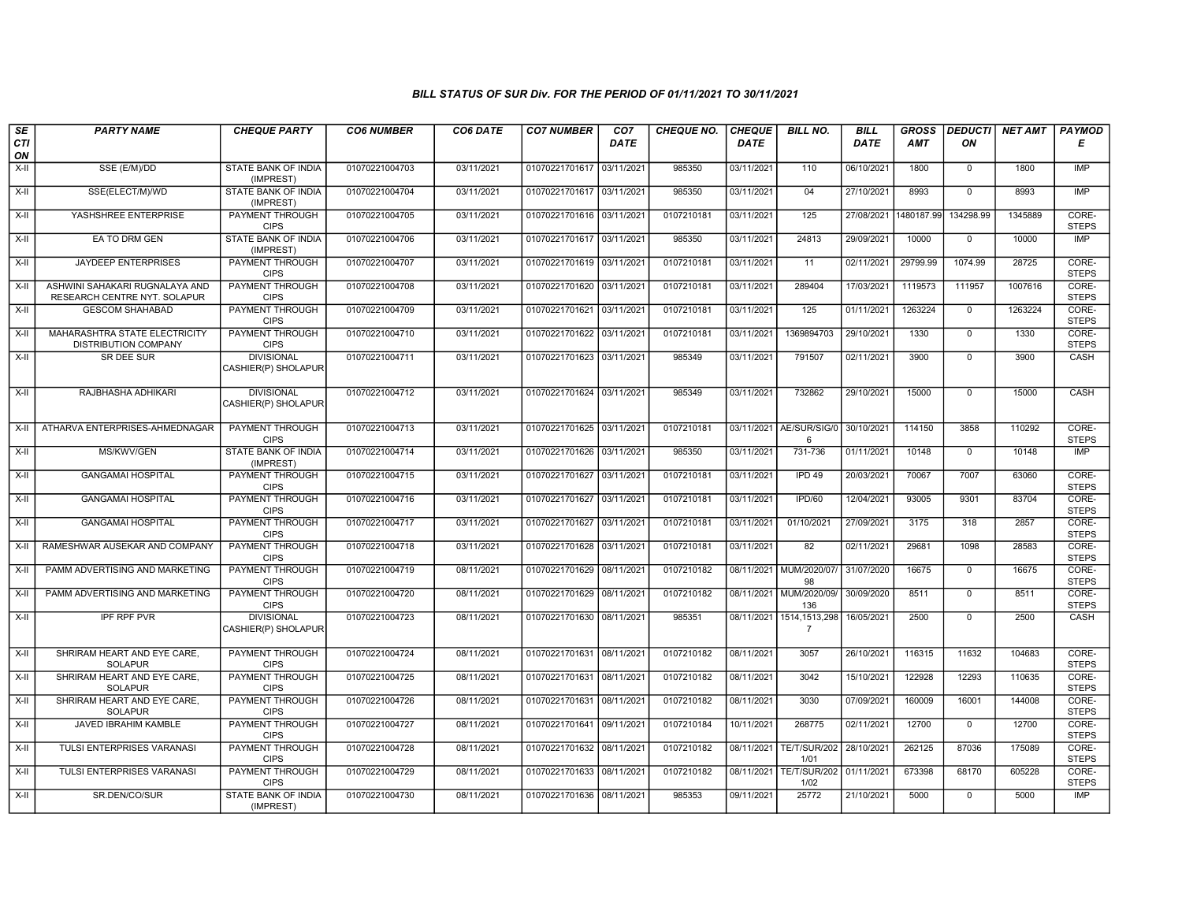### BILL STATUS OF SUR Div. FOR THE PERIOD OF 01/11/2021 TO 30/11/2021

| SECTION | PARTY NAME | CHEQUE PARTY | CO6 NUMBER | CO6 DATE | CO7 NUMBER | CO7 DATE | CHEQUE NO. | CHEQUE DATE | BILL NO. | BILL DATE | GROSS AMT | DEDUCTION | NET AMT | PAYMODE |
|---|---|---|---|---|---|---|---|---|---|---|---|---|---|---|
| X-II | SSE (E/M)/DD | STATE BANK OF INDIA (IMPREST) | 01070221004703 | 03/11/2021 | 01070221701617 | 03/11/2021 | 985350 | 03/11/2021 | 110 | 06/10/2021 | 1800 | 0 | 1800 | IMP |
| X-II | SSE(ELECT/M)/WD | STATE BANK OF INDIA (IMPREST) | 01070221004704 | 03/11/2021 | 01070221701617 | 03/11/2021 | 985350 | 03/11/2021 | 04 | 27/10/2021 | 8993 | 0 | 8993 | IMP |
| X-II | YASHSHREE ENTERPRISE | PAYMENT THROUGH CIPS | 01070221004705 | 03/11/2021 | 01070221701616 | 03/11/2021 | 0107210181 | 03/11/2021 | 125 | 27/08/2021 | 1480187.99 | 134298.99 | 1345889 | CORE-STEPS |
| X-II | EA TO DRM GEN | STATE BANK OF INDIA (IMPREST) | 01070221004706 | 03/11/2021 | 01070221701617 | 03/11/2021 | 985350 | 03/11/2021 | 24813 | 29/09/2021 | 10000 | 0 | 10000 | IMP |
| X-II | JAYDEEP ENTERPRISES | PAYMENT THROUGH CIPS | 01070221004707 | 03/11/2021 | 01070221701619 | 03/11/2021 | 0107210181 | 03/11/2021 | 11 | 02/11/2021 | 29799.99 | 1074.99 | 28725 | CORE-STEPS |
| X-II | ASHWINI SAHAKARI RUGNALAYA AND RESEARCH CENTRE NYT. SOLAPUR | PAYMENT THROUGH CIPS | 01070221004708 | 03/11/2021 | 01070221701620 | 03/11/2021 | 0107210181 | 03/11/2021 | 289404 | 17/03/2021 | 1119573 | 111957 | 1007616 | CORE-STEPS |
| X-II | GESCOM SHAHABAD | PAYMENT THROUGH CIPS | 01070221004709 | 03/11/2021 | 01070221701621 | 03/11/2021 | 0107210181 | 03/11/2021 | 125 | 01/11/2021 | 1263224 | 0 | 1263224 | CORE-STEPS |
| X-II | MAHARASHTRA STATE ELECTRICITY DISTRIBUTION COMPANY | PAYMENT THROUGH CIPS | 01070221004710 | 03/11/2021 | 01070221701622 | 03/11/2021 | 0107210181 | 03/11/2021 | 1369894703 | 29/10/2021 | 1330 | 0 | 1330 | CORE-STEPS |
| X-II | SR DEE SUR | DIVISIONAL CASHIER(P) SHOLAPUR | 01070221004711 | 03/11/2021 | 01070221701623 | 03/11/2021 | 985349 | 03/11/2021 | 791507 | 02/11/2021 | 3900 | 0 | 3900 | CASH |
| X-II | RAJBHASHA ADHIKARI | DIVISIONAL CASHIER(P) SHOLAPUR | 01070221004712 | 03/11/2021 | 01070221701624 | 03/11/2021 | 985349 | 03/11/2021 | 732862 | 29/10/2021 | 15000 | 0 | 15000 | CASH |
| X-II | ATHARVA ENTERPRISES-AHMEDNAGAR | PAYMENT THROUGH CIPS | 01070221004713 | 03/11/2021 | 01070221701625 | 03/11/2021 | 0107210181 | 03/11/2021 | AE/SUR/SIG/06 | 30/10/2021 | 114150 | 3858 | 110292 | CORE-STEPS |
| X-II | MS/KWV/GEN | STATE BANK OF INDIA (IMPREST) | 01070221004714 | 03/11/2021 | 01070221701626 | 03/11/2021 | 985350 | 03/11/2021 | 731-736 | 01/11/2021 | 10148 | 0 | 10148 | IMP |
| X-II | GANGAMAI HOSPITAL | PAYMENT THROUGH CIPS | 01070221004715 | 03/11/2021 | 01070221701627 | 03/11/2021 | 0107210181 | 03/11/2021 | IPD 49 | 20/03/2021 | 70067 | 7007 | 63060 | CORE-STEPS |
| X-II | GANGAMAI HOSPITAL | PAYMENT THROUGH CIPS | 01070221004716 | 03/11/2021 | 01070221701627 | 03/11/2021 | 0107210181 | 03/11/2021 | IPD/60 | 12/04/2021 | 93005 | 9301 | 83704 | CORE-STEPS |
| X-II | GANGAMAI HOSPITAL | PAYMENT THROUGH CIPS | 01070221004717 | 03/11/2021 | 01070221701627 | 03/11/2021 | 0107210181 | 03/11/2021 | 01/10/2021 | 27/09/2021 | 3175 | 318 | 2857 | CORE-STEPS |
| X-II | RAMESHWAR AUSEKAR AND COMPANY | PAYMENT THROUGH CIPS | 01070221004718 | 03/11/2021 | 01070221701628 | 03/11/2021 | 0107210181 | 03/11/2021 | 82 | 02/11/2021 | 29681 | 1098 | 28583 | CORE-STEPS |
| X-II | PAMM ADVERTISING AND MARKETING | PAYMENT THROUGH CIPS | 01070221004719 | 08/11/2021 | 01070221701629 | 08/11/2021 | 0107210182 | 08/11/2021 | MUM/2020/07/98 | 31/07/2020 | 16675 | 0 | 16675 | CORE-STEPS |
| X-II | PAMM ADVERTISING AND MARKETING | PAYMENT THROUGH CIPS | 01070221004720 | 08/11/2021 | 01070221701629 | 08/11/2021 | 0107210182 | 08/11/2021 | MUM/2020/09/136 | 30/09/2020 | 8511 | 0 | 8511 | CORE-STEPS |
| X-II | IPF RPF PVR | DIVISIONAL CASHIER(P) SHOLAPUR | 01070221004723 | 08/11/2021 | 01070221701630 | 08/11/2021 | 985351 | 08/11/2021 | 1514,1513,2987 | 16/05/2021 | 2500 | 0 | 2500 | CASH |
| X-II | SHRIRAM HEART AND EYE CARE, SOLAPUR | PAYMENT THROUGH CIPS | 01070221004724 | 08/11/2021 | 01070221701631 | 08/11/2021 | 0107210182 | 08/11/2021 | 3057 | 26/10/2021 | 116315 | 11632 | 104683 | CORE-STEPS |
| X-II | SHRIRAM HEART AND EYE CARE, SOLAPUR | PAYMENT THROUGH CIPS | 01070221004725 | 08/11/2021 | 01070221701631 | 08/11/2021 | 0107210182 | 08/11/2021 | 3042 | 15/10/2021 | 122928 | 12293 | 110635 | CORE-STEPS |
| X-II | SHRIRAM HEART AND EYE CARE, SOLAPUR | PAYMENT THROUGH CIPS | 01070221004726 | 08/11/2021 | 01070221701631 | 08/11/2021 | 0107210182 | 08/11/2021 | 3030 | 07/09/2021 | 160009 | 16001 | 144008 | CORE-STEPS |
| X-II | JAVED IBRAHIM KAMBLE | PAYMENT THROUGH CIPS | 01070221004727 | 08/11/2021 | 01070221701641 | 09/11/2021 | 0107210184 | 10/11/2021 | 268775 | 02/11/2021 | 12700 | 0 | 12700 | CORE-STEPS |
| X-II | TULSI ENTERPRISES VARANASI | PAYMENT THROUGH CIPS | 01070221004728 | 08/11/2021 | 01070221701632 | 08/11/2021 | 0107210182 | 08/11/2021 | TE/T/SUR/2021/01 | 28/10/2021 | 262125 | 87036 | 175089 | CORE-STEPS |
| X-II | TULSI ENTERPRISES VARANASI | PAYMENT THROUGH CIPS | 01070221004729 | 08/11/2021 | 01070221701633 | 08/11/2021 | 0107210182 | 08/11/2021 | TE/T/SUR/2021/02 | 01/11/2021 | 673398 | 68170 | 605228 | CORE-STEPS |
| X-II | SR.DEN/CO/SUR | STATE BANK OF INDIA (IMPREST) | 01070221004730 | 08/11/2021 | 01070221701636 | 08/11/2021 | 985353 | 09/11/2021 | 25772 | 21/10/2021 | 5000 | 0 | 5000 | IMP |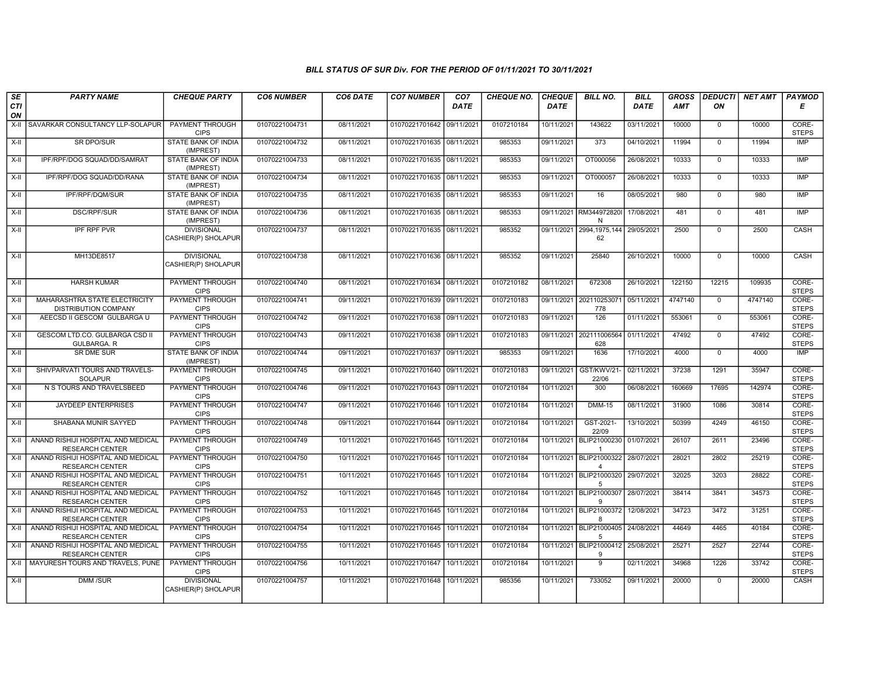## BILL STATUS OF SUR Div. FOR THE PERIOD OF 01/11/2021 TO 30/11/2021

| SECTION | PARTY NAME | CHEQUE PARTY | CO6 NUMBER | CO6 DATE | CO7 NUMBER | CO7 DATE | CHEQUE NO. | CHEQUE DATE | BILL NO. | BILL DATE | GROSS AMT | DEDUCTION | NET AMT | PAYMODE |
|---|---|---|---|---|---|---|---|---|---|---|---|---|---|---|
| X-II | SAVARKAR CONSULTANCY LLP-SOLAPUR | PAYMENT THROUGH CIPS | 01070221004731 | 08/11/2021 | 01070221701642 | 09/11/2021 | 0107210184 | 10/11/2021 | 143622 | 03/11/2021 | 10000 | 0 | 10000 | CORE-STEPS |
| X-II | SR DPO/SUR | STATE BANK OF INDIA (IMPREST) | 01070221004732 | 08/11/2021 | 01070221701635 | 08/11/2021 | 985353 | 09/11/2021 | 373 | 04/10/2021 | 11994 | 0 | 11994 | IMP |
| X-II | IPF/RPF/DOG SQUAD/DD/SAMRAT | STATE BANK OF INDIA (IMPREST) | 01070221004733 | 08/11/2021 | 01070221701635 | 08/11/2021 | 985353 | 09/11/2021 | OT000056 | 26/08/2021 | 10333 | 0 | 10333 | IMP |
| X-II | IPF/RPF/DOG SQUAD/DD/RANA | STATE BANK OF INDIA (IMPREST) | 01070221004734 | 08/11/2021 | 01070221701635 | 08/11/2021 | 985353 | 09/11/2021 | OT000057 | 26/08/2021 | 10333 | 0 | 10333 | IMP |
| X-II | IPF/RPF/DQM/SUR | STATE BANK OF INDIA (IMPREST) | 01070221004735 | 08/11/2021 | 01070221701635 | 08/11/2021 | 985353 | 09/11/2021 | 16 | 08/05/2021 | 980 | 0 | 980 | IMP |
| X-II | DSC/RPF/SUR | STATE BANK OF INDIA (IMPREST) | 01070221004736 | 08/11/2021 | 01070221701635 | 08/11/2021 | 985353 | 09/11/2021 | RM3449728201N | 17/08/2021 | 481 | 0 | 481 | IMP |
| X-II | IPF RPF PVR | DIVISIONAL CASHIER(P) SHOLAPUR | 01070221004737 | 08/11/2021 | 01070221701635 | 08/11/2021 | 985352 | 09/11/2021 | 2994,1975,144 62 | 29/05/2021 | 2500 | 0 | 2500 | CASH |
| X-II | MH13DE8517 | DIVISIONAL CASHIER(P) SHOLAPUR | 01070221004738 | 08/11/2021 | 01070221701636 | 08/11/2021 | 985352 | 09/11/2021 | 25840 | 26/10/2021 | 10000 | 0 | 10000 | CASH |
| X-II | HARSH KUMAR | PAYMENT THROUGH CIPS | 01070221004740 | 08/11/2021 | 01070221701634 | 08/11/2021 | 0107210182 | 08/11/2021 | 672308 | 26/10/2021 | 122150 | 12215 | 109935 | CORE-STEPS |
| X-II | MAHARASHTRA STATE ELECTRICITY DISTRIBUTION COMPANY | PAYMENT THROUGH CIPS | 01070221004741 | 09/11/2021 | 01070221701639 | 09/11/2021 | 0107210183 | 09/11/2021 | 202110253071778 | 05/11/2021 | 4747140 | 0 | 4747140 | CORE-STEPS |
| X-II | AEECSD II GESCOM GULBARGA U | PAYMENT THROUGH CIPS | 01070221004742 | 09/11/2021 | 01070221701638 | 09/11/2021 | 0107210183 | 09/11/2021 | 126 | 01/11/2021 | 553061 | 0 | 553061 | CORE-STEPS |
| X-II | GESCOM LTD.CO. GULBARGA CSD II GULBARGA. R | PAYMENT THROUGH CIPS | 01070221004743 | 09/11/2021 | 01070221701638 | 09/11/2021 | 0107210183 | 09/11/2021 | 202111006564628 | 01/11/2021 | 47492 | 0 | 47492 | CORE-STEPS |
| X-II | SR DME SUR | STATE BANK OF INDIA (IMPREST) | 01070221004744 | 09/11/2021 | 01070221701637 | 09/11/2021 | 985353 | 09/11/2021 | 1636 | 17/10/2021 | 4000 | 0 | 4000 | IMP |
| X-II | SHIVPARVATI TOURS AND TRAVELS-SOLAPUR | PAYMENT THROUGH CIPS | 01070221004745 | 09/11/2021 | 01070221701640 | 09/11/2021 | 0107210183 | 09/11/2021 | GST/KWV/21-22/06 | 02/11/2021 | 37238 | 1291 | 35947 | CORE-STEPS |
| X-II | N S TOURS AND TRAVELSBEED | PAYMENT THROUGH CIPS | 01070221004746 | 09/11/2021 | 01070221701643 | 09/11/2021 | 0107210184 | 10/11/2021 | 300 | 06/08/2021 | 160669 | 17695 | 142974 | CORE-STEPS |
| X-II | JAYDEEP ENTERPRISES | PAYMENT THROUGH CIPS | 01070221004747 | 09/11/2021 | 01070221701646 | 10/11/2021 | 0107210184 | 10/11/2021 | DMM-15 | 08/11/2021 | 31900 | 1086 | 30814 | CORE-STEPS |
| X-II | SHABANA MUNIR SAYYED | PAYMENT THROUGH CIPS | 01070221004748 | 09/11/2021 | 01070221701644 | 09/11/2021 | 0107210184 | 10/11/2021 | GST-2021-22/09 | 13/10/2021 | 50399 | 4249 | 46150 | CORE-STEPS |
| X-II | ANAND RISHIJI HOSPITAL AND MEDICAL RESEARCH CENTER | PAYMENT THROUGH CIPS | 01070221004749 | 10/11/2021 | 01070221701645 | 10/11/2021 | 0107210184 | 10/11/2021 | BLIP210002301 | 01/07/2021 | 26107 | 2611 | 23496 | CORE-STEPS |
| X-II | ANAND RISHIJI HOSPITAL AND MEDICAL RESEARCH CENTER | PAYMENT THROUGH CIPS | 01070221004750 | 10/11/2021 | 01070221701645 | 10/11/2021 | 0107210184 | 10/11/2021 | BLIP210003224 | 28/07/2021 | 28021 | 2802 | 25219 | CORE-STEPS |
| X-II | ANAND RISHIJI HOSPITAL AND MEDICAL RESEARCH CENTER | PAYMENT THROUGH CIPS | 01070221004751 | 10/11/2021 | 01070221701645 | 10/11/2021 | 0107210184 | 10/11/2021 | BLIP210003205 | 29/07/2021 | 32025 | 3203 | 28822 | CORE-STEPS |
| X-II | ANAND RISHIJI HOSPITAL AND MEDICAL RESEARCH CENTER | PAYMENT THROUGH CIPS | 01070221004752 | 10/11/2021 | 01070221701645 | 10/11/2021 | 0107210184 | 10/11/2021 | BLIP210003079 | 28/07/2021 | 38414 | 3841 | 34573 | CORE-STEPS |
| X-II | ANAND RISHIJI HOSPITAL AND MEDICAL RESEARCH CENTER | PAYMENT THROUGH CIPS | 01070221004753 | 10/11/2021 | 01070221701645 | 10/11/2021 | 0107210184 | 10/11/2021 | BLIP210003728 | 12/08/2021 | 34723 | 3472 | 31251 | CORE-STEPS |
| X-II | ANAND RISHIJI HOSPITAL AND MEDICAL RESEARCH CENTER | PAYMENT THROUGH CIPS | 01070221004754 | 10/11/2021 | 01070221701645 | 10/11/2021 | 0107210184 | 10/11/2021 | BLIP210004055 | 24/08/2021 | 44649 | 4465 | 40184 | CORE-STEPS |
| X-II | ANAND RISHIJI HOSPITAL AND MEDICAL RESEARCH CENTER | PAYMENT THROUGH CIPS | 01070221004755 | 10/11/2021 | 01070221701645 | 10/11/2021 | 0107210184 | 10/11/2021 | BLIP210004129 | 25/08/2021 | 25271 | 2527 | 22744 | CORE-STEPS |
| X-II | MAYURESH TOURS AND TRAVELS, PUNE | PAYMENT THROUGH CIPS | 01070221004756 | 10/11/2021 | 01070221701647 | 10/11/2021 | 0107210184 | 10/11/2021 | 9 | 02/11/2021 | 34968 | 1226 | 33742 | CORE-STEPS |
| X-II | DMM /SUR | DIVISIONAL CASHIER(P) SHOLAPUR | 01070221004757 | 10/11/2021 | 01070221701648 | 10/11/2021 | 985356 | 10/11/2021 | 733052 | 09/11/2021 | 20000 | 0 | 20000 | CASH |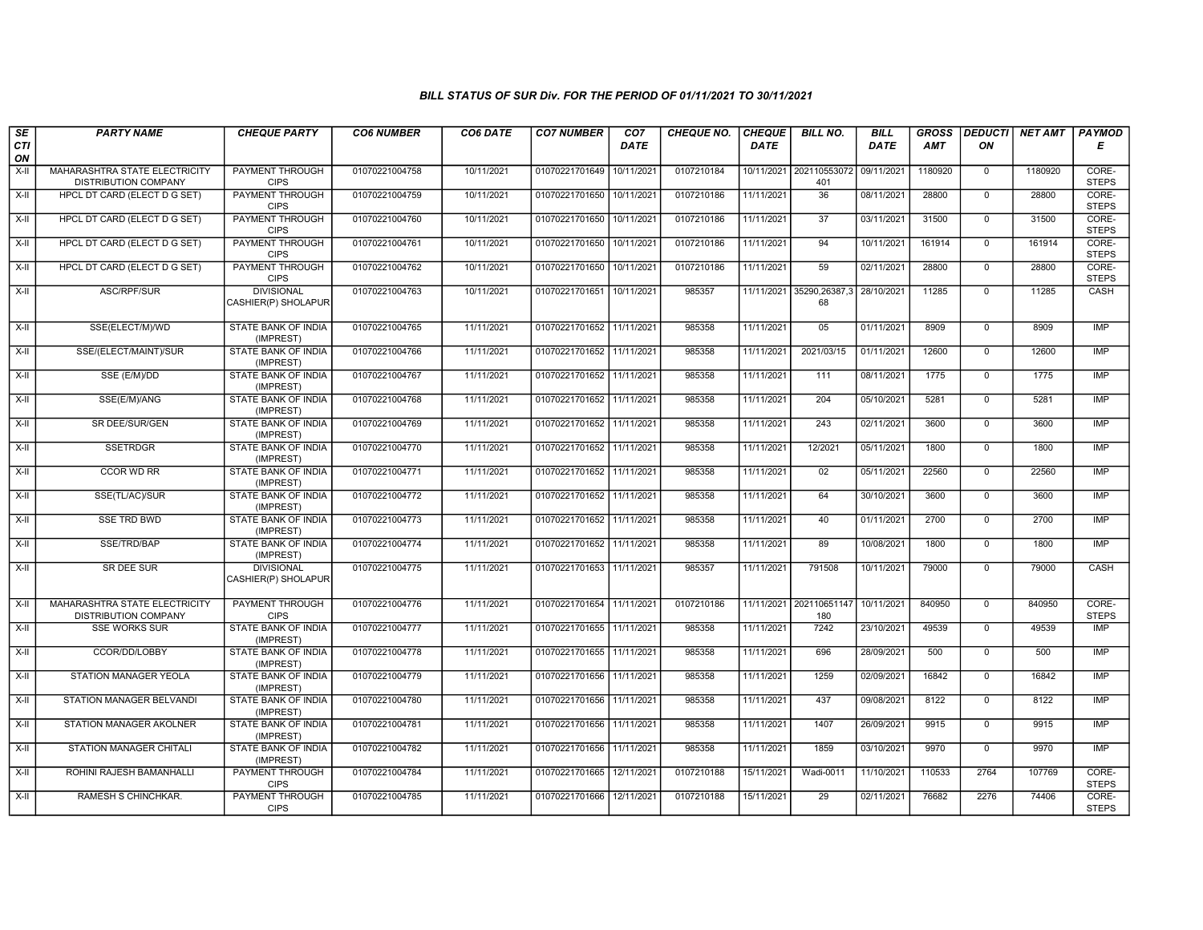### BILL STATUS OF SUR Div. FOR THE PERIOD OF 01/11/2021 TO 30/11/2021

| SECTION | PARTY NAME | CHEQUE PARTY | CO6 NUMBER | CO6 DATE | CO7 NUMBER | CO7 DATE | CHEQUE NO. | CHEQUE DATE | BILL NO. | BILL DATE | GROSS AMT | DEDUCTION | NET AMT | PAYMODE |
|---|---|---|---|---|---|---|---|---|---|---|---|---|---|---|
| X-II | MAHARASHTRA STATE ELECTRICITY DISTRIBUTION COMPANY | PAYMENT THROUGH CIPS | 01070221004758 | 10/11/2021 | 01070221701649 | 10/11/2021 | 0107210184 | 10/11/2021 | 202110553072401 | 09/11/2021 | 1180920 | 0 | 1180920 | CORE-STEPS |
| X-II | HPCL DT CARD (ELECT D G SET) | PAYMENT THROUGH CIPS | 01070221004759 | 10/11/2021 | 01070221701650 | 10/11/2021 | 0107210186 | 11/11/2021 | 36 | 08/11/2021 | 28800 | 0 | 28800 | CORE-STEPS |
| X-II | HPCL DT CARD (ELECT D G SET) | PAYMENT THROUGH CIPS | 01070221004760 | 10/11/2021 | 01070221701650 | 10/11/2021 | 0107210186 | 11/11/2021 | 37 | 03/11/2021 | 31500 | 0 | 31500 | CORE-STEPS |
| X-II | HPCL DT CARD (ELECT D G SET) | PAYMENT THROUGH CIPS | 01070221004761 | 10/11/2021 | 01070221701650 | 10/11/2021 | 0107210186 | 11/11/2021 | 94 | 10/11/2021 | 161914 | 0 | 161914 | CORE-STEPS |
| X-II | HPCL DT CARD (ELECT D G SET) | PAYMENT THROUGH CIPS | 01070221004762 | 10/11/2021 | 01070221701650 | 10/11/2021 | 0107210186 | 11/11/2021 | 59 | 02/11/2021 | 28800 | 0 | 28800 | CORE-STEPS |
| X-II | ASC/RPF/SUR | DIVISIONAL CASHIER(P) SHOLAPUR | 01070221004763 | 10/11/2021 | 01070221701651 | 10/11/2021 | 985357 | 11/11/2021 | 35290,26387,368 | 28/10/2021 | 11285 | 0 | 11285 | CASH |
| X-II | SSE(ELECT/M)/WD | STATE BANK OF INDIA (IMPREST) | 01070221004765 | 11/11/2021 | 01070221701652 | 11/11/2021 | 985358 | 11/11/2021 | 05 | 01/11/2021 | 8909 | 0 | 8909 | IMP |
| X-II | SSE/(ELECT/MAINT)/SUR | STATE BANK OF INDIA (IMPREST) | 01070221004766 | 11/11/2021 | 01070221701652 | 11/11/2021 | 985358 | 11/11/2021 | 2021/03/15 | 01/11/2021 | 12600 | 0 | 12600 | IMP |
| X-II | SSE (E/M)/DD | STATE BANK OF INDIA (IMPREST) | 01070221004767 | 11/11/2021 | 01070221701652 | 11/11/2021 | 985358 | 11/11/2021 | 111 | 08/11/2021 | 1775 | 0 | 1775 | IMP |
| X-II | SSE(E/M)/ANG | STATE BANK OF INDIA (IMPREST) | 01070221004768 | 11/11/2021 | 01070221701652 | 11/11/2021 | 985358 | 11/11/2021 | 204 | 05/10/2021 | 5281 | 0 | 5281 | IMP |
| X-II | SR DEE/SUR/GEN | STATE BANK OF INDIA (IMPREST) | 01070221004769 | 11/11/2021 | 01070221701652 | 11/11/2021 | 985358 | 11/11/2021 | 243 | 02/11/2021 | 3600 | 0 | 3600 | IMP |
| X-II | SSETRDGR | STATE BANK OF INDIA (IMPREST) | 01070221004770 | 11/11/2021 | 01070221701652 | 11/11/2021 | 985358 | 11/11/2021 | 12/2021 | 05/11/2021 | 1800 | 0 | 1800 | IMP |
| X-II | CCOR WD RR | STATE BANK OF INDIA (IMPREST) | 01070221004771 | 11/11/2021 | 01070221701652 | 11/11/2021 | 985358 | 11/11/2021 | 02 | 05/11/2021 | 22560 | 0 | 22560 | IMP |
| X-II | SSE(TL/AC)/SUR | STATE BANK OF INDIA (IMPREST) | 01070221004772 | 11/11/2021 | 01070221701652 | 11/11/2021 | 985358 | 11/11/2021 | 64 | 30/10/2021 | 3600 | 0 | 3600 | IMP |
| X-II | SSE TRD BWD | STATE BANK OF INDIA (IMPREST) | 01070221004773 | 11/11/2021 | 01070221701652 | 11/11/2021 | 985358 | 11/11/2021 | 40 | 01/11/2021 | 2700 | 0 | 2700 | IMP |
| X-II | SSE/TRD/BAP | STATE BANK OF INDIA (IMPREST) | 01070221004774 | 11/11/2021 | 01070221701652 | 11/11/2021 | 985358 | 11/11/2021 | 89 | 10/08/2021 | 1800 | 0 | 1800 | IMP |
| X-II | SR DEE SUR | DIVISIONAL CASHIER(P) SHOLAPUR | 01070221004775 | 11/11/2021 | 01070221701653 | 11/11/2021 | 985357 | 11/11/2021 | 791508 | 10/11/2021 | 79000 | 0 | 79000 | CASH |
| X-II | MAHARASHTRA STATE ELECTRICITY DISTRIBUTION COMPANY | PAYMENT THROUGH CIPS | 01070221004776 | 11/11/2021 | 01070221701654 | 11/11/2021 | 0107210186 | 11/11/2021 | 202110651147180 | 10/11/2021 | 840950 | 0 | 840950 | CORE-STEPS |
| X-II | SSE WORKS SUR | STATE BANK OF INDIA (IMPREST) | 01070221004777 | 11/11/2021 | 01070221701655 | 11/11/2021 | 985358 | 11/11/2021 | 7242 | 23/10/2021 | 49539 | 0 | 49539 | IMP |
| X-II | CCOR/DD/LOBBY | STATE BANK OF INDIA (IMPREST) | 01070221004778 | 11/11/2021 | 01070221701655 | 11/11/2021 | 985358 | 11/11/2021 | 696 | 28/09/2021 | 500 | 0 | 500 | IMP |
| X-II | STATION MANAGER YEOLA | STATE BANK OF INDIA (IMPREST) | 01070221004779 | 11/11/2021 | 01070221701656 | 11/11/2021 | 985358 | 11/11/2021 | 1259 | 02/09/2021 | 16842 | 0 | 16842 | IMP |
| X-II | STATION MANAGER BELVANDI | STATE BANK OF INDIA (IMPREST) | 01070221004780 | 11/11/2021 | 01070221701656 | 11/11/2021 | 985358 | 11/11/2021 | 437 | 09/08/2021 | 8122 | 0 | 8122 | IMP |
| X-II | STATION MANAGER AKOLNER | STATE BANK OF INDIA (IMPREST) | 01070221004781 | 11/11/2021 | 01070221701656 | 11/11/2021 | 985358 | 11/11/2021 | 1407 | 26/09/2021 | 9915 | 0 | 9915 | IMP |
| X-II | STATION MANAGER CHITALI | STATE BANK OF INDIA (IMPREST) | 01070221004782 | 11/11/2021 | 01070221701656 | 11/11/2021 | 985358 | 11/11/2021 | 1859 | 03/10/2021 | 9970 | 0 | 9970 | IMP |
| X-II | ROHINI RAJESH BAMANHALLI | PAYMENT THROUGH CIPS | 01070221004784 | 11/11/2021 | 01070221701665 | 12/11/2021 | 0107210188 | 15/11/2021 | Wadi-0011 | 11/10/2021 | 110533 | 2764 | 107769 | CORE-STEPS |
| X-II | RAMESH S CHINCHKAR. | PAYMENT THROUGH CIPS | 01070221004785 | 11/11/2021 | 01070221701666 | 12/11/2021 | 0107210188 | 15/11/2021 | 29 | 02/11/2021 | 76682 | 2276 | 74406 | CORE-STEPS |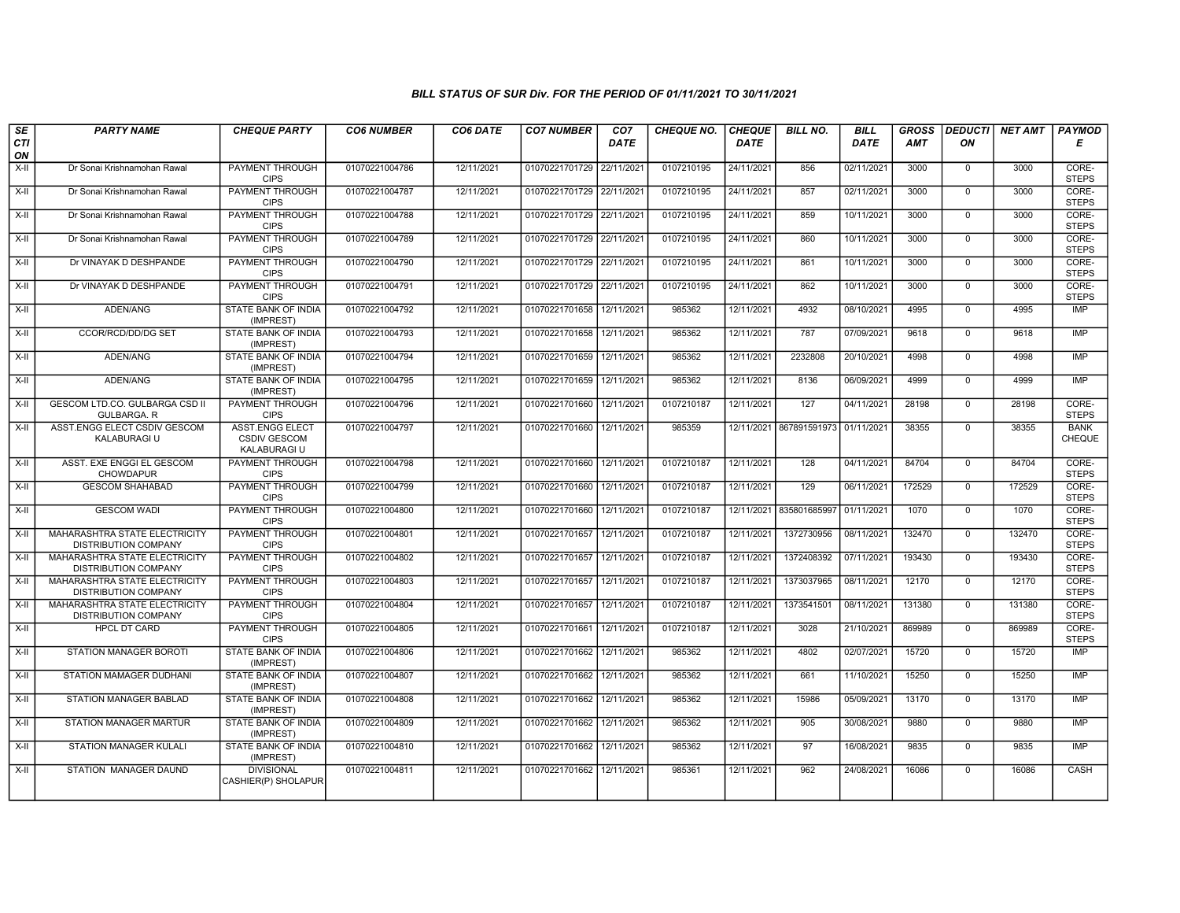# BILL STATUS OF SUR Div. FOR THE PERIOD OF 01/11/2021 TO 30/11/2021

| SECTION | PARTY NAME | CHEQUE PARTY | CO6 NUMBER | CO6 DATE | CO7 NUMBER | CO7 DATE | CHEQUE NO. | CHEQUE DATE | BILL NO. | BILL DATE | GROSS AMT | DEDUCTION | NET AMT | PAYMODE |
|---|---|---|---|---|---|---|---|---|---|---|---|---|---|---|
| X-II | Dr Sonai Krishnamohan Rawal | PAYMENT THROUGH CIPS | 01070221004786 | 12/11/2021 | 01070221701729 | 22/11/2021 | 0107210195 | 24/11/2021 | 856 | 02/11/2021 | 3000 | 0 | 3000 | CORE-STEPS |
| X-II | Dr Sonai Krishnamohan Rawal | PAYMENT THROUGH CIPS | 01070221004787 | 12/11/2021 | 01070221701729 | 22/11/2021 | 0107210195 | 24/11/2021 | 857 | 02/11/2021 | 3000 | 0 | 3000 | CORE-STEPS |
| X-II | Dr Sonai Krishnamohan Rawal | PAYMENT THROUGH CIPS | 01070221004788 | 12/11/2021 | 01070221701729 | 22/11/2021 | 0107210195 | 24/11/2021 | 859 | 10/11/2021 | 3000 | 0 | 3000 | CORE-STEPS |
| X-II | Dr Sonai Krishnamohan Rawal | PAYMENT THROUGH CIPS | 01070221004789 | 12/11/2021 | 01070221701729 | 22/11/2021 | 0107210195 | 24/11/2021 | 860 | 10/11/2021 | 3000 | 0 | 3000 | CORE-STEPS |
| X-II | Dr VINAYAK D DESHPANDE | PAYMENT THROUGH CIPS | 01070221004790 | 12/11/2021 | 01070221701729 | 22/11/2021 | 0107210195 | 24/11/2021 | 861 | 10/11/2021 | 3000 | 0 | 3000 | CORE-STEPS |
| X-II | Dr VINAYAK D DESHPANDE | PAYMENT THROUGH CIPS | 01070221004791 | 12/11/2021 | 01070221701729 | 22/11/2021 | 0107210195 | 24/11/2021 | 862 | 10/11/2021 | 3000 | 0 | 3000 | CORE-STEPS |
| X-II | ADEN/ANG | STATE BANK OF INDIA (IMPREST) | 01070221004792 | 12/11/2021 | 01070221701658 | 12/11/2021 | 985362 | 12/11/2021 | 4932 | 08/10/2021 | 4995 | 0 | 4995 | IMP |
| X-II | CCOR/RCD/DD/DG SET | STATE BANK OF INDIA (IMPREST) | 01070221004793 | 12/11/2021 | 01070221701658 | 12/11/2021 | 985362 | 12/11/2021 | 787 | 07/09/2021 | 9618 | 0 | 9618 | IMP |
| X-II | ADEN/ANG | STATE BANK OF INDIA (IMPREST) | 01070221004794 | 12/11/2021 | 01070221701659 | 12/11/2021 | 985362 | 12/11/2021 | 2232808 | 20/10/2021 | 4998 | 0 | 4998 | IMP |
| X-II | ADEN/ANG | STATE BANK OF INDIA (IMPREST) | 01070221004795 | 12/11/2021 | 01070221701659 | 12/11/2021 | 985362 | 12/11/2021 | 8136 | 06/09/2021 | 4999 | 0 | 4999 | IMP |
| X-II | GESCOM LTD.CO. GULBARGA CSD II GULBARGA. R | PAYMENT THROUGH CIPS | 01070221004796 | 12/11/2021 | 01070221701660 | 12/11/2021 | 0107210187 | 12/11/2021 | 127 | 04/11/2021 | 28198 | 0 | 28198 | CORE-STEPS |
| X-II | ASST.ENGG ELECT CSDIV GESCOM KALABURAGI U | ASST.ENGG ELECT CSDIV GESCOM KALABURAGI U | 01070221004797 | 12/11/2021 | 01070221701660 | 12/11/2021 | 985359 | 12/11/2021 | 867891591973 | 01/11/2021 | 38355 | 0 | 38355 | BANK CHEQUE |
| X-II | ASST. EXE ENGGI EL GESCOM CHOWDAPUR | PAYMENT THROUGH CIPS | 01070221004798 | 12/11/2021 | 01070221701660 | 12/11/2021 | 0107210187 | 12/11/2021 | 128 | 04/11/2021 | 84704 | 0 | 84704 | CORE-STEPS |
| X-II | GESCOM SHAHABAD | PAYMENT THROUGH CIPS | 01070221004799 | 12/11/2021 | 01070221701660 | 12/11/2021 | 0107210187 | 12/11/2021 | 129 | 06/11/2021 | 172529 | 0 | 172529 | CORE-STEPS |
| X-II | GESCOM WADI | PAYMENT THROUGH CIPS | 01070221004800 | 12/11/2021 | 01070221701660 | 12/11/2021 | 0107210187 | 12/11/2021 | 835801685997 | 01/11/2021 | 1070 | 0 | 1070 | CORE-STEPS |
| X-II | MAHARASHTRA STATE ELECTRICITY DISTRIBUTION COMPANY | PAYMENT THROUGH CIPS | 01070221004801 | 12/11/2021 | 01070221701657 | 12/11/2021 | 0107210187 | 12/11/2021 | 1372730956 | 08/11/2021 | 132470 | 0 | 132470 | CORE-STEPS |
| X-II | MAHARASHTRA STATE ELECTRICITY DISTRIBUTION COMPANY | PAYMENT THROUGH CIPS | 01070221004802 | 12/11/2021 | 01070221701657 | 12/11/2021 | 0107210187 | 12/11/2021 | 1372408392 | 07/11/2021 | 193430 | 0 | 193430 | CORE-STEPS |
| X-II | MAHARASHTRA STATE ELECTRICITY DISTRIBUTION COMPANY | PAYMENT THROUGH CIPS | 01070221004803 | 12/11/2021 | 01070221701657 | 12/11/2021 | 0107210187 | 12/11/2021 | 1373037965 | 08/11/2021 | 12170 | 0 | 12170 | CORE-STEPS |
| X-II | MAHARASHTRA STATE ELECTRICITY DISTRIBUTION COMPANY | PAYMENT THROUGH CIPS | 01070221004804 | 12/11/2021 | 01070221701657 | 12/11/2021 | 0107210187 | 12/11/2021 | 1373541501 | 08/11/2021 | 131380 | 0 | 131380 | CORE-STEPS |
| X-II | HPCL DT CARD | PAYMENT THROUGH CIPS | 01070221004805 | 12/11/2021 | 01070221701661 | 12/11/2021 | 0107210187 | 12/11/2021 | 3028 | 21/10/2021 | 869989 | 0 | 869989 | CORE-STEPS |
| X-II | STATION MANAGER BOROTI | STATE BANK OF INDIA (IMPREST) | 01070221004806 | 12/11/2021 | 01070221701662 | 12/11/2021 | 985362 | 12/11/2021 | 4802 | 02/07/2021 | 15720 | 0 | 15720 | IMP |
| X-II | STATION MAMAGER DUDHANI | STATE BANK OF INDIA (IMPREST) | 01070221004807 | 12/11/2021 | 01070221701662 | 12/11/2021 | 985362 | 12/11/2021 | 661 | 11/10/2021 | 15250 | 0 | 15250 | IMP |
| X-II | STATION MANAGER BABLAD | STATE BANK OF INDIA (IMPREST) | 01070221004808 | 12/11/2021 | 01070221701662 | 12/11/2021 | 985362 | 12/11/2021 | 15986 | 05/09/2021 | 13170 | 0 | 13170 | IMP |
| X-II | STATION MANAGER MARTUR | STATE BANK OF INDIA (IMPREST) | 01070221004809 | 12/11/2021 | 01070221701662 | 12/11/2021 | 985362 | 12/11/2021 | 905 | 30/08/2021 | 9880 | 0 | 9880 | IMP |
| X-II | STATION MANAGER KULALI | STATE BANK OF INDIA (IMPREST) | 01070221004810 | 12/11/2021 | 01070221701662 | 12/11/2021 | 985362 | 12/11/2021 | 97 | 16/08/2021 | 9835 | 0 | 9835 | IMP |
| X-II | STATION MANAGER DAUND | DIVISIONAL CASHIER(P) SHOLAPUR | 01070221004811 | 12/11/2021 | 01070221701662 | 12/11/2021 | 985361 | 12/11/2021 | 962 | 24/08/2021 | 16086 | 0 | 16086 | CASH |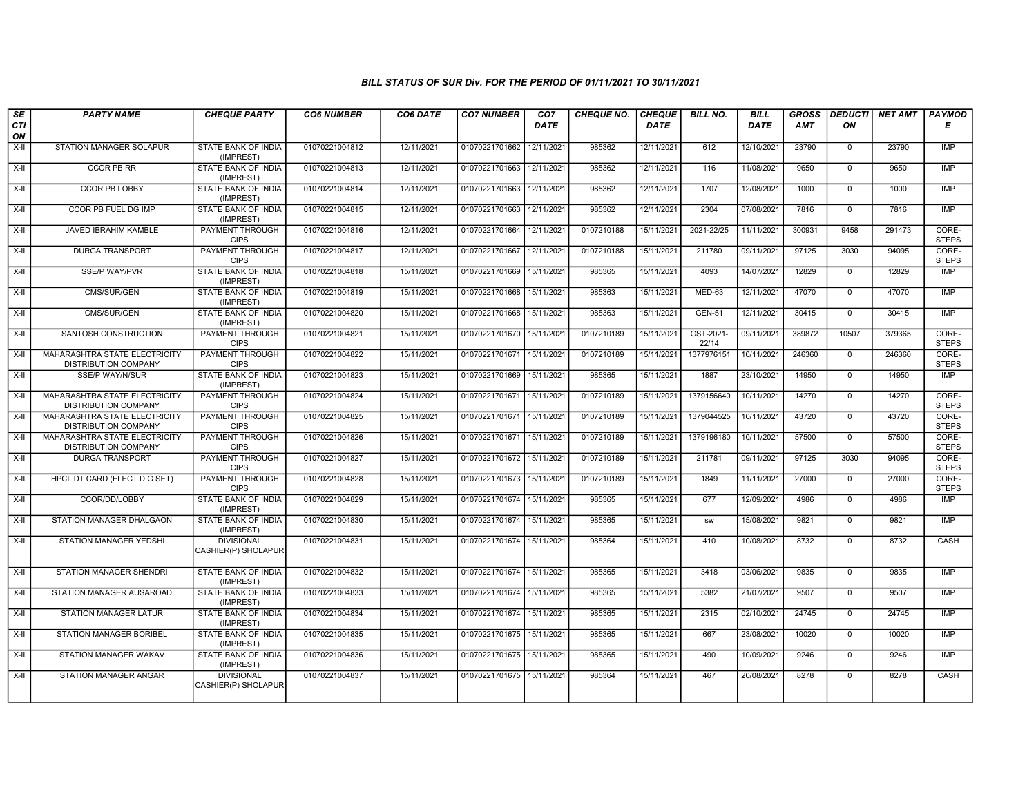### BILL STATUS OF SUR Div. FOR THE PERIOD OF 01/11/2021 TO 30/11/2021

| SECTION | PARTY NAME | CHEQUE PARTY | CO6 NUMBER | CO6 DATE | CO7 NUMBER | CO7 DATE | CHEQUE NO. | CHEQUE DATE | BILL NO. | BILL DATE | GROSS AMT | DEDUCTION | NET AMT | PAYMODE |
|---|---|---|---|---|---|---|---|---|---|---|---|---|---|---|
| X-II | STATION MANAGER SOLAPUR | STATE BANK OF INDIA (IMPREST) | 01070221004812 | 12/11/2021 | 01070221701662 | 12/11/2021 | 985362 | 12/11/2021 | 612 | 12/10/2021 | 23790 | 0 | 23790 | IMP |
| X-II | CCOR PB RR | STATE BANK OF INDIA (IMPREST) | 01070221004813 | 12/11/2021 | 01070221701663 | 12/11/2021 | 985362 | 12/11/2021 | 116 | 11/08/2021 | 9650 | 0 | 9650 | IMP |
| X-II | CCOR PB LOBBY | STATE BANK OF INDIA (IMPREST) | 01070221004814 | 12/11/2021 | 01070221701663 | 12/11/2021 | 985362 | 12/11/2021 | 1707 | 12/08/2021 | 1000 | 0 | 1000 | IMP |
| X-II | CCOR PB FUEL DG IMP | STATE BANK OF INDIA (IMPREST) | 01070221004815 | 12/11/2021 | 01070221701663 | 12/11/2021 | 985362 | 12/11/2021 | 2304 | 07/08/2021 | 7816 | 0 | 7816 | IMP |
| X-II | JAVED IBRAHIM KAMBLE | PAYMENT THROUGH CIPS | 01070221004816 | 12/11/2021 | 01070221701664 | 12/11/2021 | 0107210188 | 15/11/2021 | 2021-22/25 | 11/11/2021 | 300931 | 9458 | 291473 | CORE-STEPS |
| X-II | DURGA TRANSPORT | PAYMENT THROUGH CIPS | 01070221004817 | 12/11/2021 | 01070221701667 | 12/11/2021 | 0107210188 | 15/11/2021 | 211780 | 09/11/2021 | 97125 | 3030 | 94095 | CORE-STEPS |
| X-II | SSE/P WAY/PVR | STATE BANK OF INDIA (IMPREST) | 01070221004818 | 15/11/2021 | 01070221701669 | 15/11/2021 | 985365 | 15/11/2021 | 4093 | 14/07/2021 | 12829 | 0 | 12829 | IMP |
| X-II | CMS/SUR/GEN | STATE BANK OF INDIA (IMPREST) | 01070221004819 | 15/11/2021 | 01070221701668 | 15/11/2021 | 985363 | 15/11/2021 | MED-63 | 12/11/2021 | 47070 | 0 | 47070 | IMP |
| X-II | CMS/SUR/GEN | STATE BANK OF INDIA (IMPREST) | 01070221004820 | 15/11/2021 | 01070221701668 | 15/11/2021 | 985363 | 15/11/2021 | GEN-51 | 12/11/2021 | 30415 | 0 | 30415 | IMP |
| X-II | SANTOSH CONSTRUCTION | PAYMENT THROUGH CIPS | 01070221004821 | 15/11/2021 | 01070221701670 | 15/11/2021 | 0107210189 | 15/11/2021 | GST-2021-22/14 | 09/11/2021 | 389872 | 10507 | 379365 | CORE-STEPS |
| X-II | MAHARASHTRA STATE ELECTRICITY DISTRIBUTION COMPANY | PAYMENT THROUGH CIPS | 01070221004822 | 15/11/2021 | 01070221701671 | 15/11/2021 | 0107210189 | 15/11/2021 | 1377976151 | 10/11/2021 | 246360 | 0 | 246360 | CORE-STEPS |
| X-II | SSE/P WAY/N/SUR | STATE BANK OF INDIA (IMPREST) | 01070221004823 | 15/11/2021 | 01070221701669 | 15/11/2021 | 985365 | 15/11/2021 | 1887 | 23/10/2021 | 14950 | 0 | 14950 | IMP |
| X-II | MAHARASHTRA STATE ELECTRICITY DISTRIBUTION COMPANY | PAYMENT THROUGH CIPS | 01070221004824 | 15/11/2021 | 01070221701671 | 15/11/2021 | 0107210189 | 15/11/2021 | 1379156640 | 10/11/2021 | 14270 | 0 | 14270 | CORE-STEPS |
| X-II | MAHARASHTRA STATE ELECTRICITY DISTRIBUTION COMPANY | PAYMENT THROUGH CIPS | 01070221004825 | 15/11/2021 | 01070221701671 | 15/11/2021 | 0107210189 | 15/11/2021 | 1379044525 | 10/11/2021 | 43720 | 0 | 43720 | CORE-STEPS |
| X-II | MAHARASHTRA STATE ELECTRICITY DISTRIBUTION COMPANY | PAYMENT THROUGH CIPS | 01070221004826 | 15/11/2021 | 01070221701671 | 15/11/2021 | 0107210189 | 15/11/2021 | 1379196180 | 10/11/2021 | 57500 | 0 | 57500 | CORE-STEPS |
| X-II | DURGA TRANSPORT | PAYMENT THROUGH CIPS | 01070221004827 | 15/11/2021 | 01070221701672 | 15/11/2021 | 0107210189 | 15/11/2021 | 211781 | 09/11/2021 | 97125 | 3030 | 94095 | CORE-STEPS |
| X-II | HPCL DT CARD (ELECT D G SET) | PAYMENT THROUGH CIPS | 01070221004828 | 15/11/2021 | 01070221701673 | 15/11/2021 | 0107210189 | 15/11/2021 | 1849 | 11/11/2021 | 27000 | 0 | 27000 | CORE-STEPS |
| X-II | CCOR/DD/LOBBY | STATE BANK OF INDIA (IMPREST) | 01070221004829 | 15/11/2021 | 01070221701674 | 15/11/2021 | 985365 | 15/11/2021 | 677 | 12/09/2021 | 4986 | 0 | 4986 | IMP |
| X-II | STATION MANAGER DHALGAON | STATE BANK OF INDIA (IMPREST) | 01070221004830 | 15/11/2021 | 01070221701674 | 15/11/2021 | 985365 | 15/11/2021 | sw | 15/08/2021 | 9821 | 0 | 9821 | IMP |
| X-II | STATION MANAGER YEDSHI | DIVISIONAL CASHIER(P) SHOLAPUR | 01070221004831 | 15/11/2021 | 01070221701674 | 15/11/2021 | 985364 | 15/11/2021 | 410 | 10/08/2021 | 8732 | 0 | 8732 | CASH |
| X-II | STATION MANAGER SHENDRI | STATE BANK OF INDIA (IMPREST) | 01070221004832 | 15/11/2021 | 01070221701674 | 15/11/2021 | 985365 | 15/11/2021 | 3418 | 03/06/2021 | 9835 | 0 | 9835 | IMP |
| X-II | STATION MANAGER AUSAROAD | STATE BANK OF INDIA (IMPREST) | 01070221004833 | 15/11/2021 | 01070221701674 | 15/11/2021 | 985365 | 15/11/2021 | 5382 | 21/07/2021 | 9507 | 0 | 9507 | IMP |
| X-II | STATION MANAGER LATUR | STATE BANK OF INDIA (IMPREST) | 01070221004834 | 15/11/2021 | 01070221701674 | 15/11/2021 | 985365 | 15/11/2021 | 2315 | 02/10/2021 | 24745 | 0 | 24745 | IMP |
| X-II | STATION MANAGER BORIBEL | STATE BANK OF INDIA (IMPREST) | 01070221004835 | 15/11/2021 | 01070221701675 | 15/11/2021 | 985365 | 15/11/2021 | 667 | 23/08/2021 | 10020 | 0 | 10020 | IMP |
| X-II | STATION MANAGER WAKAV | STATE BANK OF INDIA (IMPREST) | 01070221004836 | 15/11/2021 | 01070221701675 | 15/11/2021 | 985365 | 15/11/2021 | 490 | 10/09/2021 | 9246 | 0 | 9246 | IMP |
| X-II | STATION MANAGER ANGAR | DIVISIONAL CASHIER(P) SHOLAPUR | 01070221004837 | 15/11/2021 | 01070221701675 | 15/11/2021 | 985364 | 15/11/2021 | 467 | 20/08/2021 | 8278 | 0 | 8278 | CASH |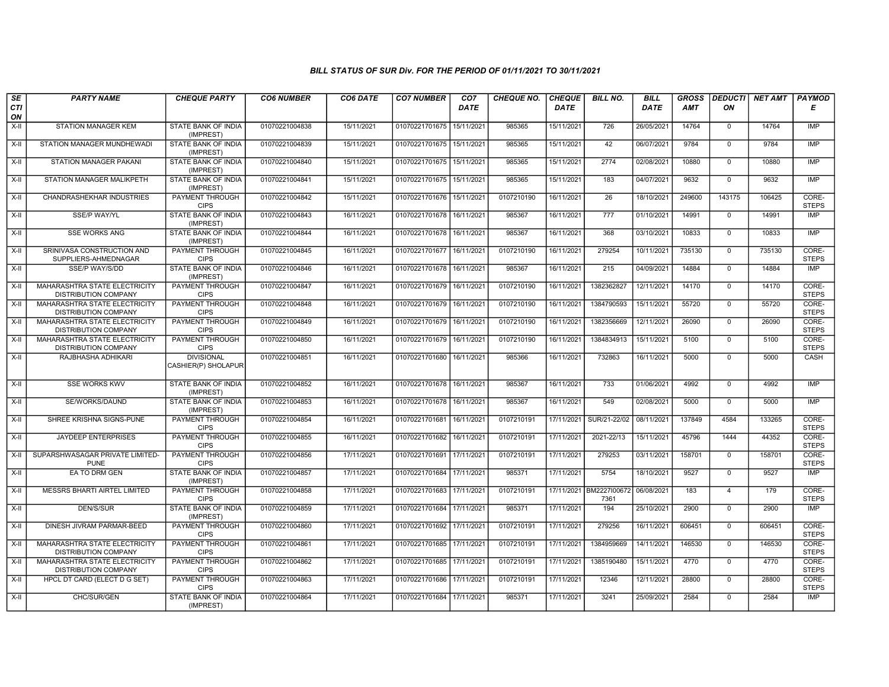## BILL STATUS OF SUR Div. FOR THE PERIOD OF 01/11/2021 TO 30/11/2021

| SECTION | PARTY NAME | CHEQUE PARTY | CO6 NUMBER | CO6 DATE | CO7 NUMBER | CO7 DATE | CHEQUE NO. | CHEQUE DATE | BILL NO. | BILL DATE | GROSS AMT | DEDUCTION | NET AMT | PAYMODE |
|---|---|---|---|---|---|---|---|---|---|---|---|---|---|---|
| X-II | STATION MANAGER KEM | STATE BANK OF INDIA (IMPREST) | 01070221004838 | 15/11/2021 | 01070221701675 | 15/11/2021 | 985365 | 15/11/2021 | 726 | 26/05/2021 | 14764 | 0 | 14764 | IMP |
| X-II | STATION MANAGER MUNDHEWADI | STATE BANK OF INDIA (IMPREST) | 01070221004839 | 15/11/2021 | 01070221701675 | 15/11/2021 | 985365 | 15/11/2021 | 42 | 06/07/2021 | 9784 | 0 | 9784 | IMP |
| X-II | STATION MANAGER PAKANI | STATE BANK OF INDIA (IMPREST) | 01070221004840 | 15/11/2021 | 01070221701675 | 15/11/2021 | 985365 | 15/11/2021 | 2774 | 02/08/2021 | 10880 | 0 | 10880 | IMP |
| X-II | STATION MANAGER MALIKPETH | STATE BANK OF INDIA (IMPREST) | 01070221004841 | 15/11/2021 | 01070221701675 | 15/11/2021 | 985365 | 15/11/2021 | 183 | 04/07/2021 | 9632 | 0 | 9632 | IMP |
| X-II | CHANDRASHEKHAR INDUSTRIES | PAYMENT THROUGH CIPS | 01070221004842 | 15/11/2021 | 01070221701676 | 15/11/2021 | 0107210190 | 16/11/2021 | 26 | 18/10/2021 | 249600 | 143175 | 106425 | CORE-STEPS |
| X-II | SSE/P WAY/YL | STATE BANK OF INDIA (IMPREST) | 01070221004843 | 16/11/2021 | 01070221701678 | 16/11/2021 | 985367 | 16/11/2021 | 777 | 01/10/2021 | 14991 | 0 | 14991 | IMP |
| X-II | SSE WORKS ANG | STATE BANK OF INDIA (IMPREST) | 01070221004844 | 16/11/2021 | 01070221701678 | 16/11/2021 | 985367 | 16/11/2021 | 368 | 03/10/2021 | 10833 | 0 | 10833 | IMP |
| X-II | SRINIVASA CONSTRUCTION AND SUPPLIERS-AHMEDNAGAR | PAYMENT THROUGH CIPS | 01070221004845 | 16/11/2021 | 01070221701677 | 16/11/2021 | 0107210190 | 16/11/2021 | 279254 | 10/11/2021 | 735130 | 0 | 735130 | CORE-STEPS |
| X-II | SSE/P WAY/S/DD | STATE BANK OF INDIA (IMPREST) | 01070221004846 | 16/11/2021 | 01070221701678 | 16/11/2021 | 985367 | 16/11/2021 | 215 | 04/09/2021 | 14884 | 0 | 14884 | IMP |
| X-II | MAHARASHTRA STATE ELECTRICITY DISTRIBUTION COMPANY | PAYMENT THROUGH CIPS | 01070221004847 | 16/11/2021 | 01070221701679 | 16/11/2021 | 0107210190 | 16/11/2021 | 1382362827 | 12/11/2021 | 14170 | 0 | 14170 | CORE-STEPS |
| X-II | MAHARASHTRA STATE ELECTRICITY DISTRIBUTION COMPANY | PAYMENT THROUGH CIPS | 01070221004848 | 16/11/2021 | 01070221701679 | 16/11/2021 | 0107210190 | 16/11/2021 | 1384790593 | 15/11/2021 | 55720 | 0 | 55720 | CORE-STEPS |
| X-II | MAHARASHTRA STATE ELECTRICITY DISTRIBUTION COMPANY | PAYMENT THROUGH CIPS | 01070221004849 | 16/11/2021 | 01070221701679 | 16/11/2021 | 0107210190 | 16/11/2021 | 1382356669 | 12/11/2021 | 26090 | 0 | 26090 | CORE-STEPS |
| X-II | MAHARASHTRA STATE ELECTRICITY DISTRIBUTION COMPANY | PAYMENT THROUGH CIPS | 01070221004850 | 16/11/2021 | 01070221701679 | 16/11/2021 | 0107210190 | 16/11/2021 | 1384834913 | 15/11/2021 | 5100 | 0 | 5100 | CORE-STEPS |
| X-II | RAJBHASHA ADHIKARI | DIVISIONAL CASHIER(P) SHOLAPUR | 01070221004851 | 16/11/2021 | 01070221701680 | 16/11/2021 | 985366 | 16/11/2021 | 732863 | 16/11/2021 | 5000 | 0 | 5000 | CASH |
| X-II | SSE WORKS KWV | STATE BANK OF INDIA (IMPREST) | 01070221004852 | 16/11/2021 | 01070221701678 | 16/11/2021 | 985367 | 16/11/2021 | 733 | 01/06/2021 | 4992 | 0 | 4992 | IMP |
| X-II | SE/WORKS/DAUND | STATE BANK OF INDIA (IMPREST) | 01070221004853 | 16/11/2021 | 01070221701678 | 16/11/2021 | 985367 | 16/11/2021 | 549 | 02/08/2021 | 5000 | 0 | 5000 | IMP |
| X-II | SHREE KRISHNA SIGNS-PUNE | PAYMENT THROUGH CIPS | 01070221004854 | 16/11/2021 | 01070221701681 | 16/11/2021 | 0107210191 | 17/11/2021 | SUR/21-22/02 | 08/11/2021 | 137849 | 4584 | 133265 | CORE-STEPS |
| X-II | JAYDEEP ENTERPRISES | PAYMENT THROUGH CIPS | 01070221004855 | 16/11/2021 | 01070221701682 | 16/11/2021 | 0107210191 | 17/11/2021 | 2021-22/13 | 15/11/2021 | 45796 | 1444 | 44352 | CORE-STEPS |
| X-II | SUPARSHWASAGAR PRIVATE LIMITED-PUNE | PAYMENT THROUGH CIPS | 01070221004856 | 17/11/2021 | 01070221701691 | 17/11/2021 | 0107210191 | 17/11/2021 | 279253 | 03/11/2021 | 158701 | 0 | 158701 | CORE-STEPS |
| X-II | EA TO DRM GEN | STATE BANK OF INDIA (IMPREST) | 01070221004857 | 17/11/2021 | 01070221701684 | 17/11/2021 | 985371 | 17/11/2021 | 5754 | 18/10/2021 | 9527 | 0 | 9527 | IMP |
| X-II | MESSRS BHARTI AIRTEL LIMITED | PAYMENT THROUGH CIPS | 01070221004858 | 17/11/2021 | 01070221701683 | 17/11/2021 | 0107210191 | 17/11/2021 | BM2227I006727361 | 06/08/2021 | 183 | 4 | 179 | CORE-STEPS |
| X-II | DEN/S/SUR | STATE BANK OF INDIA (IMPREST) | 01070221004859 | 17/11/2021 | 01070221701684 | 17/11/2021 | 985371 | 17/11/2021 | 194 | 25/10/2021 | 2900 | 0 | 2900 | IMP |
| X-II | DINESH JIVRAM PARMAR-BEED | PAYMENT THROUGH CIPS | 01070221004860 | 17/11/2021 | 01070221701692 | 17/11/2021 | 0107210191 | 17/11/2021 | 279256 | 16/11/2021 | 606451 | 0 | 606451 | CORE-STEPS |
| X-II | MAHARASHTRA STATE ELECTRICITY DISTRIBUTION COMPANY | PAYMENT THROUGH CIPS | 01070221004861 | 17/11/2021 | 01070221701685 | 17/11/2021 | 0107210191 | 17/11/2021 | 1384959669 | 14/11/2021 | 146530 | 0 | 146530 | CORE-STEPS |
| X-II | MAHARASHTRA STATE ELECTRICITY DISTRIBUTION COMPANY | PAYMENT THROUGH CIPS | 01070221004862 | 17/11/2021 | 01070221701685 | 17/11/2021 | 0107210191 | 17/11/2021 | 1385190480 | 15/11/2021 | 4770 | 0 | 4770 | CORE-STEPS |
| X-II | HPCL DT CARD (ELECT D G SET) | PAYMENT THROUGH CIPS | 01070221004863 | 17/11/2021 | 01070221701686 | 17/11/2021 | 0107210191 | 17/11/2021 | 12346 | 12/11/2021 | 28800 | 0 | 28800 | CORE-STEPS |
| X-II | CHC/SUR/GEN | STATE BANK OF INDIA (IMPREST) | 01070221004864 | 17/11/2021 | 01070221701684 | 17/11/2021 | 985371 | 17/11/2021 | 3241 | 25/09/2021 | 2584 | 0 | 2584 | IMP |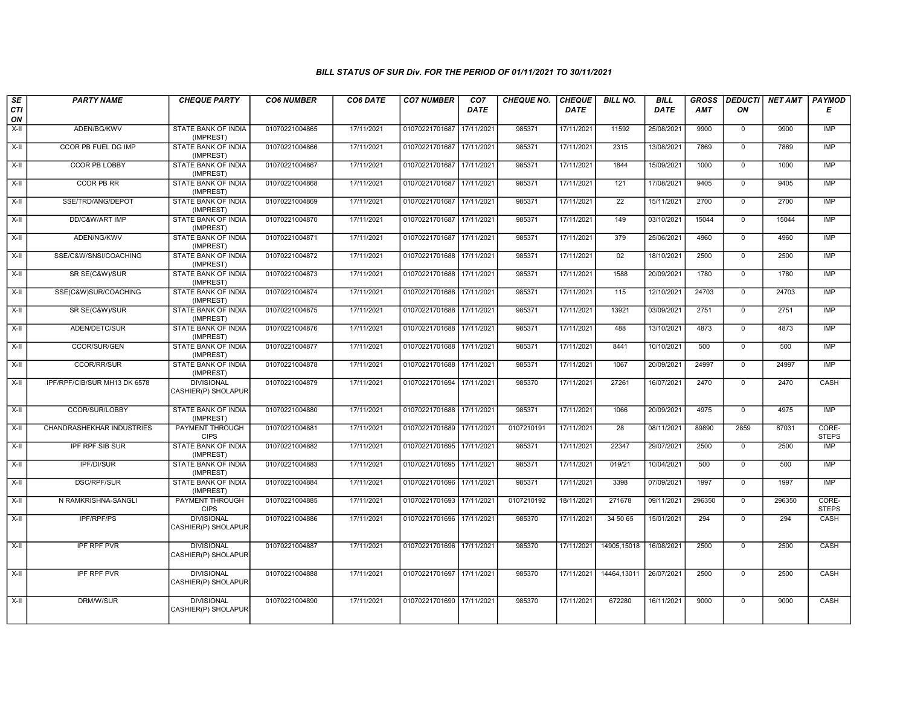### BILL STATUS OF SUR Div. FOR THE PERIOD OF 01/11/2021 TO 30/11/2021

| SECTION | PARTY NAME | CHEQUE PARTY | CO6 NUMBER | CO6 DATE | CO7 NUMBER | CO7 DATE | CHEQUE NO. | CHEQUE DATE | BILL NO. | BILL DATE | GROSS AMT | DEDUCTION | NET AMT | PAYMODE |
|---|---|---|---|---|---|---|---|---|---|---|---|---|---|---|
| X-II | ADEN/BG/KWV | STATE BANK OF INDIA (IMPREST) | 01070221004865 | 17/11/2021 | 01070221701687 | 17/11/2021 | 985371 | 17/11/2021 | 11592 | 25/08/2021 | 9900 | 0 | 9900 | IMP |
| X-II | CCOR PB FUEL DG IMP | STATE BANK OF INDIA (IMPREST) | 01070221004866 | 17/11/2021 | 01070221701687 | 17/11/2021 | 985371 | 17/11/2021 | 2315 | 13/08/2021 | 7869 | 0 | 7869 | IMP |
| X-II | CCOR PB LOBBY | STATE BANK OF INDIA (IMPREST) | 01070221004867 | 17/11/2021 | 01070221701687 | 17/11/2021 | 985371 | 17/11/2021 | 1844 | 15/09/2021 | 1000 | 0 | 1000 | IMP |
| X-II | CCOR PB RR | STATE BANK OF INDIA (IMPREST) | 01070221004868 | 17/11/2021 | 01070221701687 | 17/11/2021 | 985371 | 17/11/2021 | 121 | 17/08/2021 | 9405 | 0 | 9405 | IMP |
| X-II | SSE/TRD/ANG/DEPOT | STATE BANK OF INDIA (IMPREST) | 01070221004869 | 17/11/2021 | 01070221701687 | 17/11/2021 | 985371 | 17/11/2021 | 22 | 15/11/2021 | 2700 | 0 | 2700 | IMP |
| X-II | DD/C&W/ART IMP | STATE BANK OF INDIA (IMPREST) | 01070221004870 | 17/11/2021 | 01070221701687 | 17/11/2021 | 985371 | 17/11/2021 | 149 | 03/10/2021 | 15044 | 0 | 15044 | IMP |
| X-II | ADEN/NG/KWV | STATE BANK OF INDIA (IMPREST) | 01070221004871 | 17/11/2021 | 01070221701687 | 17/11/2021 | 985371 | 17/11/2021 | 379 | 25/06/2021 | 4960 | 0 | 4960 | IMP |
| X-II | SSE/C&W/SNSI/COACHING | STATE BANK OF INDIA (IMPREST) | 01070221004872 | 17/11/2021 | 01070221701688 | 17/11/2021 | 985371 | 17/11/2021 | 02 | 18/10/2021 | 2500 | 0 | 2500 | IMP |
| X-II | SR SE(C&W)/SUR | STATE BANK OF INDIA (IMPREST) | 01070221004873 | 17/11/2021 | 01070221701688 | 17/11/2021 | 985371 | 17/11/2021 | 1588 | 20/09/2021 | 1780 | 0 | 1780 | IMP |
| X-II | SSE(C&W)SUR/COACHING | STATE BANK OF INDIA (IMPREST) | 01070221004874 | 17/11/2021 | 01070221701688 | 17/11/2021 | 985371 | 17/11/2021 | 115 | 12/10/2021 | 24703 | 0 | 24703 | IMP |
| X-II | SR SE(C&W)/SUR | STATE BANK OF INDIA (IMPREST) | 01070221004875 | 17/11/2021 | 01070221701688 | 17/11/2021 | 985371 | 17/11/2021 | 13921 | 03/09/2021 | 2751 | 0 | 2751 | IMP |
| X-II | ADEN/DETC/SUR | STATE BANK OF INDIA (IMPREST) | 01070221004876 | 17/11/2021 | 01070221701688 | 17/11/2021 | 985371 | 17/11/2021 | 488 | 13/10/2021 | 4873 | 0 | 4873 | IMP |
| X-II | CCOR/SUR/GEN | STATE BANK OF INDIA (IMPREST) | 01070221004877 | 17/11/2021 | 01070221701688 | 17/11/2021 | 985371 | 17/11/2021 | 8441 | 10/10/2021 | 500 | 0 | 500 | IMP |
| X-II | CCOR/RR/SUR | STATE BANK OF INDIA (IMPREST) | 01070221004878 | 17/11/2021 | 01070221701688 | 17/11/2021 | 985371 | 17/11/2021 | 1067 | 20/09/2021 | 24997 | 0 | 24997 | IMP |
| X-II | IPF/RPF/CIB/SUR MH13 DK 6578 | DIVISIONAL CASHIER(P) SHOLAPUR | 01070221004879 | 17/11/2021 | 01070221701694 | 17/11/2021 | 985370 | 17/11/2021 | 27261 | 16/07/2021 | 2470 | 0 | 2470 | CASH |
| X-II | CCOR/SUR/LOBBY | STATE BANK OF INDIA (IMPREST) | 01070221004880 | 17/11/2021 | 01070221701688 | 17/11/2021 | 985371 | 17/11/2021 | 1066 | 20/09/2021 | 4975 | 0 | 4975 | IMP |
| X-II | CHANDRASHEKHAR INDUSTRIES | PAYMENT THROUGH CIPS | 01070221004881 | 17/11/2021 | 01070221701689 | 17/11/2021 | 0107210191 | 17/11/2021 | 28 | 08/11/2021 | 89890 | 2859 | 87031 | CORE-STEPS |
| X-II | IPF RPF SIB SUR | STATE BANK OF INDIA (IMPREST) | 01070221004882 | 17/11/2021 | 01070221701695 | 17/11/2021 | 985371 | 17/11/2021 | 22347 | 29/07/2021 | 2500 | 0 | 2500 | IMP |
| X-II | IPF/DI/SUR | STATE BANK OF INDIA (IMPREST) | 01070221004883 | 17/11/2021 | 01070221701695 | 17/11/2021 | 985371 | 17/11/2021 | 019/21 | 10/04/2021 | 500 | 0 | 500 | IMP |
| X-II | DSC/RPF/SUR | STATE BANK OF INDIA (IMPREST) | 01070221004884 | 17/11/2021 | 01070221701696 | 17/11/2021 | 985371 | 17/11/2021 | 3398 | 07/09/2021 | 1997 | 0 | 1997 | IMP |
| X-II | N RAMKRISHNA-SANGLI | PAYMENT THROUGH CIPS | 01070221004885 | 17/11/2021 | 01070221701693 | 17/11/2021 | 0107210192 | 18/11/2021 | 271678 | 09/11/2021 | 296350 | 0 | 296350 | CORE-STEPS |
| X-II | IPF/RPF/PS | DIVISIONAL CASHIER(P) SHOLAPUR | 01070221004886 | 17/11/2021 | 01070221701696 | 17/11/2021 | 985370 | 17/11/2021 | 34 50 65 | 15/01/2021 | 294 | 0 | 294 | CASH |
| X-II | IPF RPF PVR | DIVISIONAL CASHIER(P) SHOLAPUR | 01070221004887 | 17/11/2021 | 01070221701696 | 17/11/2021 | 985370 | 17/11/2021 | 14905,15018 | 16/08/2021 | 2500 | 0 | 2500 | CASH |
| X-II | IPF RPF PVR | DIVISIONAL CASHIER(P) SHOLAPUR | 01070221004888 | 17/11/2021 | 01070221701697 | 17/11/2021 | 985370 | 17/11/2021 | 14464,13011 | 26/07/2021 | 2500 | 0 | 2500 | CASH |
| X-II | DRM/W/SUR | DIVISIONAL CASHIER(P) SHOLAPUR | 01070221004890 | 17/11/2021 | 01070221701690 | 17/11/2021 | 985370 | 17/11/2021 | 672280 | 16/11/2021 | 9000 | 0 | 9000 | CASH |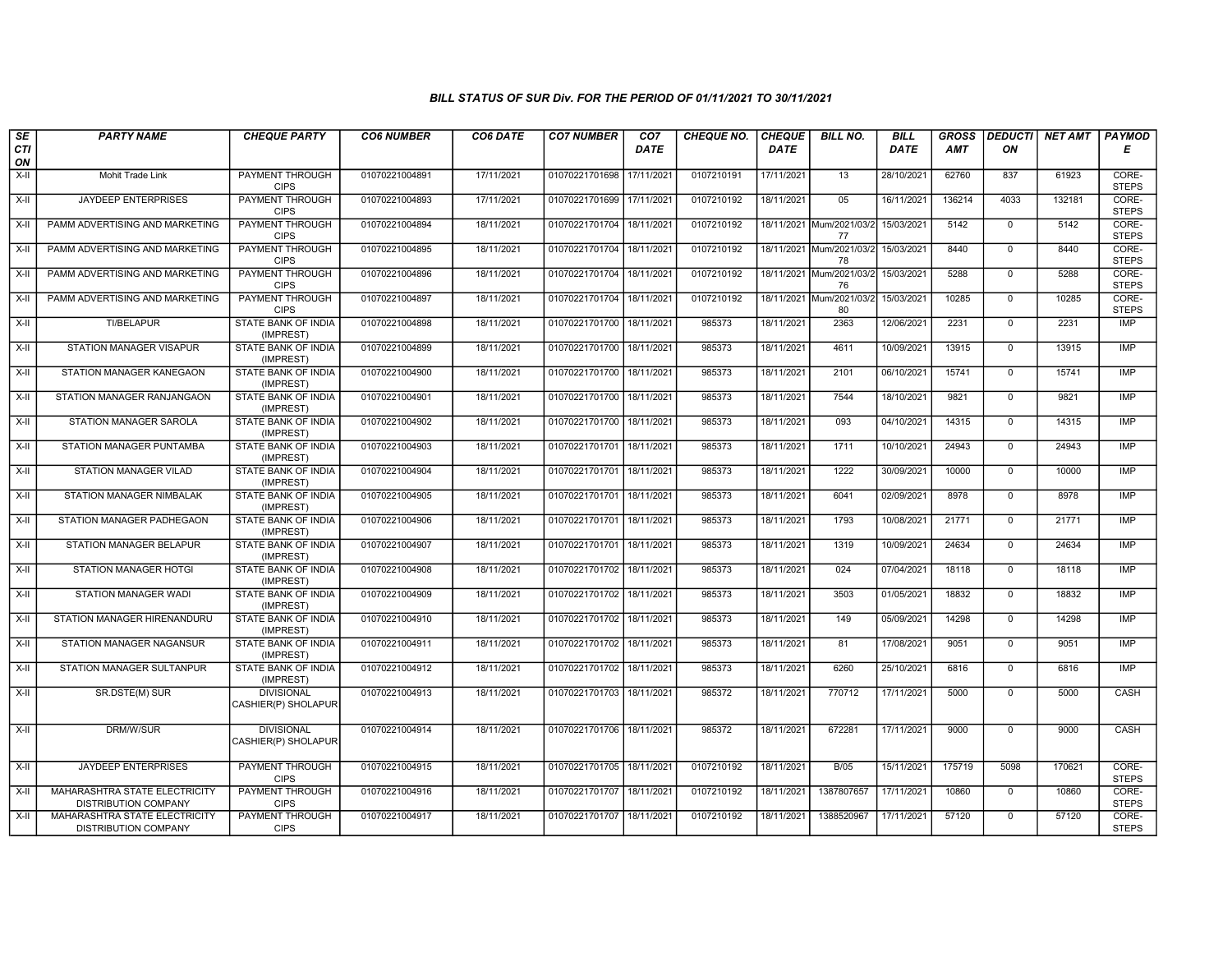### BILL STATUS OF SUR Div. FOR THE PERIOD OF 01/11/2021 TO 30/11/2021

| SECTION | PARTY NAME | CHEQUE PARTY | CO6 NUMBER | CO6 DATE | CO7 NUMBER | CO7 DATE | CHEQUE NO. | CHEQUE DATE | BILL NO. | BILL DATE | GROSS AMT | DEDUCTION | NET AMT | PAYMODE |
|---|---|---|---|---|---|---|---|---|---|---|---|---|---|---|
| X-II | Mohit Trade Link | PAYMENT THROUGH CIPS | 01070221004891 | 17/11/2021 | 01070221701698 | 17/11/2021 | 0107210191 | 17/11/2021 | 13 | 28/10/2021 | 62760 | 837 | 61923 | CORE-STEPS |
| X-II | JAYDEEP ENTERPRISES | PAYMENT THROUGH CIPS | 01070221004893 | 17/11/2021 | 01070221701699 | 17/11/2021 | 0107210192 | 18/11/2021 | 05 | 16/11/2021 | 136214 | 4033 | 132181 | CORE-STEPS |
| X-II | PAMM ADVERTISING AND MARKETING | PAYMENT THROUGH CIPS | 01070221004894 | 18/11/2021 | 01070221701704 | 18/11/2021 | 0107210192 | 18/11/2021 | Mum/2021/03/277 | 15/03/2021 | 5142 | 0 | 5142 | CORE-STEPS |
| X-II | PAMM ADVERTISING AND MARKETING | PAYMENT THROUGH CIPS | 01070221004895 | 18/11/2021 | 01070221701704 | 18/11/2021 | 0107210192 | 18/11/2021 | Mum/2021/03/278 | 15/03/2021 | 8440 | 0 | 8440 | CORE-STEPS |
| X-II | PAMM ADVERTISING AND MARKETING | PAYMENT THROUGH CIPS | 01070221004896 | 18/11/2021 | 01070221701704 | 18/11/2021 | 0107210192 | 18/11/2021 | Mum/2021/03/276 | 15/03/2021 | 5288 | 0 | 5288 | CORE-STEPS |
| X-II | PAMM ADVERTISING AND MARKETING | PAYMENT THROUGH CIPS | 01070221004897 | 18/11/2021 | 01070221701704 | 18/11/2021 | 0107210192 | 18/11/2021 | Mum/2021/03/280 | 15/03/2021 | 10285 | 0 | 10285 | CORE-STEPS |
| X-II | TI/BELAPUR | STATE BANK OF INDIA (IMPREST) | 01070221004898 | 18/11/2021 | 01070221701700 | 18/11/2021 | 985373 | 18/11/2021 | 2363 | 12/06/2021 | 2231 | 0 | 2231 | IMP |
| X-II | STATION MANAGER VISAPUR | STATE BANK OF INDIA (IMPREST) | 01070221004899 | 18/11/2021 | 01070221701700 | 18/11/2021 | 985373 | 18/11/2021 | 4611 | 10/09/2021 | 13915 | 0 | 13915 | IMP |
| X-II | STATION MANAGER KANEGAON | STATE BANK OF INDIA (IMPREST) | 01070221004900 | 18/11/2021 | 01070221701700 | 18/11/2021 | 985373 | 18/11/2021 | 2101 | 06/10/2021 | 15741 | 0 | 15741 | IMP |
| X-II | STATION MANAGER RANJANGAON | STATE BANK OF INDIA (IMPREST) | 01070221004901 | 18/11/2021 | 01070221701700 | 18/11/2021 | 985373 | 18/11/2021 | 7544 | 18/10/2021 | 9821 | 0 | 9821 | IMP |
| X-II | STATION MANAGER SAROLA | STATE BANK OF INDIA (IMPREST) | 01070221004902 | 18/11/2021 | 01070221701700 | 18/11/2021 | 985373 | 18/11/2021 | 093 | 04/10/2021 | 14315 | 0 | 14315 | IMP |
| X-II | STATION MANAGER PUNTAMBA | STATE BANK OF INDIA (IMPREST) | 01070221004903 | 18/11/2021 | 01070221701701 | 18/11/2021 | 985373 | 18/11/2021 | 1711 | 10/10/2021 | 24943 | 0 | 24943 | IMP |
| X-II | STATION MANAGER VILAD | STATE BANK OF INDIA (IMPREST) | 01070221004904 | 18/11/2021 | 01070221701701 | 18/11/2021 | 985373 | 18/11/2021 | 1222 | 30/09/2021 | 10000 | 0 | 10000 | IMP |
| X-II | STATION MANAGER NIMBALAK | STATE BANK OF INDIA (IMPREST) | 01070221004905 | 18/11/2021 | 01070221701701 | 18/11/2021 | 985373 | 18/11/2021 | 6041 | 02/09/2021 | 8978 | 0 | 8978 | IMP |
| X-II | STATION MANAGER PADHEGAON | STATE BANK OF INDIA (IMPREST) | 01070221004906 | 18/11/2021 | 01070221701701 | 18/11/2021 | 985373 | 18/11/2021 | 1793 | 10/08/2021 | 21771 | 0 | 21771 | IMP |
| X-II | STATION MANAGER BELAPUR | STATE BANK OF INDIA (IMPREST) | 01070221004907 | 18/11/2021 | 01070221701701 | 18/11/2021 | 985373 | 18/11/2021 | 1319 | 10/09/2021 | 24634 | 0 | 24634 | IMP |
| X-II | STATION MANAGER HOTGI | STATE BANK OF INDIA (IMPREST) | 01070221004908 | 18/11/2021 | 01070221701702 | 18/11/2021 | 985373 | 18/11/2021 | 024 | 07/04/2021 | 18118 | 0 | 18118 | IMP |
| X-II | STATION MANAGER WADI | STATE BANK OF INDIA (IMPREST) | 01070221004909 | 18/11/2021 | 01070221701702 | 18/11/2021 | 985373 | 18/11/2021 | 3503 | 01/05/2021 | 18832 | 0 | 18832 | IMP |
| X-II | STATION MANAGER HIRENANDURU | STATE BANK OF INDIA (IMPREST) | 01070221004910 | 18/11/2021 | 01070221701702 | 18/11/2021 | 985373 | 18/11/2021 | 149 | 05/09/2021 | 14298 | 0 | 14298 | IMP |
| X-II | STATION MANAGER NAGANSUR | STATE BANK OF INDIA (IMPREST) | 01070221004911 | 18/11/2021 | 01070221701702 | 18/11/2021 | 985373 | 18/11/2021 | 81 | 17/08/2021 | 9051 | 0 | 9051 | IMP |
| X-II | STATION MANAGER SULTANPUR | STATE BANK OF INDIA (IMPREST) | 01070221004912 | 18/11/2021 | 01070221701702 | 18/11/2021 | 985373 | 18/11/2021 | 6260 | 25/10/2021 | 6816 | 0 | 6816 | IMP |
| X-II | SR.DSTE(M) SUR | DIVISIONAL CASHIER(P) SHOLAPUR | 01070221004913 | 18/11/2021 | 01070221701703 | 18/11/2021 | 985372 | 18/11/2021 | 770712 | 17/11/2021 | 5000 | 0 | 5000 | CASH |
| X-II | DRM/W/SUR | DIVISIONAL CASHIER(P) SHOLAPUR | 01070221004914 | 18/11/2021 | 01070221701706 | 18/11/2021 | 985372 | 18/11/2021 | 672281 | 17/11/2021 | 9000 | 0 | 9000 | CASH |
| X-II | JAYDEEP ENTERPRISES | PAYMENT THROUGH CIPS | 01070221004915 | 18/11/2021 | 01070221701705 | 18/11/2021 | 0107210192 | 18/11/2021 | B/05 | 15/11/2021 | 175719 | 5098 | 170621 | CORE-STEPS |
| X-II | MAHARASHTRA STATE ELECTRICITY DISTRIBUTION COMPANY | PAYMENT THROUGH CIPS | 01070221004916 | 18/11/2021 | 01070221701707 | 18/11/2021 | 0107210192 | 18/11/2021 | 1387807657 | 17/11/2021 | 10860 | 0 | 10860 | CORE-STEPS |
| X-II | MAHARASHTRA STATE ELECTRICITY DISTRIBUTION COMPANY | PAYMENT THROUGH CIPS | 01070221004917 | 18/11/2021 | 01070221701707 | 18/11/2021 | 0107210192 | 18/11/2021 | 1388520967 | 17/11/2021 | 57120 | 0 | 57120 | CORE-STEPS |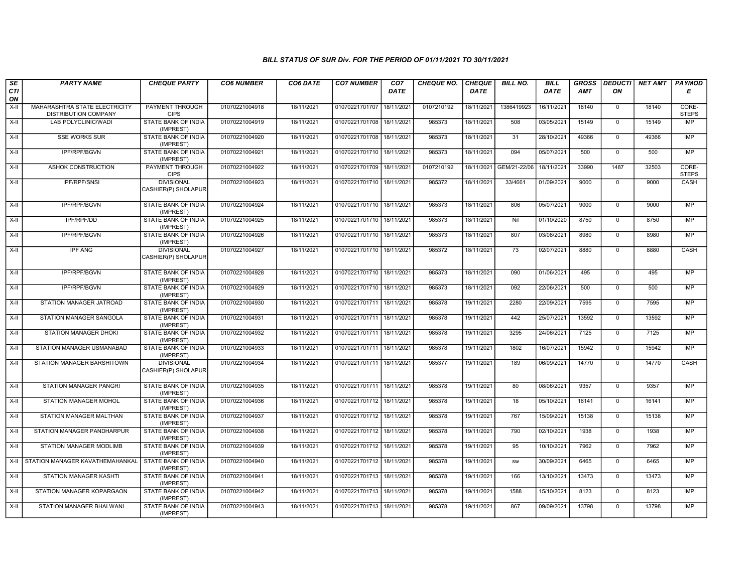## BILL STATUS OF SUR Div. FOR THE PERIOD OF 01/11/2021 TO 30/11/2021

| SECTION | PARTY NAME | CHEQUE PARTY | CO6 NUMBER | CO6 DATE | CO7 NUMBER | CO7 DATE | CHEQUE NO. | CHEQUE DATE | BILL NO. | BILL DATE | GROSS AMT | DEDUCTION | NET AMT | PAYMODE |
|---|---|---|---|---|---|---|---|---|---|---|---|---|---|---|
| X-II | MAHARASHTRA STATE ELECTRICITY DISTRIBUTION COMPANY | PAYMENT THROUGH CIPS | 01070221004918 | 18/11/2021 | 01070221701707 | 18/11/2021 | 0107210192 | 18/11/2021 | 1386419923 | 16/11/2021 | 18140 | 0 | 18140 | CORE-STEPS |
| X-II | LAB POLYCLINIC/WADI | STATE BANK OF INDIA (IMPREST) | 01070221004919 | 18/11/2021 | 01070221701708 | 18/11/2021 | 985373 | 18/11/2021 | 508 | 03/05/2021 | 15149 | 0 | 15149 | IMP |
| X-II | SSE WORKS SUR | STATE BANK OF INDIA (IMPREST) | 01070221004920 | 18/11/2021 | 01070221701708 | 18/11/2021 | 985373 | 18/11/2021 | 31 | 28/10/2021 | 49366 | 0 | 49366 | IMP |
| X-II | IPF/RPF/BGVN | STATE BANK OF INDIA (IMPREST) | 01070221004921 | 18/11/2021 | 01070221701710 | 18/11/2021 | 985373 | 18/11/2021 | 094 | 05/07/2021 | 500 | 0 | 500 | IMP |
| X-II | ASHOK CONSTRUCTION | PAYMENT THROUGH CIPS | 01070221004922 | 18/11/2021 | 01070221701709 | 18/11/2021 | 0107210192 | 18/11/2021 | GEM/21-22/06 | 18/11/2021 | 33990 | 1487 | 32503 | CORE-STEPS |
| X-II | IPF/RPF/SNSI | DIVISIONAL CASHIER(P) SHOLAPUR | 01070221004923 | 18/11/2021 | 01070221701710 | 18/11/2021 | 985372 | 18/11/2021 | 33/4661 | 01/09/2021 | 9000 | 0 | 9000 | CASH |
| X-II | IPF/RPF/BGVN | STATE BANK OF INDIA (IMPREST) | 01070221004924 | 18/11/2021 | 01070221701710 | 18/11/2021 | 985373 | 18/11/2021 | 806 | 05/07/2021 | 9000 | 0 | 9000 | IMP |
| X-II | IPF/RPF/DD | STATE BANK OF INDIA (IMPREST) | 01070221004925 | 18/11/2021 | 01070221701710 | 18/11/2021 | 985373 | 18/11/2021 | Nil | 01/10/2020 | 8750 | 0 | 8750 | IMP |
| X-II | IPF/RPF/BGVN | STATE BANK OF INDIA (IMPREST) | 01070221004926 | 18/11/2021 | 01070221701710 | 18/11/2021 | 985373 | 18/11/2021 | 807 | 03/08/2021 | 8980 | 0 | 8980 | IMP |
| X-II | IPF ANG | DIVISIONAL CASHIER(P) SHOLAPUR | 01070221004927 | 18/11/2021 | 01070221701710 | 18/11/2021 | 985372 | 18/11/2021 | 73 | 02/07/2021 | 8880 | 0 | 8880 | CASH |
| X-II | IPF/RPF/BGVN | STATE BANK OF INDIA (IMPREST) | 01070221004928 | 18/11/2021 | 01070221701710 | 18/11/2021 | 985373 | 18/11/2021 | 090 | 01/06/2021 | 495 | 0 | 495 | IMP |
| X-II | IPF/RPF/BGVN | STATE BANK OF INDIA (IMPREST) | 01070221004929 | 18/11/2021 | 01070221701710 | 18/11/2021 | 985373 | 18/11/2021 | 092 | 22/06/2021 | 500 | 0 | 500 | IMP |
| X-II | STATION MANAGER JATROAD | STATE BANK OF INDIA (IMPREST) | 01070221004930 | 18/11/2021 | 01070221701711 | 18/11/2021 | 985378 | 19/11/2021 | 2280 | 22/09/2021 | 7595 | 0 | 7595 | IMP |
| X-II | STATION MANAGER SANGOLA | STATE BANK OF INDIA (IMPREST) | 01070221004931 | 18/11/2021 | 01070221701711 | 18/11/2021 | 985378 | 19/11/2021 | 442 | 25/07/2021 | 13592 | 0 | 13592 | IMP |
| X-II | STATION MANAGER DHOKI | STATE BANK OF INDIA (IMPREST) | 01070221004932 | 18/11/2021 | 01070221701711 | 18/11/2021 | 985378 | 19/11/2021 | 3295 | 24/06/2021 | 7125 | 0 | 7125 | IMP |
| X-II | STATION MANAGER USMANABAD | STATE BANK OF INDIA (IMPREST) | 01070221004933 | 18/11/2021 | 01070221701711 | 18/11/2021 | 985378 | 19/11/2021 | 1802 | 16/07/2021 | 15942 | 0 | 15942 | IMP |
| X-II | STATION MANAGER BARSHITOWN | DIVISIONAL CASHIER(P) SHOLAPUR | 01070221004934 | 18/11/2021 | 01070221701711 | 18/11/2021 | 985377 | 19/11/2021 | 189 | 06/09/2021 | 14770 | 0 | 14770 | CASH |
| X-II | STATION MANAGER PANGRI | STATE BANK OF INDIA (IMPREST) | 01070221004935 | 18/11/2021 | 01070221701711 | 18/11/2021 | 985378 | 19/11/2021 | 80 | 08/06/2021 | 9357 | 0 | 9357 | IMP |
| X-II | STATION MANAGER MOHOL | STATE BANK OF INDIA (IMPREST) | 01070221004936 | 18/11/2021 | 01070221701712 | 18/11/2021 | 985378 | 19/11/2021 | 18 | 05/10/2021 | 16141 | 0 | 16141 | IMP |
| X-II | STATION MANAGER MALTHAN | STATE BANK OF INDIA (IMPREST) | 01070221004937 | 18/11/2021 | 01070221701712 | 18/11/2021 | 985378 | 19/11/2021 | 767 | 15/09/2021 | 15138 | 0 | 15138 | IMP |
| X-II | STATION MANAGER PANDHARPUR | STATE BANK OF INDIA (IMPREST) | 01070221004938 | 18/11/2021 | 01070221701712 | 18/11/2021 | 985378 | 19/11/2021 | 790 | 02/10/2021 | 1938 | 0 | 1938 | IMP |
| X-II | STATION MANAGER MODLIMB | STATE BANK OF INDIA (IMPREST) | 01070221004939 | 18/11/2021 | 01070221701712 | 18/11/2021 | 985378 | 19/11/2021 | 95 | 10/10/2021 | 7962 | 0 | 7962 | IMP |
| X-II | STATION MANAGER KAVATHEMAHANKAL | STATE BANK OF INDIA (IMPREST) | 01070221004940 | 18/11/2021 | 01070221701712 | 18/11/2021 | 985378 | 19/11/2021 | sw | 30/09/2021 | 6465 | 0 | 6465 | IMP |
| X-II | STATION MANAGER KASHTI | STATE BANK OF INDIA (IMPREST) | 01070221004941 | 18/11/2021 | 01070221701713 | 18/11/2021 | 985378 | 19/11/2021 | 166 | 13/10/2021 | 13473 | 0 | 13473 | IMP |
| X-II | STATION MANAGER KOPARGAON | STATE BANK OF INDIA (IMPREST) | 01070221004942 | 18/11/2021 | 01070221701713 | 18/11/2021 | 985378 | 19/11/2021 | 1588 | 15/10/2021 | 8123 | 0 | 8123 | IMP |
| X-II | STATION MANAGER BHALWANI | STATE BANK OF INDIA (IMPREST) | 01070221004943 | 18/11/2021 | 01070221701713 | 18/11/2021 | 985378 | 19/11/2021 | 867 | 09/09/2021 | 13798 | 0 | 13798 | IMP |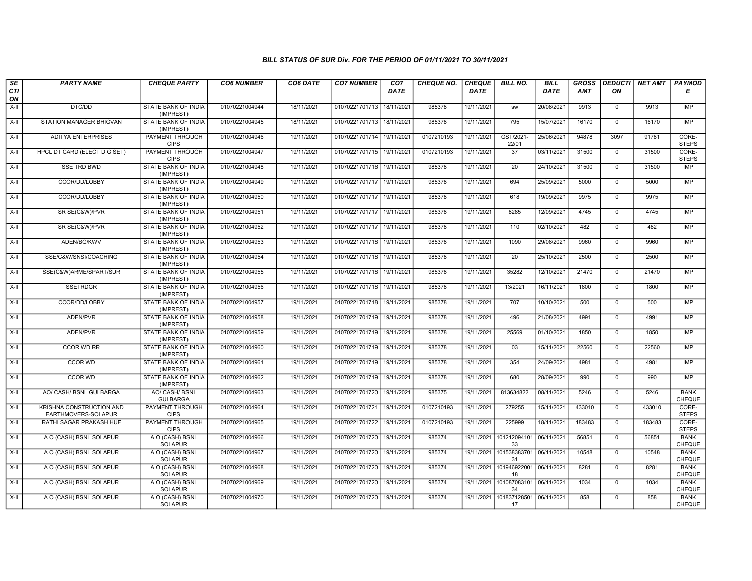### BILL STATUS OF SUR Div. FOR THE PERIOD OF 01/11/2021 TO 30/11/2021

| SECTION | PARTY NAME | CHEQUE PARTY | CO6 NUMBER | CO6 DATE | CO7 NUMBER | CO7 DATE | CHEQUE NO. | CHEQUE DATE | BILL NO. | BILL DATE | GROSS AMT | DEDUCTION | NET AMT | PAYMODE |
|---|---|---|---|---|---|---|---|---|---|---|---|---|---|---|
| X-II | DTC/DD | STATE BANK OF INDIA (IMPREST) | 01070221004944 | 18/11/2021 | 01070221701713 | 18/11/2021 | 985378 | 19/11/2021 | sw | 20/08/2021 | 9913 | 0 | 9913 | IMP |
| X-II | STATION MANAGER BHIGVAN | STATE BANK OF INDIA (IMPREST) | 01070221004945 | 18/11/2021 | 01070221701713 | 18/11/2021 | 985378 | 19/11/2021 | 795 | 15/07/2021 | 16170 | 0 | 16170 | IMP |
| X-II | ADITYA ENTERPRISES | PAYMENT THROUGH CIPS | 01070221004946 | 19/11/2021 | 01070221701714 | 19/11/2021 | 0107210193 | 19/11/2021 | GST/2021-22/01 | 25/06/2021 | 94878 | 3097 | 91781 | CORE-STEPS |
| X-II | HPCL DT CARD (ELECT D G SET) | PAYMENT THROUGH CIPS | 01070221004947 | 19/11/2021 | 01070221701715 | 19/11/2021 | 0107210193 | 19/11/2021 | 37 | 03/11/2021 | 31500 | 0 | 31500 | CORE-STEPS |
| X-II | SSE TRD BWD | STATE BANK OF INDIA (IMPREST) | 01070221004948 | 19/11/2021 | 01070221701716 | 19/11/2021 | 985378 | 19/11/2021 | 20 | 24/10/2021 | 31500 | 0 | 31500 | IMP |
| X-II | CCOR/DD/LOBBY | STATE BANK OF INDIA (IMPREST) | 01070221004949 | 19/11/2021 | 01070221701717 | 19/11/2021 | 985378 | 19/11/2021 | 694 | 25/09/2021 | 5000 | 0 | 5000 | IMP |
| X-II | CCOR/DD/LOBBY | STATE BANK OF INDIA (IMPREST) | 01070221004950 | 19/11/2021 | 01070221701717 | 19/11/2021 | 985378 | 19/11/2021 | 618 | 19/09/2021 | 9975 | 0 | 9975 | IMP |
| X-II | SR SE(C&W)/PVR | STATE BANK OF INDIA (IMPREST) | 01070221004951 | 19/11/2021 | 01070221701717 | 19/11/2021 | 985378 | 19/11/2021 | 8285 | 12/09/2021 | 4745 | 0 | 4745 | IMP |
| X-II | SR SE(C&W)/PVR | STATE BANK OF INDIA (IMPREST) | 01070221004952 | 19/11/2021 | 01070221701717 | 19/11/2021 | 985378 | 19/11/2021 | 110 | 02/10/2021 | 482 | 0 | 482 | IMP |
| X-II | ADEN/BG/KWV | STATE BANK OF INDIA (IMPREST) | 01070221004953 | 19/11/2021 | 01070221701718 | 19/11/2021 | 985378 | 19/11/2021 | 1090 | 29/08/2021 | 9960 | 0 | 9960 | IMP |
| X-II | SSE/C&W/SNSI/COACHING | STATE BANK OF INDIA (IMPREST) | 01070221004954 | 19/11/2021 | 01070221701718 | 19/11/2021 | 985378 | 19/11/2021 | 20 | 25/10/2021 | 2500 | 0 | 2500 | IMP |
| X-II | SSE(C&W)ARME/SPART/SUR | STATE BANK OF INDIA (IMPREST) | 01070221004955 | 19/11/2021 | 01070221701718 | 19/11/2021 | 985378 | 19/11/2021 | 35282 | 12/10/2021 | 21470 | 0 | 21470 | IMP |
| X-II | SSETRDGR | STATE BANK OF INDIA (IMPREST) | 01070221004956 | 19/11/2021 | 01070221701718 | 19/11/2021 | 985378 | 19/11/2021 | 13/2021 | 16/11/2021 | 1800 | 0 | 1800 | IMP |
| X-II | CCOR/DD/LOBBY | STATE BANK OF INDIA (IMPREST) | 01070221004957 | 19/11/2021 | 01070221701718 | 19/11/2021 | 985378 | 19/11/2021 | 707 | 10/10/2021 | 500 | 0 | 500 | IMP |
| X-II | ADEN/PVR | STATE BANK OF INDIA (IMPREST) | 01070221004958 | 19/11/2021 | 01070221701719 | 19/11/2021 | 985378 | 19/11/2021 | 496 | 21/08/2021 | 4991 | 0 | 4991 | IMP |
| X-II | ADEN/PVR | STATE BANK OF INDIA (IMPREST) | 01070221004959 | 19/11/2021 | 01070221701719 | 19/11/2021 | 985378 | 19/11/2021 | 25569 | 01/10/2021 | 1850 | 0 | 1850 | IMP |
| X-II | CCOR WD RR | STATE BANK OF INDIA (IMPREST) | 01070221004960 | 19/11/2021 | 01070221701719 | 19/11/2021 | 985378 | 19/11/2021 | 03 | 15/11/2021 | 22560 | 0 | 22560 | IMP |
| X-II | CCOR WD | STATE BANK OF INDIA (IMPREST) | 01070221004961 | 19/11/2021 | 01070221701719 | 19/11/2021 | 985378 | 19/11/2021 | 354 | 24/09/2021 | 4981 | 0 | 4981 | IMP |
| X-II | CCOR WD | STATE BANK OF INDIA (IMPREST) | 01070221004962 | 19/11/2021 | 01070221701719 | 19/11/2021 | 985378 | 19/11/2021 | 680 | 28/09/2021 | 990 | 0 | 990 | IMP |
| X-II | AO/ CASH/ BSNL GULBARGA | AO/ CASH/ BSNL GULBARGA | 01070221004963 | 19/11/2021 | 01070221701720 | 19/11/2021 | 985375 | 19/11/2021 | 813634822 | 08/11/2021 | 5246 | 0 | 5246 | BANK CHEQUE |
| X-II | KRISHNA CONSTRUCTION AND EARTHMOVERS-SOLAPUR | PAYMENT THROUGH CIPS | 01070221004964 | 19/11/2021 | 01070221701721 | 19/11/2021 | 0107210193 | 19/11/2021 | 279255 | 15/11/2021 | 433010 | 0 | 433010 | CORE-STEPS |
| X-II | RATHI SAGAR PRAKASH HUF | PAYMENT THROUGH CIPS | 01070221004965 | 19/11/2021 | 01070221701722 | 19/11/2021 | 0107210193 | 19/11/2021 | 225999 | 18/11/2021 | 183483 | 0 | 183483 | CORE-STEPS |
| X-II | A O (CASH) BSNL SOLAPUR | A O (CASH) BSNL SOLAPUR | 01070221004966 | 19/11/2021 | 01070221701720 | 19/11/2021 | 985374 | 19/11/2021 | 10121209410133 | 06/11/2021 | 56851 | 0 | 56851 | BANK CHEQUE |
| X-II | A O (CASH) BSNL SOLAPUR | A O (CASH) BSNL SOLAPUR | 01070221004967 | 19/11/2021 | 01070221701720 | 19/11/2021 | 985374 | 19/11/2021 | 10153838370131 | 06/11/2021 | 10548 | 0 | 10548 | BANK CHEQUE |
| X-II | A O (CASH) BSNL SOLAPUR | A O (CASH) BSNL SOLAPUR | 01070221004968 | 19/11/2021 | 01070221701720 | 19/11/2021 | 985374 | 19/11/2021 | 10194692200118 | 06/11/2021 | 8281 | 0 | 8281 | BANK CHEQUE |
| X-II | A O (CASH) BSNL SOLAPUR | A O (CASH) BSNL SOLAPUR | 01070221004969 | 19/11/2021 | 01070221701720 | 19/11/2021 | 985374 | 19/11/2021 | 10108708310134 | 06/11/2021 | 1034 | 0 | 1034 | BANK CHEQUE |
| X-II | A O (CASH) BSNL SOLAPUR | A O (CASH) BSNL SOLAPUR | 01070221004970 | 19/11/2021 | 01070221701720 | 19/11/2021 | 985374 | 19/11/2021 | 10183712850117 | 06/11/2021 | 858 | 0 | 858 | BANK CHEQUE |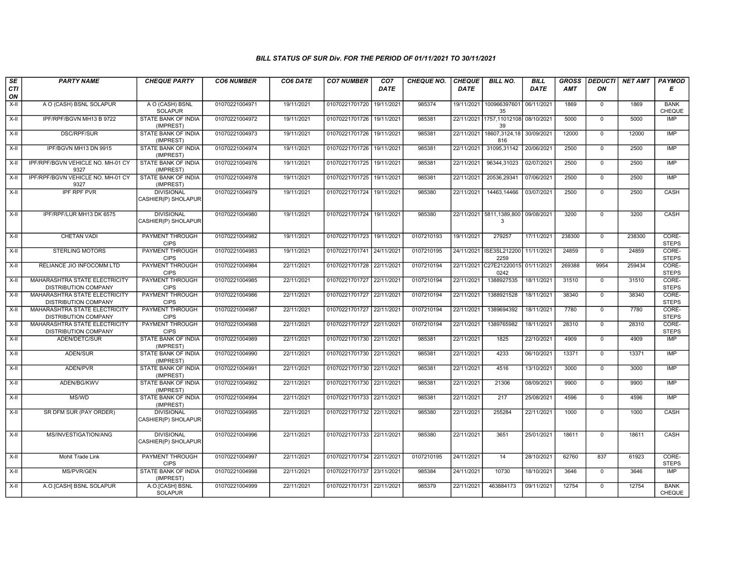### BILL STATUS OF SUR Div. FOR THE PERIOD OF 01/11/2021 TO 30/11/2021

| SECTION | PARTY NAME | CHEQUE PARTY | CO6 NUMBER | CO6 DATE | CO7 NUMBER | CO7 DATE | CHEQUE NO. | CHEQUE DATE | BILL NO. | BILL DATE | GROSS AMT | DEDUCTION | NET AMT | PAYMODE |
|---|---|---|---|---|---|---|---|---|---|---|---|---|---|---|
| X-II | A O (CASH) BSNL SOLAPUR | A O (CASH) BSNL SOLAPUR | 01070221004971 | 19/11/2021 | 01070221701720 | 19/11/2021 | 985374 | 19/11/2021 | 10096639760135 | 06/11/2021 | 1869 | 0 | 1869 | BANK CHEQUE |
| X-II | IPF/RPF/BGVN MH13 B 9722 | STATE BANK OF INDIA (IMPREST) | 01070221004972 | 19/11/2021 | 01070221701726 | 19/11/2021 | 985381 | 22/11/2021 | 1757,1101210839 | 08/10/2021 | 5000 | 0 | 5000 | IMP |
| X-II | DSC/RPF/SUR | STATE BANK OF INDIA (IMPREST) | 01070221004973 | 19/11/2021 | 01070221701726 | 19/11/2021 | 985381 | 22/11/2021 | 18607,3124,18816 | 30/09/2021 | 12000 | 0 | 12000 | IMP |
| X-II | IPF/BGVN MH13 DN 9915 | STATE BANK OF INDIA (IMPREST) | 01070221004974 | 19/11/2021 | 01070221701726 | 19/11/2021 | 985381 | 22/11/2021 | 31095,31142 | 20/06/2021 | 2500 | 0 | 2500 | IMP |
| X-II | IPF/RPF/BGVN VEHICLE NO. MH-01 CY 9327 | STATE BANK OF INDIA (IMPREST) | 01070221004976 | 19/11/2021 | 01070221701725 | 19/11/2021 | 985381 | 22/11/2021 | 96344,31023 | 02/07/2021 | 2500 | 0 | 2500 | IMP |
| X-II | IPF/RPF/BGVN VEHICLE NO. MH-01 CY 9327 | STATE BANK OF INDIA (IMPREST) | 01070221004978 | 19/11/2021 | 01070221701725 | 19/11/2021 | 985381 | 22/11/2021 | 20536,29341 | 07/06/2021 | 2500 | 0 | 2500 | IMP |
| X-II | IPF RPF PVR | DIVISIONAL CASHIER(P) SHOLAPUR | 01070221004979 | 19/11/2021 | 01070221701724 | 19/11/2021 | 985380 | 22/11/2021 | 14463,14466 | 03/07/2021 | 2500 | 0 | 2500 | CASH |
| X-II | IPF/RPF/LUR MH13 DK 6575 | DIVISIONAL CASHIER(P) SHOLAPUR | 01070221004980 | 19/11/2021 | 01070221701724 | 19/11/2021 | 985380 | 22/11/2021 | 5811,1389,8003 | 09/08/2021 | 3200 | 0 | 3200 | CASH |
| X-II | CHETAN VADI | PAYMENT THROUGH CIPS | 01070221004982 | 19/11/2021 | 01070221701723 | 19/11/2021 | 0107210193 | 19/11/2021 | 279257 | 17/11/2021 | 238300 | 0 | 238300 | CORE-STEPS |
| X-II | STERLING MOTORS | PAYMENT THROUGH CIPS | 01070221004983 | 19/11/2021 | 01070221701741 | 24/11/2021 | 0107210195 | 24/11/2021 | ISE3SL2122002259 | 11/11/2021 | 24859 | 0 | 24859 | CORE-STEPS |
| X-II | RELIANCE JIO INFOCOMM LTD | PAYMENT THROUGH CIPS | 01070221004984 | 22/11/2021 | 01070221701728 | 22/11/2021 | 0107210194 | 22/11/2021 | C27E212200150242 | 01/11/2021 | 269388 | 9954 | 259434 | CORE-STEPS |
| X-II | MAHARASHTRA STATE ELECTRICITY DISTRIBUTION COMPANY | PAYMENT THROUGH CIPS | 01070221004985 | 22/11/2021 | 01070221701727 | 22/11/2021 | 0107210194 | 22/11/2021 | 1388927535 | 18/11/2021 | 31510 | 0 | 31510 | CORE-STEPS |
| X-II | MAHARASHTRA STATE ELECTRICITY DISTRIBUTION COMPANY | PAYMENT THROUGH CIPS | 01070221004986 | 22/11/2021 | 01070221701727 | 22/11/2021 | 0107210194 | 22/11/2021 | 1388921528 | 18/11/2021 | 38340 | 0 | 38340 | CORE-STEPS |
| X-II | MAHARASHTRA STATE ELECTRICITY DISTRIBUTION COMPANY | PAYMENT THROUGH CIPS | 01070221004987 | 22/11/2021 | 01070221701727 | 22/11/2021 | 0107210194 | 22/11/2021 | 1389694392 | 18/11/2021 | 7780 | 0 | 7780 | CORE-STEPS |
| X-II | MAHARASHTRA STATE ELECTRICITY DISTRIBUTION COMPANY | PAYMENT THROUGH CIPS | 01070221004988 | 22/11/2021 | 01070221701727 | 22/11/2021 | 0107210194 | 22/11/2021 | 1389765982 | 18/11/2021 | 28310 | 0 | 28310 | CORE-STEPS |
| X-II | ADEN/DETC/SUR | STATE BANK OF INDIA (IMPREST) | 01070221004989 | 22/11/2021 | 01070221701730 | 22/11/2021 | 985381 | 22/11/2021 | 1825 | 22/10/2021 | 4909 | 0 | 4909 | IMP |
| X-II | ADEN/SUR | STATE BANK OF INDIA (IMPREST) | 01070221004990 | 22/11/2021 | 01070221701730 | 22/11/2021 | 985381 | 22/11/2021 | 4233 | 06/10/2021 | 13371 | 0 | 13371 | IMP |
| X-II | ADEN/PVR | STATE BANK OF INDIA (IMPREST) | 01070221004991 | 22/11/2021 | 01070221701730 | 22/11/2021 | 985381 | 22/11/2021 | 4516 | 13/10/2021 | 3000 | 0 | 3000 | IMP |
| X-II | ADEN/BG/KWV | STATE BANK OF INDIA (IMPREST) | 01070221004992 | 22/11/2021 | 01070221701730 | 22/11/2021 | 985381 | 22/11/2021 | 21306 | 08/09/2021 | 9900 | 0 | 9900 | IMP |
| X-II | MS/WD | STATE BANK OF INDIA (IMPREST) | 01070221004994 | 22/11/2021 | 01070221701733 | 22/11/2021 | 985381 | 22/11/2021 | 217 | 25/08/2021 | 4596 | 0 | 4596 | IMP |
| X-II | SR DFM SUR (PAY ORDER) | DIVISIONAL CASHIER(P) SHOLAPUR | 01070221004995 | 22/11/2021 | 01070221701732 | 22/11/2021 | 985380 | 22/11/2021 | 255284 | 22/11/2021 | 1000 | 0 | 1000 | CASH |
| X-II | MS/INVESTIGATION/ANG | DIVISIONAL CASHIER(P) SHOLAPUR | 01070221004996 | 22/11/2021 | 01070221701733 | 22/11/2021 | 985380 | 22/11/2021 | 3651 | 25/01/2021 | 18611 | 0 | 18611 | CASH |
| X-II | Mohit Trade Link | PAYMENT THROUGH CIPS | 01070221004997 | 22/11/2021 | 01070221701734 | 22/11/2021 | 0107210195 | 24/11/2021 | 14 | 28/10/2021 | 62760 | 837 | 61923 | CORE-STEPS |
| X-II | MS/PVR/GEN | STATE BANK OF INDIA (IMPREST) | 01070221004998 | 22/11/2021 | 01070221701737 | 23/11/2021 | 985384 | 24/11/2021 | 10730 | 18/10/2021 | 3646 | 0 | 3646 | IMP |
| X-II | A.O.[CASH] BSNL SOLAPUR | A.O.[CASH] BSNL SOLAPUR | 01070221004999 | 22/11/2021 | 01070221701731 | 22/11/2021 | 985379 | 22/11/2021 | 463884173 | 09/11/2021 | 12754 | 0 | 12754 | BANK CHEQUE |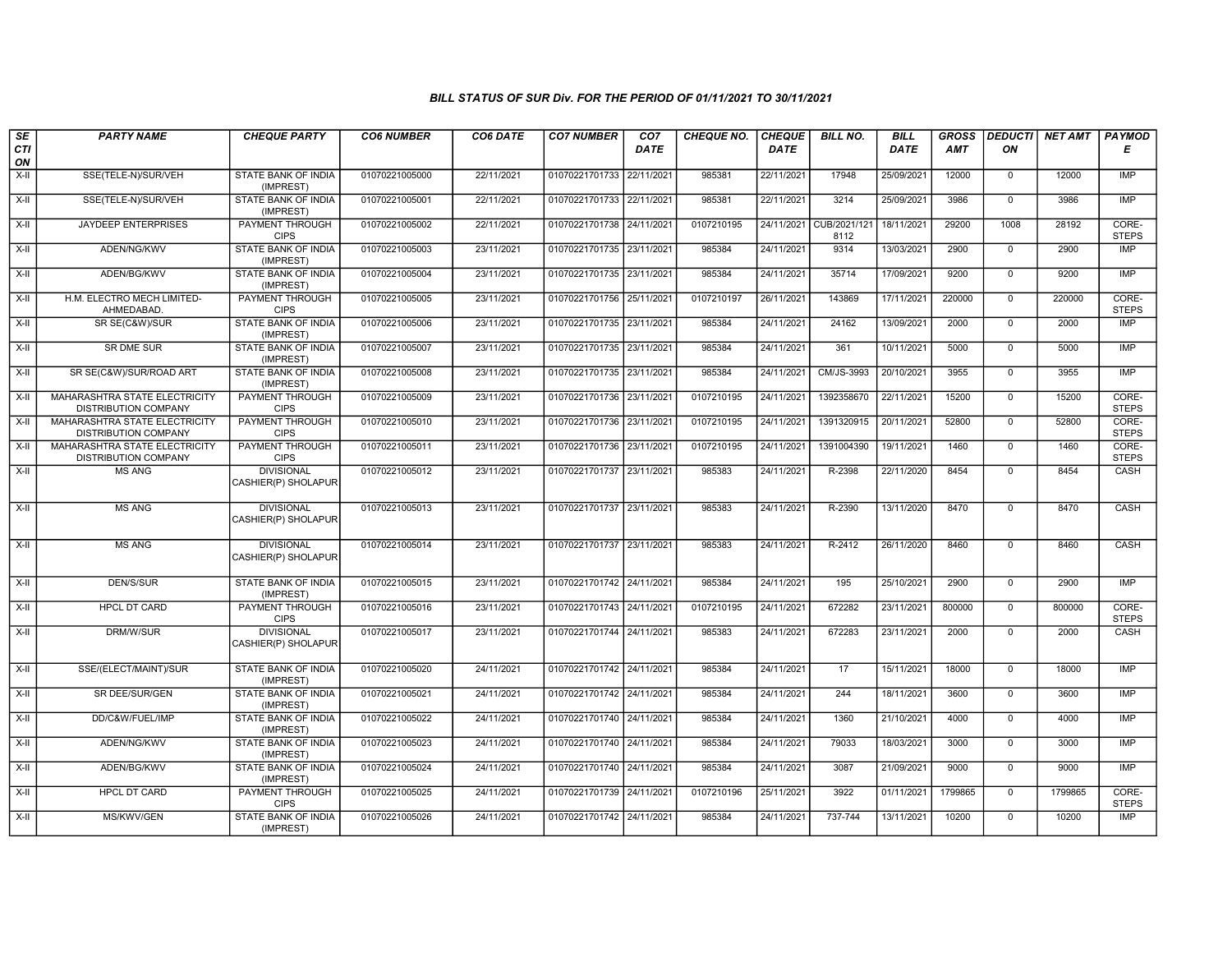# BILL STATUS OF SUR Div. FOR THE PERIOD OF 01/11/2021 TO 30/11/2021

| SECTION | PARTY NAME | CHEQUE PARTY | CO6 NUMBER | CO6 DATE | CO7 NUMBER | CO7 DATE | CHEQUE NO. | CHEQUE DATE | BILL NO. | BILL DATE | GROSS AMT | DEDUCTION | NET AMT | PAYMODE |
|---|---|---|---|---|---|---|---|---|---|---|---|---|---|---|
| X-II | SSE(TELE-N)/SUR/VEH | STATE BANK OF INDIA (IMPREST) | 01070221005000 | 22/11/2021 | 01070221701733 | 22/11/2021 | 985381 | 22/11/2021 | 17948 | 25/09/2021 | 12000 | 0 | 12000 | IMP |
| X-II | SSE(TELE-N)/SUR/VEH | STATE BANK OF INDIA (IMPREST) | 01070221005001 | 22/11/2021 | 01070221701733 | 22/11/2021 | 985381 | 22/11/2021 | 3214 | 25/09/2021 | 3986 | 0 | 3986 | IMP |
| X-II | JAYDEEP ENTERPRISES | PAYMENT THROUGH CIPS | 01070221005002 | 22/11/2021 | 01070221701738 | 24/11/2021 | 0107210195 | 24/11/2021 | CUB/2021/1218112 | 18/11/2021 | 29200 | 1008 | 28192 | CORE-STEPS |
| X-II | ADEN/NG/KWV | STATE BANK OF INDIA (IMPREST) | 01070221005003 | 23/11/2021 | 01070221701735 | 23/11/2021 | 985384 | 24/11/2021 | 9314 | 13/03/2021 | 2900 | 0 | 2900 | IMP |
| X-II | ADEN/BG/KWV | STATE BANK OF INDIA (IMPREST) | 01070221005004 | 23/11/2021 | 01070221701735 | 23/11/2021 | 985384 | 24/11/2021 | 35714 | 17/09/2021 | 9200 | 0 | 9200 | IMP |
| X-II | H.M. ELECTRO MECH LIMITED-AHMEDABAD. | PAYMENT THROUGH CIPS | 01070221005005 | 23/11/2021 | 01070221701756 | 25/11/2021 | 0107210197 | 26/11/2021 | 143869 | 17/11/2021 | 220000 | 0 | 220000 | CORE-STEPS |
| X-II | SR SE(C&W)/SUR | STATE BANK OF INDIA (IMPREST) | 01070221005006 | 23/11/2021 | 01070221701735 | 23/11/2021 | 985384 | 24/11/2021 | 24162 | 13/09/2021 | 2000 | 0 | 2000 | IMP |
| X-II | SR DME SUR | STATE BANK OF INDIA (IMPREST) | 01070221005007 | 23/11/2021 | 01070221701735 | 23/11/2021 | 985384 | 24/11/2021 | 361 | 10/11/2021 | 5000 | 0 | 5000 | IMP |
| X-II | SR SE(C&W)/SUR/ROAD ART | STATE BANK OF INDIA (IMPREST) | 01070221005008 | 23/11/2021 | 01070221701735 | 23/11/2021 | 985384 | 24/11/2021 | CM/JS-3993 | 20/10/2021 | 3955 | 0 | 3955 | IMP |
| X-II | MAHARASHTRA STATE ELECTRICITY DISTRIBUTION COMPANY | PAYMENT THROUGH CIPS | 01070221005009 | 23/11/2021 | 01070221701736 | 23/11/2021 | 0107210195 | 24/11/2021 | 1392358670 | 22/11/2021 | 15200 | 0 | 15200 | CORE-STEPS |
| X-II | MAHARASHTRA STATE ELECTRICITY DISTRIBUTION COMPANY | PAYMENT THROUGH CIPS | 01070221005010 | 23/11/2021 | 01070221701736 | 23/11/2021 | 0107210195 | 24/11/2021 | 1391320915 | 20/11/2021 | 52800 | 0 | 52800 | CORE-STEPS |
| X-II | MAHARASHTRA STATE ELECTRICITY DISTRIBUTION COMPANY | PAYMENT THROUGH CIPS | 01070221005011 | 23/11/2021 | 01070221701736 | 23/11/2021 | 0107210195 | 24/11/2021 | 1391004390 | 19/11/2021 | 1460 | 0 | 1460 | CORE-STEPS |
| X-II | MS ANG | DIVISIONAL CASHIER(P) SHOLAPUR | 01070221005012 | 23/11/2021 | 01070221701737 | 23/11/2021 | 985383 | 24/11/2021 | R-2398 | 22/11/2020 | 8454 | 0 | 8454 | CASH |
| X-II | MS ANG | DIVISIONAL CASHIER(P) SHOLAPUR | 01070221005013 | 23/11/2021 | 01070221701737 | 23/11/2021 | 985383 | 24/11/2021 | R-2390 | 13/11/2020 | 8470 | 0 | 8470 | CASH |
| X-II | MS ANG | DIVISIONAL CASHIER(P) SHOLAPUR | 01070221005014 | 23/11/2021 | 01070221701737 | 23/11/2021 | 985383 | 24/11/2021 | R-2412 | 26/11/2020 | 8460 | 0 | 8460 | CASH |
| X-II | DEN/S/SUR | STATE BANK OF INDIA (IMPREST) | 01070221005015 | 23/11/2021 | 01070221701742 | 24/11/2021 | 985384 | 24/11/2021 | 195 | 25/10/2021 | 2900 | 0 | 2900 | IMP |
| X-II | HPCL DT CARD | PAYMENT THROUGH CIPS | 01070221005016 | 23/11/2021 | 01070221701743 | 24/11/2021 | 0107210195 | 24/11/2021 | 672282 | 23/11/2021 | 800000 | 0 | 800000 | CORE-STEPS |
| X-II | DRM/W/SUR | DIVISIONAL CASHIER(P) SHOLAPUR | 01070221005017 | 23/11/2021 | 01070221701744 | 24/11/2021 | 985383 | 24/11/2021 | 672283 | 23/11/2021 | 2000 | 0 | 2000 | CASH |
| X-II | SSE/(ELECT/MAINT)/SUR | STATE BANK OF INDIA (IMPREST) | 01070221005020 | 24/11/2021 | 01070221701742 | 24/11/2021 | 985384 | 24/11/2021 | 17 | 15/11/2021 | 18000 | 0 | 18000 | IMP |
| X-II | SR DEE/SUR/GEN | STATE BANK OF INDIA (IMPREST) | 01070221005021 | 24/11/2021 | 01070221701742 | 24/11/2021 | 985384 | 24/11/2021 | 244 | 18/11/2021 | 3600 | 0 | 3600 | IMP |
| X-II | DD/C&W/FUEL/IMP | STATE BANK OF INDIA (IMPREST) | 01070221005022 | 24/11/2021 | 01070221701740 | 24/11/2021 | 985384 | 24/11/2021 | 1360 | 21/10/2021 | 4000 | 0 | 4000 | IMP |
| X-II | ADEN/NG/KWV | STATE BANK OF INDIA (IMPREST) | 01070221005023 | 24/11/2021 | 01070221701740 | 24/11/2021 | 985384 | 24/11/2021 | 79033 | 18/03/2021 | 3000 | 0 | 3000 | IMP |
| X-II | ADEN/BG/KWV | STATE BANK OF INDIA (IMPREST) | 01070221005024 | 24/11/2021 | 01070221701740 | 24/11/2021 | 985384 | 24/11/2021 | 3087 | 21/09/2021 | 9000 | 0 | 9000 | IMP |
| X-II | HPCL DT CARD | PAYMENT THROUGH CIPS | 01070221005025 | 24/11/2021 | 01070221701739 | 24/11/2021 | 0107210196 | 25/11/2021 | 3922 | 01/11/2021 | 1799865 | 0 | 1799865 | CORE-STEPS |
| X-II | MS/KWV/GEN | STATE BANK OF INDIA (IMPREST) | 01070221005026 | 24/11/2021 | 01070221701742 | 24/11/2021 | 985384 | 24/11/2021 | 737-744 | 13/11/2021 | 10200 | 0 | 10200 | IMP |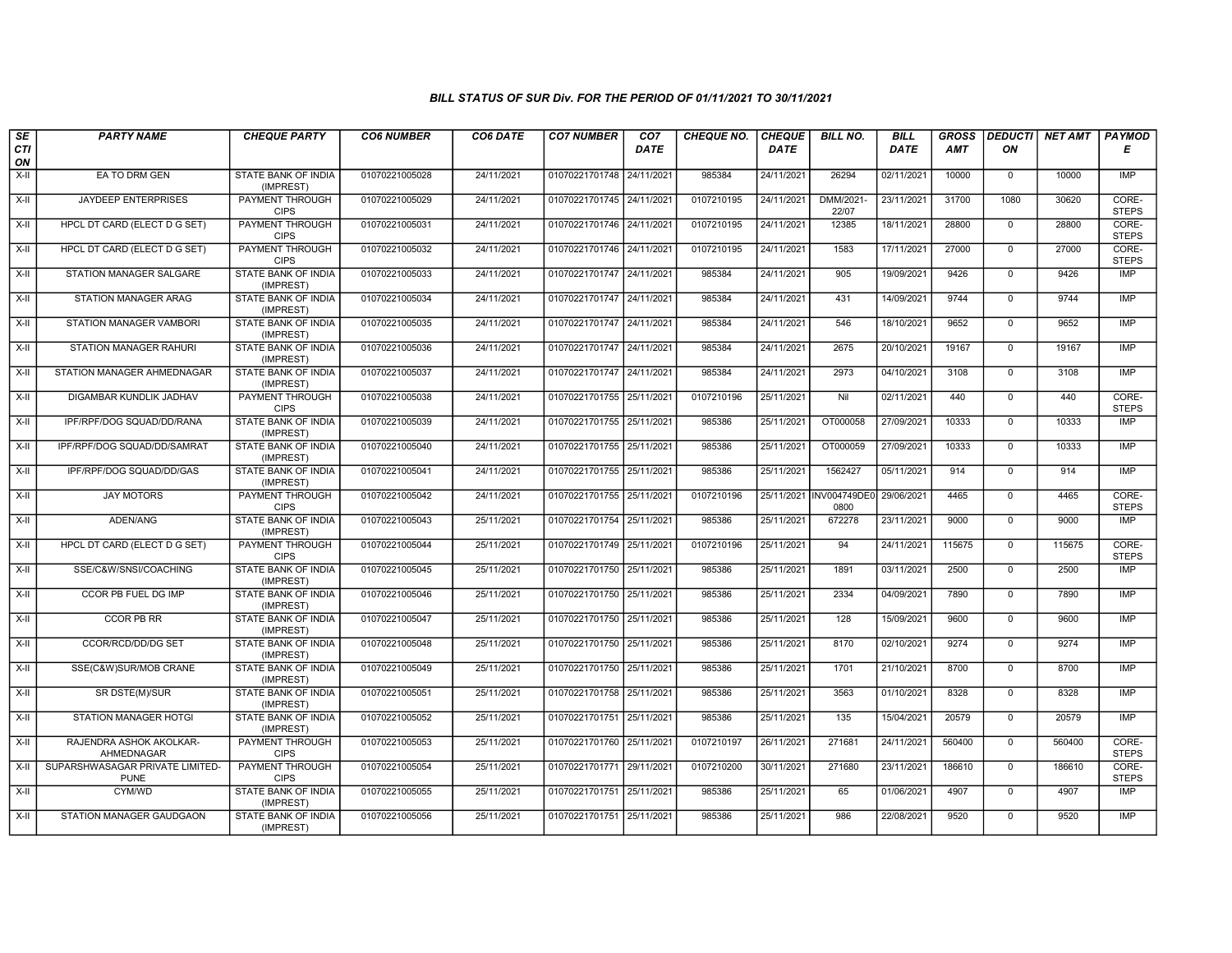### BILL STATUS OF SUR Div. FOR THE PERIOD OF 01/11/2021 TO 30/11/2021

| SECTION | PARTY NAME | CHEQUE PARTY | CO6 NUMBER | CO6 DATE | CO7 NUMBER | CO7 DATE | CHEQUE NO. | CHEQUE DATE | BILL NO. | BILL DATE | GROSS AMT | DEDUCTION | NET AMT | PAYMODE |
|---|---|---|---|---|---|---|---|---|---|---|---|---|---|---|
| X-II | EA TO DRM GEN | STATE BANK OF INDIA (IMPREST) | 01070221005028 | 24/11/2021 | 01070221701748 | 24/11/2021 | 985384 | 24/11/2021 | 26294 | 02/11/2021 | 10000 | 0 | 10000 | IMP |
| X-II | JAYDEEP ENTERPRISES | PAYMENT THROUGH CIPS | 01070221005029 | 24/11/2021 | 01070221701745 | 24/11/2021 | 0107210195 | 24/11/2021 | DMM/2021-22/07 | 23/11/2021 | 31700 | 1080 | 30620 | CORE-STEPS |
| X-II | HPCL DT CARD (ELECT D G SET) | PAYMENT THROUGH CIPS | 01070221005031 | 24/11/2021 | 01070221701746 | 24/11/2021 | 0107210195 | 24/11/2021 | 12385 | 18/11/2021 | 28800 | 0 | 28800 | CORE-STEPS |
| X-II | HPCL DT CARD (ELECT D G SET) | PAYMENT THROUGH CIPS | 01070221005032 | 24/11/2021 | 01070221701746 | 24/11/2021 | 0107210195 | 24/11/2021 | 1583 | 17/11/2021 | 27000 | 0 | 27000 | CORE-STEPS |
| X-II | STATION MANAGER SALGARE | STATE BANK OF INDIA (IMPREST) | 01070221005033 | 24/11/2021 | 01070221701747 | 24/11/2021 | 985384 | 24/11/2021 | 905 | 19/09/2021 | 9426 | 0 | 9426 | IMP |
| X-II | STATION MANAGER ARAG | STATE BANK OF INDIA (IMPREST) | 01070221005034 | 24/11/2021 | 01070221701747 | 24/11/2021 | 985384 | 24/11/2021 | 431 | 14/09/2021 | 9744 | 0 | 9744 | IMP |
| X-II | STATION MANAGER VAMBORI | STATE BANK OF INDIA (IMPREST) | 01070221005035 | 24/11/2021 | 01070221701747 | 24/11/2021 | 985384 | 24/11/2021 | 546 | 18/10/2021 | 9652 | 0 | 9652 | IMP |
| X-II | STATION MANAGER RAHURI | STATE BANK OF INDIA (IMPREST) | 01070221005036 | 24/11/2021 | 01070221701747 | 24/11/2021 | 985384 | 24/11/2021 | 2675 | 20/10/2021 | 19167 | 0 | 19167 | IMP |
| X-II | STATION MANAGER AHMEDNAGAR | STATE BANK OF INDIA (IMPREST) | 01070221005037 | 24/11/2021 | 01070221701747 | 24/11/2021 | 985384 | 24/11/2021 | 2973 | 04/10/2021 | 3108 | 0 | 3108 | IMP |
| X-II | DIGAMBAR KUNDLIK JADHAV | PAYMENT THROUGH CIPS | 01070221005038 | 24/11/2021 | 01070221701755 | 25/11/2021 | 0107210196 | 25/11/2021 | Nil | 02/11/2021 | 440 | 0 | 440 | CORE-STEPS |
| X-II | IPF/RPF/DOG SQUAD/DD/RANA | STATE BANK OF INDIA (IMPREST) | 01070221005039 | 24/11/2021 | 01070221701755 | 25/11/2021 | 985386 | 25/11/2021 | OT000058 | 27/09/2021 | 10333 | 0 | 10333 | IMP |
| X-II | IPF/RPF/DOG SQUAD/DD/SAMRAT | STATE BANK OF INDIA (IMPREST) | 01070221005040 | 24/11/2021 | 01070221701755 | 25/11/2021 | 985386 | 25/11/2021 | OT000059 | 27/09/2021 | 10333 | 0 | 10333 | IMP |
| X-II | IPF/RPF/DOG SQUAD/DD/GAS | STATE BANK OF INDIA (IMPREST) | 01070221005041 | 24/11/2021 | 01070221701755 | 25/11/2021 | 985386 | 25/11/2021 | 1562427 | 05/11/2021 | 914 | 0 | 914 | IMP |
| X-II | JAY MOTORS | PAYMENT THROUGH CIPS | 01070221005042 | 24/11/2021 | 01070221701755 | 25/11/2021 | 0107210196 | 25/11/2021 | INV004749DE00800 | 29/06/2021 | 4465 | 0 | 4465 | CORE-STEPS |
| X-II | ADEN/ANG | STATE BANK OF INDIA (IMPREST) | 01070221005043 | 25/11/2021 | 01070221701754 | 25/11/2021 | 985386 | 25/11/2021 | 672278 | 23/11/2021 | 9000 | 0 | 9000 | IMP |
| X-II | HPCL DT CARD (ELECT D G SET) | PAYMENT THROUGH CIPS | 01070221005044 | 25/11/2021 | 01070221701749 | 25/11/2021 | 0107210196 | 25/11/2021 | 94 | 24/11/2021 | 115675 | 0 | 115675 | CORE-STEPS |
| X-II | SSE/C&W/SNSI/COACHING | STATE BANK OF INDIA (IMPREST) | 01070221005045 | 25/11/2021 | 01070221701750 | 25/11/2021 | 985386 | 25/11/2021 | 1891 | 03/11/2021 | 2500 | 0 | 2500 | IMP |
| X-II | CCOR PB FUEL DG IMP | STATE BANK OF INDIA (IMPREST) | 01070221005046 | 25/11/2021 | 01070221701750 | 25/11/2021 | 985386 | 25/11/2021 | 2334 | 04/09/2021 | 7890 | 0 | 7890 | IMP |
| X-II | CCOR PB RR | STATE BANK OF INDIA (IMPREST) | 01070221005047 | 25/11/2021 | 01070221701750 | 25/11/2021 | 985386 | 25/11/2021 | 128 | 15/09/2021 | 9600 | 0 | 9600 | IMP |
| X-II | CCOR/RCD/DD/DG SET | STATE BANK OF INDIA (IMPREST) | 01070221005048 | 25/11/2021 | 01070221701750 | 25/11/2021 | 985386 | 25/11/2021 | 8170 | 02/10/2021 | 9274 | 0 | 9274 | IMP |
| X-II | SSE(C&W)SUR/MOB CRANE | STATE BANK OF INDIA (IMPREST) | 01070221005049 | 25/11/2021 | 01070221701750 | 25/11/2021 | 985386 | 25/11/2021 | 1701 | 21/10/2021 | 8700 | 0 | 8700 | IMP |
| X-II | SR DSTE(M)/SUR | STATE BANK OF INDIA (IMPREST) | 01070221005051 | 25/11/2021 | 01070221701758 | 25/11/2021 | 985386 | 25/11/2021 | 3563 | 01/10/2021 | 8328 | 0 | 8328 | IMP |
| X-II | STATION MANAGER HOTGI | STATE BANK OF INDIA (IMPREST) | 01070221005052 | 25/11/2021 | 01070221701751 | 25/11/2021 | 985386 | 25/11/2021 | 135 | 15/04/2021 | 20579 | 0 | 20579 | IMP |
| X-II | RAJENDRA ASHOK AKOLKAR-AHMEDNAGAR | PAYMENT THROUGH CIPS | 01070221005053 | 25/11/2021 | 01070221701760 | 25/11/2021 | 0107210197 | 26/11/2021 | 271681 | 24/11/2021 | 560400 | 0 | 560400 | CORE-STEPS |
| X-II | SUPARSHWASAGAR PRIVATE LIMITED-PUNE | PAYMENT THROUGH CIPS | 01070221005054 | 25/11/2021 | 01070221701771 | 29/11/2021 | 0107210200 | 30/11/2021 | 271680 | 23/11/2021 | 186610 | 0 | 186610 | CORE-STEPS |
| X-II | CYM/WD | STATE BANK OF INDIA (IMPREST) | 01070221005055 | 25/11/2021 | 01070221701751 | 25/11/2021 | 985386 | 25/11/2021 | 65 | 01/06/2021 | 4907 | 0 | 4907 | IMP |
| X-II | STATION MANAGER GAUDGAON | STATE BANK OF INDIA (IMPREST) | 01070221005056 | 25/11/2021 | 01070221701751 | 25/11/2021 | 985386 | 25/11/2021 | 986 | 22/08/2021 | 9520 | 0 | 9520 | IMP |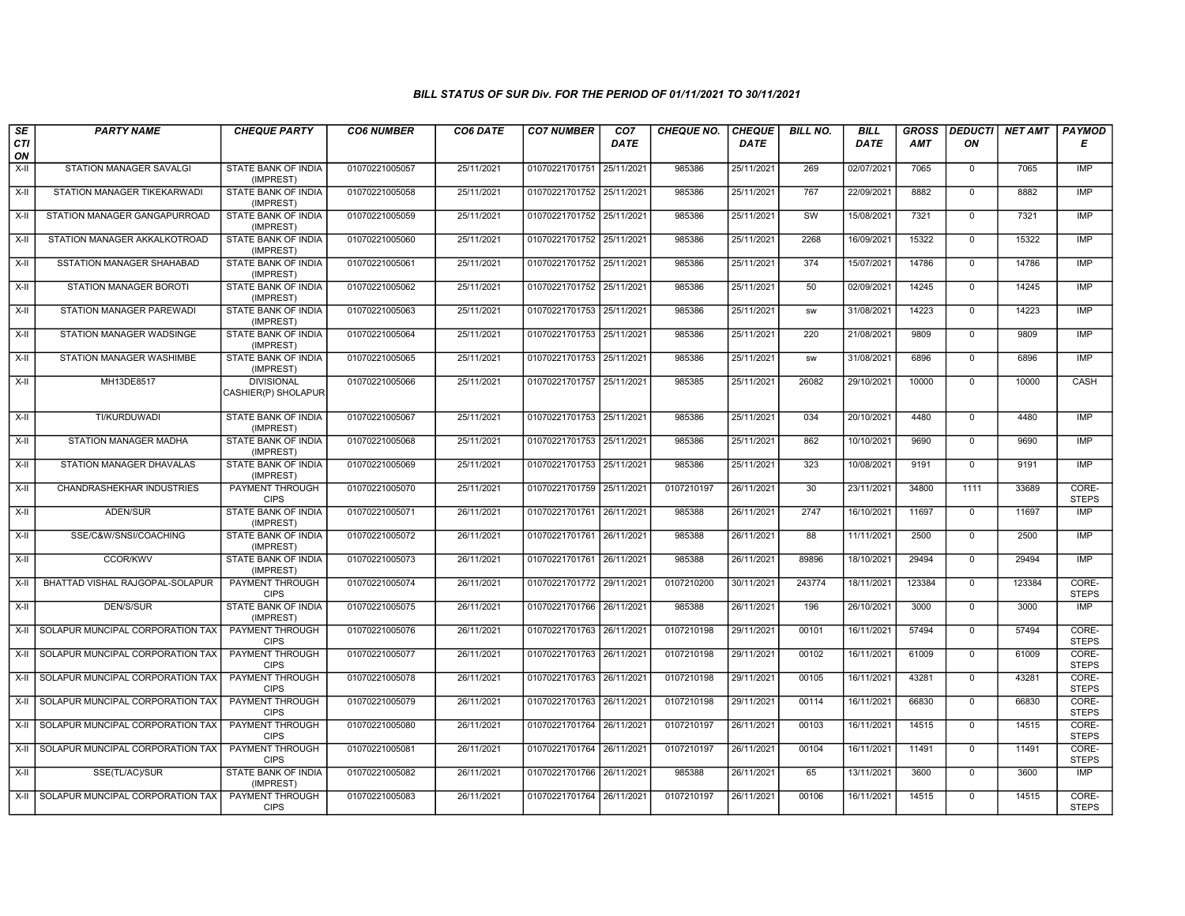### BILL STATUS OF SUR Div. FOR THE PERIOD OF 01/11/2021 TO 30/11/2021

| SECTION | PARTY NAME | CHEQUE PARTY | CO6 NUMBER | CO6 DATE | CO7 NUMBER | CO7 DATE | CHEQUE NO. | CHEQUE DATE | BILL NO. | BILL DATE | GROSS AMT | DEDUCTION | NET AMT | PAYMODE |
|---|---|---|---|---|---|---|---|---|---|---|---|---|---|---|
| X-II | STATION MANAGER SAVALGI | STATE BANK OF INDIA (IMPREST) | 01070221005057 | 25/11/2021 | 01070221701751 | 25/11/2021 | 985386 | 25/11/2021 | 269 | 02/07/2021 | 7065 | 0 | 7065 | IMP |
| X-II | STATION MANAGER TIKEKARWADI | STATE BANK OF INDIA (IMPREST) | 01070221005058 | 25/11/2021 | 01070221701752 | 25/11/2021 | 985386 | 25/11/2021 | 767 | 22/09/2021 | 8882 | 0 | 8882 | IMP |
| X-II | STATION MANAGER GANGAPURROAD | STATE BANK OF INDIA (IMPREST) | 01070221005059 | 25/11/2021 | 01070221701752 | 25/11/2021 | 985386 | 25/11/2021 | SW | 15/08/2021 | 7321 | 0 | 7321 | IMP |
| X-II | STATION MANAGER AKKALKOTROAD | STATE BANK OF INDIA (IMPREST) | 01070221005060 | 25/11/2021 | 01070221701752 | 25/11/2021 | 985386 | 25/11/2021 | 2268 | 16/09/2021 | 15322 | 0 | 15322 | IMP |
| X-II | SSTATION MANAGER SHAHABAD | STATE BANK OF INDIA (IMPREST) | 01070221005061 | 25/11/2021 | 01070221701752 | 25/11/2021 | 985386 | 25/11/2021 | 374 | 15/07/2021 | 14786 | 0 | 14786 | IMP |
| X-II | STATION MANAGER BOROTI | STATE BANK OF INDIA (IMPREST) | 01070221005062 | 25/11/2021 | 01070221701752 | 25/11/2021 | 985386 | 25/11/2021 | 50 | 02/09/2021 | 14245 | 0 | 14245 | IMP |
| X-II | STATION MANAGER PAREWADI | STATE BANK OF INDIA (IMPREST) | 01070221005063 | 25/11/2021 | 01070221701753 | 25/11/2021 | 985386 | 25/11/2021 | sw | 31/08/2021 | 14223 | 0 | 14223 | IMP |
| X-II | STATION MANAGER WADSINGE | STATE BANK OF INDIA (IMPREST) | 01070221005064 | 25/11/2021 | 01070221701753 | 25/11/2021 | 985386 | 25/11/2021 | 220 | 21/08/2021 | 9809 | 0 | 9809 | IMP |
| X-II | STATION MANAGER WASHIMBE | STATE BANK OF INDIA (IMPREST) | 01070221005065 | 25/11/2021 | 01070221701753 | 25/11/2021 | 985386 | 25/11/2021 | sw | 31/08/2021 | 6896 | 0 | 6896 | IMP |
| X-II | MH13DE8517 | DIVISIONAL CASHIER(P) SHOLAPUR | 01070221005066 | 25/11/2021 | 01070221701757 | 25/11/2021 | 985385 | 25/11/2021 | 26082 | 29/10/2021 | 10000 | 0 | 10000 | CASH |
| X-II | TI/KURDUWADI | STATE BANK OF INDIA (IMPREST) | 01070221005067 | 25/11/2021 | 01070221701753 | 25/11/2021 | 985386 | 25/11/2021 | 034 | 20/10/2021 | 4480 | 0 | 4480 | IMP |
| X-II | STATION MANAGER MADHA | STATE BANK OF INDIA (IMPREST) | 01070221005068 | 25/11/2021 | 01070221701753 | 25/11/2021 | 985386 | 25/11/2021 | 862 | 10/10/2021 | 9690 | 0 | 9690 | IMP |
| X-II | STATION MANAGER DHAVALAS | STATE BANK OF INDIA (IMPREST) | 01070221005069 | 25/11/2021 | 01070221701753 | 25/11/2021 | 985386 | 25/11/2021 | 323 | 10/08/2021 | 9191 | 0 | 9191 | IMP |
| X-II | CHANDRASHEKHAR INDUSTRIES | PAYMENT THROUGH CIPS | 01070221005070 | 25/11/2021 | 01070221701759 | 25/11/2021 | 0107210197 | 26/11/2021 | 30 | 23/11/2021 | 34800 | 1111 | 33689 | CORE-STEPS |
| X-II | ADEN/SUR | STATE BANK OF INDIA (IMPREST) | 01070221005071 | 26/11/2021 | 01070221701761 | 26/11/2021 | 985388 | 26/11/2021 | 2747 | 16/10/2021 | 11697 | 0 | 11697 | IMP |
| X-II | SSE/C&W/SNSI/COACHING | STATE BANK OF INDIA (IMPREST) | 01070221005072 | 26/11/2021 | 01070221701761 | 26/11/2021 | 985388 | 26/11/2021 | 88 | 11/11/2021 | 2500 | 0 | 2500 | IMP |
| X-II | CCOR/KWV | STATE BANK OF INDIA (IMPREST) | 01070221005073 | 26/11/2021 | 01070221701761 | 26/11/2021 | 985388 | 26/11/2021 | 89896 | 18/10/2021 | 29494 | 0 | 29494 | IMP |
| X-II | BHATTAD VISHAL RAJGOPAL-SOLAPUR | PAYMENT THROUGH CIPS | 01070221005074 | 26/11/2021 | 01070221701772 | 29/11/2021 | 0107210200 | 30/11/2021 | 243774 | 18/11/2021 | 123384 | 0 | 123384 | CORE-STEPS |
| X-II | DEN/S/SUR | STATE BANK OF INDIA (IMPREST) | 01070221005075 | 26/11/2021 | 01070221701766 | 26/11/2021 | 985388 | 26/11/2021 | 196 | 26/10/2021 | 3000 | 0 | 3000 | IMP |
| X-II | SOLAPUR MUNCIPAL CORPORATION TAX | PAYMENT THROUGH CIPS | 01070221005076 | 26/11/2021 | 01070221701763 | 26/11/2021 | 0107210198 | 29/11/2021 | 00101 | 16/11/2021 | 57494 | 0 | 57494 | CORE-STEPS |
| X-II | SOLAPUR MUNCIPAL CORPORATION TAX | PAYMENT THROUGH CIPS | 01070221005077 | 26/11/2021 | 01070221701763 | 26/11/2021 | 0107210198 | 29/11/2021 | 00102 | 16/11/2021 | 61009 | 0 | 61009 | CORE-STEPS |
| X-II | SOLAPUR MUNCIPAL CORPORATION TAX | PAYMENT THROUGH CIPS | 01070221005078 | 26/11/2021 | 01070221701763 | 26/11/2021 | 0107210198 | 29/11/2021 | 00105 | 16/11/2021 | 43281 | 0 | 43281 | CORE-STEPS |
| X-II | SOLAPUR MUNCIPAL CORPORATION TAX | PAYMENT THROUGH CIPS | 01070221005079 | 26/11/2021 | 01070221701763 | 26/11/2021 | 0107210198 | 29/11/2021 | 00114 | 16/11/2021 | 66830 | 0 | 66830 | CORE-STEPS |
| X-II | SOLAPUR MUNCIPAL CORPORATION TAX | PAYMENT THROUGH CIPS | 01070221005080 | 26/11/2021 | 01070221701764 | 26/11/2021 | 0107210197 | 26/11/2021 | 00103 | 16/11/2021 | 14515 | 0 | 14515 | CORE-STEPS |
| X-II | SOLAPUR MUNCIPAL CORPORATION TAX | PAYMENT THROUGH CIPS | 01070221005081 | 26/11/2021 | 01070221701764 | 26/11/2021 | 0107210197 | 26/11/2021 | 00104 | 16/11/2021 | 11491 | 0 | 11491 | CORE-STEPS |
| X-II | SSE(TL/AC)/SUR | STATE BANK OF INDIA (IMPREST) | 01070221005082 | 26/11/2021 | 01070221701766 | 26/11/2021 | 985388 | 26/11/2021 | 65 | 13/11/2021 | 3600 | 0 | 3600 | IMP |
| X-II | SOLAPUR MUNCIPAL CORPORATION TAX | PAYMENT THROUGH CIPS | 01070221005083 | 26/11/2021 | 01070221701764 | 26/11/2021 | 0107210197 | 26/11/2021 | 00106 | 16/11/2021 | 14515 | 0 | 14515 | CORE-STEPS |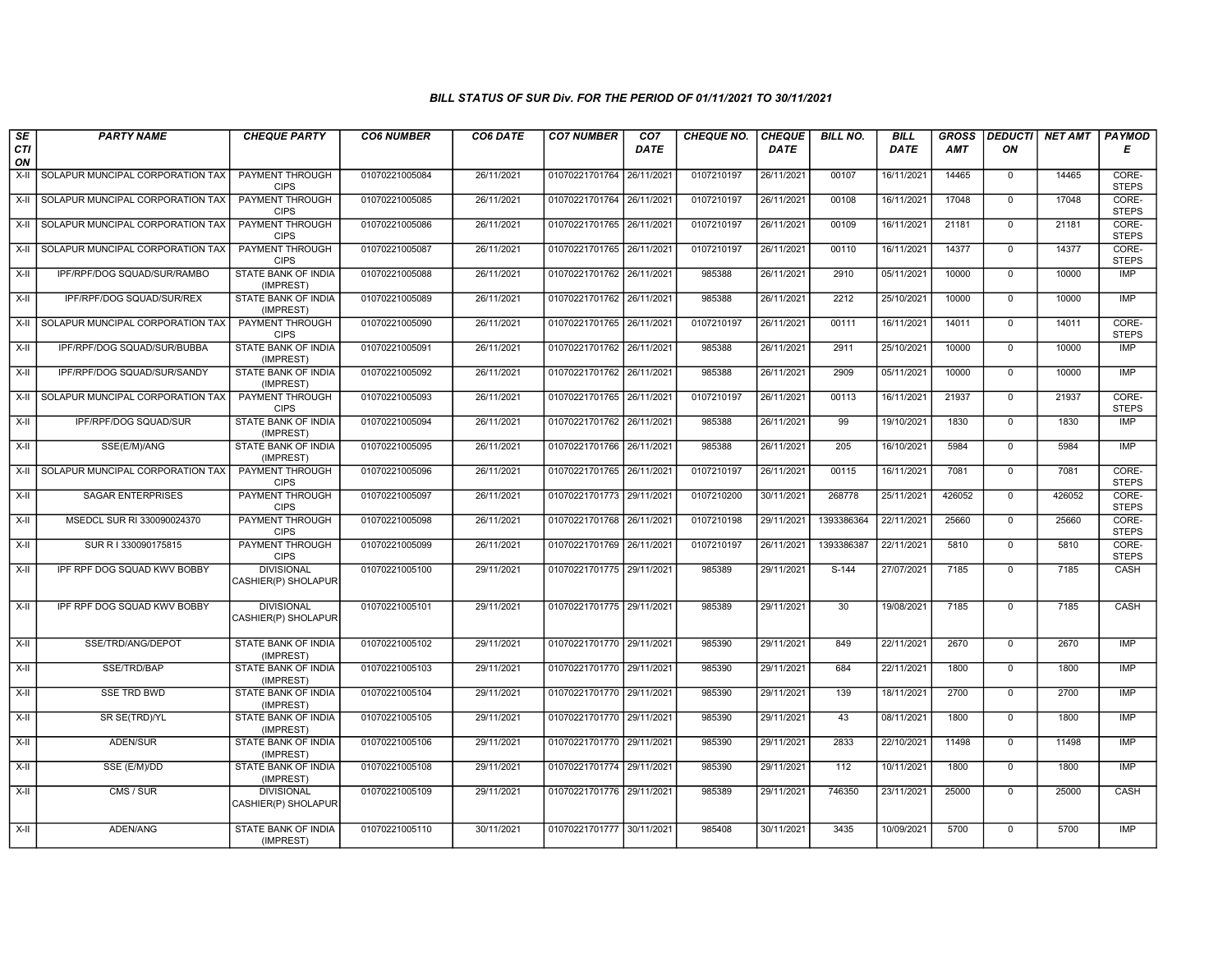### BILL STATUS OF SUR Div. FOR THE PERIOD OF 01/11/2021 TO 30/11/2021

| SECTION | PARTY NAME | CHEQUE PARTY | CO6 NUMBER | CO6 DATE | CO7 NUMBER | CO7 DATE | CHEQUE NO. | CHEQUE DATE | BILL NO. | BILL DATE | GROSS AMT | DEDUCTION | NET AMT | PAYMODE |
|---|---|---|---|---|---|---|---|---|---|---|---|---|---|---|
| X-II | SOLAPUR MUNCIPAL CORPORATION TAX | PAYMENT THROUGH CIPS | 01070221005084 | 26/11/2021 | 01070221701764 | 26/11/2021 | 0107210197 | 26/11/2021 | 00107 | 16/11/2021 | 14465 | 0 | 14465 | CORE-STEPS |
| X-II | SOLAPUR MUNCIPAL CORPORATION TAX | PAYMENT THROUGH CIPS | 01070221005085 | 26/11/2021 | 01070221701764 | 26/11/2021 | 0107210197 | 26/11/2021 | 00108 | 16/11/2021 | 17048 | 0 | 17048 | CORE-STEPS |
| X-II | SOLAPUR MUNCIPAL CORPORATION TAX | PAYMENT THROUGH CIPS | 01070221005086 | 26/11/2021 | 01070221701765 | 26/11/2021 | 0107210197 | 26/11/2021 | 00109 | 16/11/2021 | 21181 | 0 | 21181 | CORE-STEPS |
| X-II | SOLAPUR MUNCIPAL CORPORATION TAX | PAYMENT THROUGH CIPS | 01070221005087 | 26/11/2021 | 01070221701765 | 26/11/2021 | 0107210197 | 26/11/2021 | 00110 | 16/11/2021 | 14377 | 0 | 14377 | CORE-STEPS |
| X-II | IPF/RPF/DOG SQUAD/SUR/RAMBO | STATE BANK OF INDIA (IMPREST) | 01070221005088 | 26/11/2021 | 01070221701762 | 26/11/2021 | 985388 | 26/11/2021 | 2910 | 05/11/2021 | 10000 | 0 | 10000 | IMP |
| X-II | IPF/RPF/DOG SQUAD/SUR/REX | STATE BANK OF INDIA (IMPREST) | 01070221005089 | 26/11/2021 | 01070221701762 | 26/11/2021 | 985388 | 26/11/2021 | 2212 | 25/10/2021 | 10000 | 0 | 10000 | IMP |
| X-II | SOLAPUR MUNCIPAL CORPORATION TAX | PAYMENT THROUGH CIPS | 01070221005090 | 26/11/2021 | 01070221701765 | 26/11/2021 | 0107210197 | 26/11/2021 | 00111 | 16/11/2021 | 14011 | 0 | 14011 | CORE-STEPS |
| X-II | IPF/RPF/DOG SQUAD/SUR/BUBBA | STATE BANK OF INDIA (IMPREST) | 01070221005091 | 26/11/2021 | 01070221701762 | 26/11/2021 | 985388 | 26/11/2021 | 2911 | 25/10/2021 | 10000 | 0 | 10000 | IMP |
| X-II | IPF/RPF/DOG SQUAD/SUR/SANDY | STATE BANK OF INDIA (IMPREST) | 01070221005092 | 26/11/2021 | 01070221701762 | 26/11/2021 | 985388 | 26/11/2021 | 2909 | 05/11/2021 | 10000 | 0 | 10000 | IMP |
| X-II | SOLAPUR MUNCIPAL CORPORATION TAX | PAYMENT THROUGH CIPS | 01070221005093 | 26/11/2021 | 01070221701765 | 26/11/2021 | 0107210197 | 26/11/2021 | 00113 | 16/11/2021 | 21937 | 0 | 21937 | CORE-STEPS |
| X-II | IPF/RPF/DOG SQUAD/SUR | STATE BANK OF INDIA (IMPREST) | 01070221005094 | 26/11/2021 | 01070221701762 | 26/11/2021 | 985388 | 26/11/2021 | 99 | 19/10/2021 | 1830 | 0 | 1830 | IMP |
| X-II | SSE(E/M)/ANG | STATE BANK OF INDIA (IMPREST) | 01070221005095 | 26/11/2021 | 01070221701766 | 26/11/2021 | 985388 | 26/11/2021 | 205 | 16/10/2021 | 5984 | 0 | 5984 | IMP |
| X-II | SOLAPUR MUNCIPAL CORPORATION TAX | PAYMENT THROUGH CIPS | 01070221005096 | 26/11/2021 | 01070221701765 | 26/11/2021 | 0107210197 | 26/11/2021 | 00115 | 16/11/2021 | 7081 | 0 | 7081 | CORE-STEPS |
| X-II | SAGAR ENTERPRISES | PAYMENT THROUGH CIPS | 01070221005097 | 26/11/2021 | 01070221701773 | 29/11/2021 | 0107210200 | 30/11/2021 | 268778 | 25/11/2021 | 426052 | 0 | 426052 | CORE-STEPS |
| X-II | MSEDCL SUR RI 330090024370 | PAYMENT THROUGH CIPS | 01070221005098 | 26/11/2021 | 01070221701768 | 26/11/2021 | 0107210198 | 29/11/2021 | 1393386364 | 22/11/2021 | 25660 | 0 | 25660 | CORE-STEPS |
| X-II | SUR R I 330090175815 | PAYMENT THROUGH CIPS | 01070221005099 | 26/11/2021 | 01070221701769 | 26/11/2021 | 0107210197 | 26/11/2021 | 1393386387 | 22/11/2021 | 5810 | 0 | 5810 | CORE-STEPS |
| X-II | IPF RPF DOG SQUAD KWV BOBBY | DIVISIONAL CASHIER(P) SHOLAPUR | 01070221005100 | 29/11/2021 | 01070221701775 | 29/11/2021 | 985389 | 29/11/2021 | S-144 | 27/07/2021 | 7185 | 0 | 7185 | CASH |
| X-II | IPF RPF DOG SQUAD KWV BOBBY | DIVISIONAL CASHIER(P) SHOLAPUR | 01070221005101 | 29/11/2021 | 01070221701775 | 29/11/2021 | 985389 | 29/11/2021 | 30 | 19/08/2021 | 7185 | 0 | 7185 | CASH |
| X-II | SSE/TRD/ANG/DEPOT | STATE BANK OF INDIA (IMPREST) | 01070221005102 | 29/11/2021 | 01070221701770 | 29/11/2021 | 985390 | 29/11/2021 | 849 | 22/11/2021 | 2670 | 0 | 2670 | IMP |
| X-II | SSE/TRD/BAP | STATE BANK OF INDIA (IMPREST) | 01070221005103 | 29/11/2021 | 01070221701770 | 29/11/2021 | 985390 | 29/11/2021 | 684 | 22/11/2021 | 1800 | 0 | 1800 | IMP |
| X-II | SSE TRD BWD | STATE BANK OF INDIA (IMPREST) | 01070221005104 | 29/11/2021 | 01070221701770 | 29/11/2021 | 985390 | 29/11/2021 | 139 | 18/11/2021 | 2700 | 0 | 2700 | IMP |
| X-II | SR SE(TRD)/YL | STATE BANK OF INDIA (IMPREST) | 01070221005105 | 29/11/2021 | 01070221701770 | 29/11/2021 | 985390 | 29/11/2021 | 43 | 08/11/2021 | 1800 | 0 | 1800 | IMP |
| X-II | ADEN/SUR | STATE BANK OF INDIA (IMPREST) | 01070221005106 | 29/11/2021 | 01070221701770 | 29/11/2021 | 985390 | 29/11/2021 | 2833 | 22/10/2021 | 11498 | 0 | 11498 | IMP |
| X-II | SSE (E/M)/DD | STATE BANK OF INDIA (IMPREST) | 01070221005108 | 29/11/2021 | 01070221701774 | 29/11/2021 | 985390 | 29/11/2021 | 112 | 10/11/2021 | 1800 | 0 | 1800 | IMP |
| X-II | CMS / SUR | DIVISIONAL CASHIER(P) SHOLAPUR | 01070221005109 | 29/11/2021 | 01070221701776 | 29/11/2021 | 985389 | 29/11/2021 | 746350 | 23/11/2021 | 25000 | 0 | 25000 | CASH |
| X-II | ADEN/ANG | STATE BANK OF INDIA (IMPREST) | 01070221005110 | 30/11/2021 | 01070221701777 | 30/11/2021 | 985408 | 30/11/2021 | 3435 | 10/09/2021 | 5700 | 0 | 5700 | IMP |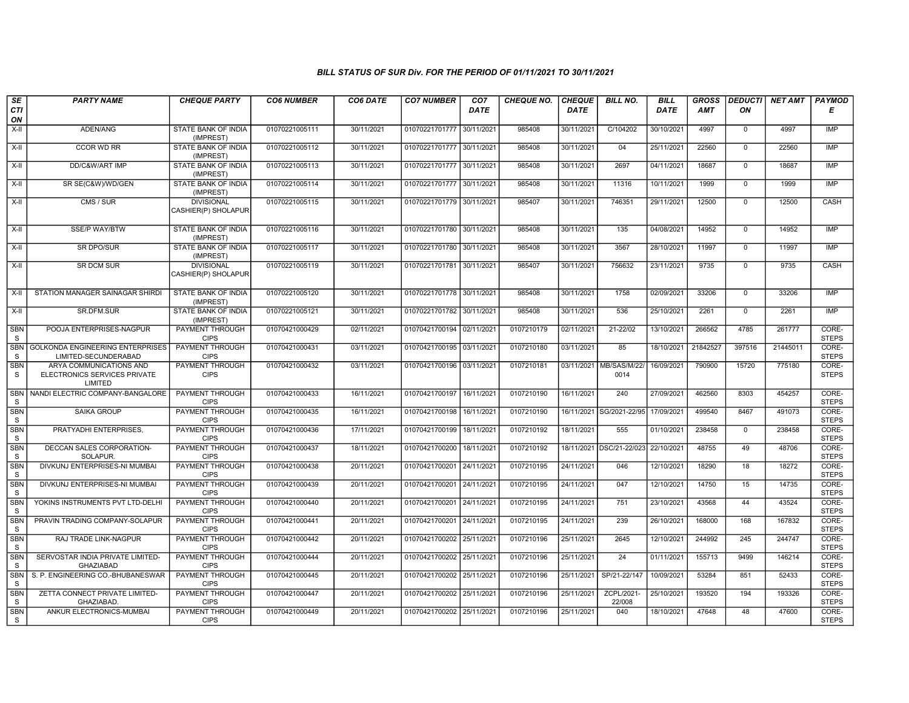### BILL STATUS OF SUR Div. FOR THE PERIOD OF 01/11/2021 TO 30/11/2021

| SECTION | PARTY NAME | CHEQUE PARTY | CO6 NUMBER | CO6 DATE | CO7 NUMBER | CO7 DATE | CHEQUE NO. | CHEQUE DATE | BILL NO. | BILL DATE | GROSS AMT | DEDUCTION | NET AMT | PAYMODE |
|---|---|---|---|---|---|---|---|---|---|---|---|---|---|---|
| X-II | ADEN/ANG | STATE BANK OF INDIA (IMPREST) | 01070221005111 | 30/11/2021 | 01070221701777 | 30/11/2021 | 985408 | 30/11/2021 | C/104202 | 30/10/2021 | 4997 | 0 | 4997 | IMP |
| X-II | CCOR WD RR | STATE BANK OF INDIA (IMPREST) | 01070221005112 | 30/11/2021 | 01070221701777 | 30/11/2021 | 985408 | 30/11/2021 | 04 | 25/11/2021 | 22560 | 0 | 22560 | IMP |
| X-II | DD/C&W/ART IMP | STATE BANK OF INDIA (IMPREST) | 01070221005113 | 30/11/2021 | 01070221701777 | 30/11/2021 | 985408 | 30/11/2021 | 2697 | 04/11/2021 | 18687 | 0 | 18687 | IMP |
| X-II | SR SE(C&W)/WD/GEN | STATE BANK OF INDIA (IMPREST) | 01070221005114 | 30/11/2021 | 01070221701777 | 30/11/2021 | 985408 | 30/11/2021 | 11316 | 10/11/2021 | 1999 | 0 | 1999 | IMP |
| X-II | CMS / SUR | DIVISIONAL CASHIER(P) SHOLAPUR | 01070221005115 | 30/11/2021 | 01070221701779 | 30/11/2021 | 985407 | 30/11/2021 | 746351 | 29/11/2021 | 12500 | 0 | 12500 | CASH |
| X-II | SSE/P WAY/BTW | STATE BANK OF INDIA (IMPREST) | 01070221005116 | 30/11/2021 | 01070221701780 | 30/11/2021 | 985408 | 30/11/2021 | 135 | 04/08/2021 | 14952 | 0 | 14952 | IMP |
| X-II | SR DPO/SUR | STATE BANK OF INDIA (IMPREST) | 01070221005117 | 30/11/2021 | 01070221701780 | 30/11/2021 | 985408 | 30/11/2021 | 3567 | 28/10/2021 | 11997 | 0 | 11997 | IMP |
| X-II | SR DCM SUR | DIVISIONAL CASHIER(P) SHOLAPUR | 01070221005119 | 30/11/2021 | 01070221701781 | 30/11/2021 | 985407 | 30/11/2021 | 756632 | 23/11/2021 | 9735 | 0 | 9735 | CASH |
| X-II | STATION MANAGER SAINAGAR SHIRDI | STATE BANK OF INDIA (IMPREST) | 01070221005120 | 30/11/2021 | 01070221701778 | 30/11/2021 | 985408 | 30/11/2021 | 1758 | 02/09/2021 | 33206 | 0 | 33206 | IMP |
| X-II | SR.DFM.SUR | STATE BANK OF INDIA (IMPREST) | 01070221005121 | 30/11/2021 | 01070221701782 | 30/11/2021 | 985408 | 30/11/2021 | 536 | 25/10/2021 | 2261 | 0 | 2261 | IMP |
| SBNS | POOJA ENTERPRISES-NAGPUR | PAYMENT THROUGH CIPS | 01070421000429 | 02/11/2021 | 01070421700194 | 02/11/2021 | 0107210179 | 02/11/2021 | 21-22/02 | 13/10/2021 | 266562 | 4785 | 261777 | CORE-STEPS |
| SBNS | GOLKONDA ENGINEERING ENTERPRISES LIMITED-SECUNDERABAD | PAYMENT THROUGH CIPS | 01070421000431 | 03/11/2021 | 01070421700195 | 03/11/2021 | 0107210180 | 03/11/2021 | 85 | 18/10/2021 | 21842527 | 397516 | 21445011 | CORE-STEPS |
| SBNS | ARYA COMMUNICATIONS AND ELECTRONICS SERVICES PRIVATE LIMITED | PAYMENT THROUGH CIPS | 01070421000432 | 03/11/2021 | 01070421700196 | 03/11/2021 | 0107210181 | 03/11/2021 | MB/SAS/M/22/0014 | 16/09/2021 | 790900 | 15720 | 775180 | CORE-STEPS |
| SBNS | NANDI ELECTRIC COMPANY-BANGALORE | PAYMENT THROUGH CIPS | 01070421000433 | 16/11/2021 | 01070421700197 | 16/11/2021 | 0107210190 | 16/11/2021 | 240 | 27/09/2021 | 462560 | 8303 | 454257 | CORE-STEPS |
| SBNS | SAIKA GROUP | PAYMENT THROUGH CIPS | 01070421000435 | 16/11/2021 | 01070421700198 | 16/11/2021 | 0107210190 | 16/11/2021 | SG/2021-22/95 | 17/09/2021 | 499540 | 8467 | 491073 | CORE-STEPS |
| SBNS | PRATYADHI ENTERPRISES, | PAYMENT THROUGH CIPS | 01070421000436 | 17/11/2021 | 01070421700199 | 18/11/2021 | 0107210192 | 18/11/2021 | 555 | 01/10/2021 | 238458 | 0 | 238458 | CORE-STEPS |
| SBNS | DECCAN SALES CORPORATION-SOLAPUR. | PAYMENT THROUGH CIPS | 01070421000437 | 18/11/2021 | 01070421700200 | 18/11/2021 | 0107210192 | 18/11/2021 | DSC/21-22/023 | 22/10/2021 | 48755 | 49 | 48706 | CORE-STEPS |
| SBNS | DIVKUNJ ENTERPRISES-NI MUMBAI | PAYMENT THROUGH CIPS | 01070421000438 | 20/11/2021 | 01070421700201 | 24/11/2021 | 0107210195 | 24/11/2021 | 046 | 12/10/2021 | 18290 | 18 | 18272 | CORE-STEPS |
| SBNS | DIVKUNJ ENTERPRISES-NI MUMBAI | PAYMENT THROUGH CIPS | 01070421000439 | 20/11/2021 | 01070421700201 | 24/11/2021 | 0107210195 | 24/11/2021 | 047 | 12/10/2021 | 14750 | 15 | 14735 | CORE-STEPS |
| SBNS | YOKINS INSTRUMENTS PVT LTD-DELHI | PAYMENT THROUGH CIPS | 01070421000440 | 20/11/2021 | 01070421700201 | 24/11/2021 | 0107210195 | 24/11/2021 | 751 | 23/10/2021 | 43568 | 44 | 43524 | CORE-STEPS |
| SBNS | PRAVIN TRADING COMPANY-SOLAPUR | PAYMENT THROUGH CIPS | 01070421000441 | 20/11/2021 | 01070421700201 | 24/11/2021 | 0107210195 | 24/11/2021 | 239 | 26/10/2021 | 168000 | 168 | 167832 | CORE-STEPS |
| SBNS | RAJ TRADE LINK-NAGPUR | PAYMENT THROUGH CIPS | 01070421000442 | 20/11/2021 | 01070421700202 | 25/11/2021 | 0107210196 | 25/11/2021 | 2645 | 12/10/2021 | 244992 | 245 | 244747 | CORE-STEPS |
| SBNS | SERVOSTAR INDIA PRIVATE LIMITED-GHAZIABAD | PAYMENT THROUGH CIPS | 01070421000444 | 20/11/2021 | 01070421700202 | 25/11/2021 | 0107210196 | 25/11/2021 | 24 | 01/11/2021 | 155713 | 9499 | 146214 | CORE-STEPS |
| SBNS | S. P. ENGINEERING CO.-BHUBANESWAR | PAYMENT THROUGH CIPS | 01070421000445 | 20/11/2021 | 01070421700202 | 25/11/2021 | 0107210196 | 25/11/2021 | SP/21-22/147 | 10/09/2021 | 53284 | 851 | 52433 | CORE-STEPS |
| SBNS | ZETTA CONNECT PRIVATE LIMITED-GHAZIABAD. | PAYMENT THROUGH CIPS | 01070421000447 | 20/11/2021 | 01070421700202 | 25/11/2021 | 0107210196 | 25/11/2021 | ZCPL/2021-22/008 | 25/10/2021 | 193520 | 194 | 193326 | CORE-STEPS |
| SBNS | ANKUR ELECTRONICS-MUMBAI | PAYMENT THROUGH CIPS | 01070421000449 | 20/11/2021 | 01070421700202 | 25/11/2021 | 0107210196 | 25/11/2021 | 040 | 18/10/2021 | 47648 | 48 | 47600 | CORE-STEPS |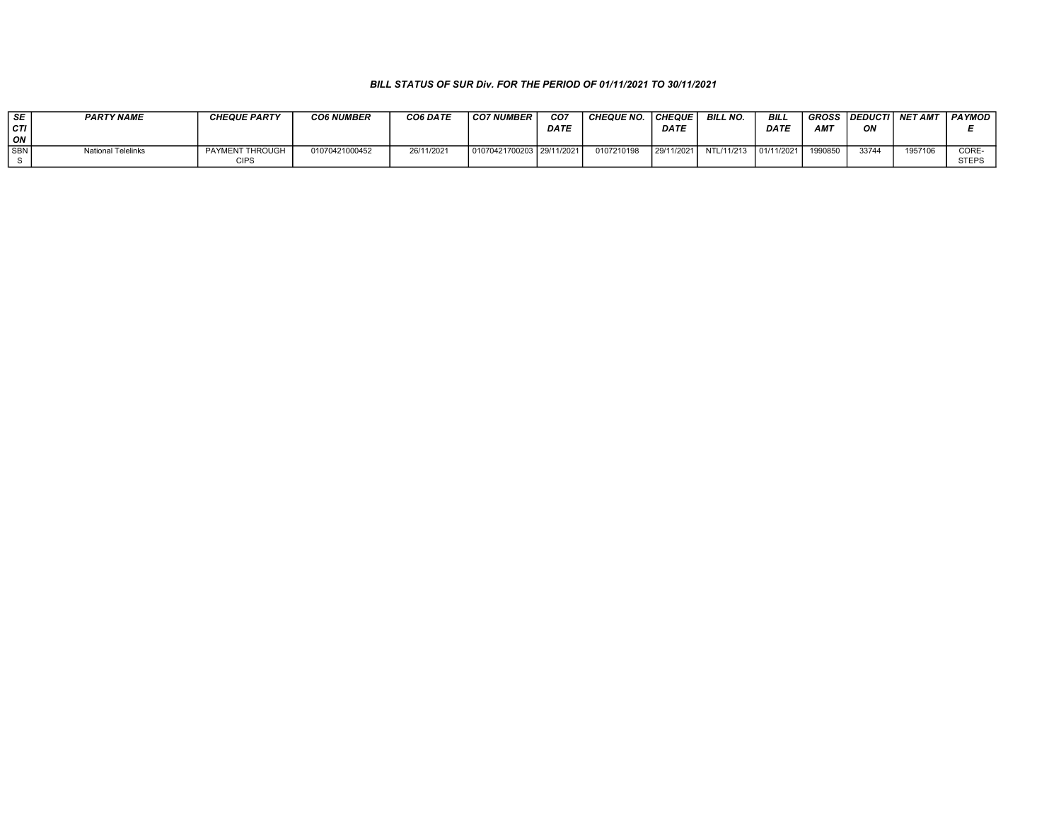***BILL STATUS OF SUR Div. FOR THE PERIOD OF 01/11/2021 TO 30/11/2021***

| SECTION | PARTY NAME | CHEQUE PARTY | CO6 NUMBER | CO6 DATE | CO7 NUMBER | CO7 DATE | CHEQUE NO. | CHEQUE DATE | BILL NO. | BILL DATE | GROSS AMT | DEDUCTION | NET AMT | PAYMODE |
|---|---|---|---|---|---|---|---|---|---|---|---|---|---|---|
| SBNS | National Telelinks | PAYMENT THROUGH CIPS | 01070421000452 | 26/11/2021 | 01070421700203 | 29/11/2021 | 0107210198 | 29/11/2021 | NTL/11/213 | 01/11/2021 | 1990850 | 33744 | 1957106 | CORE-STEPS |